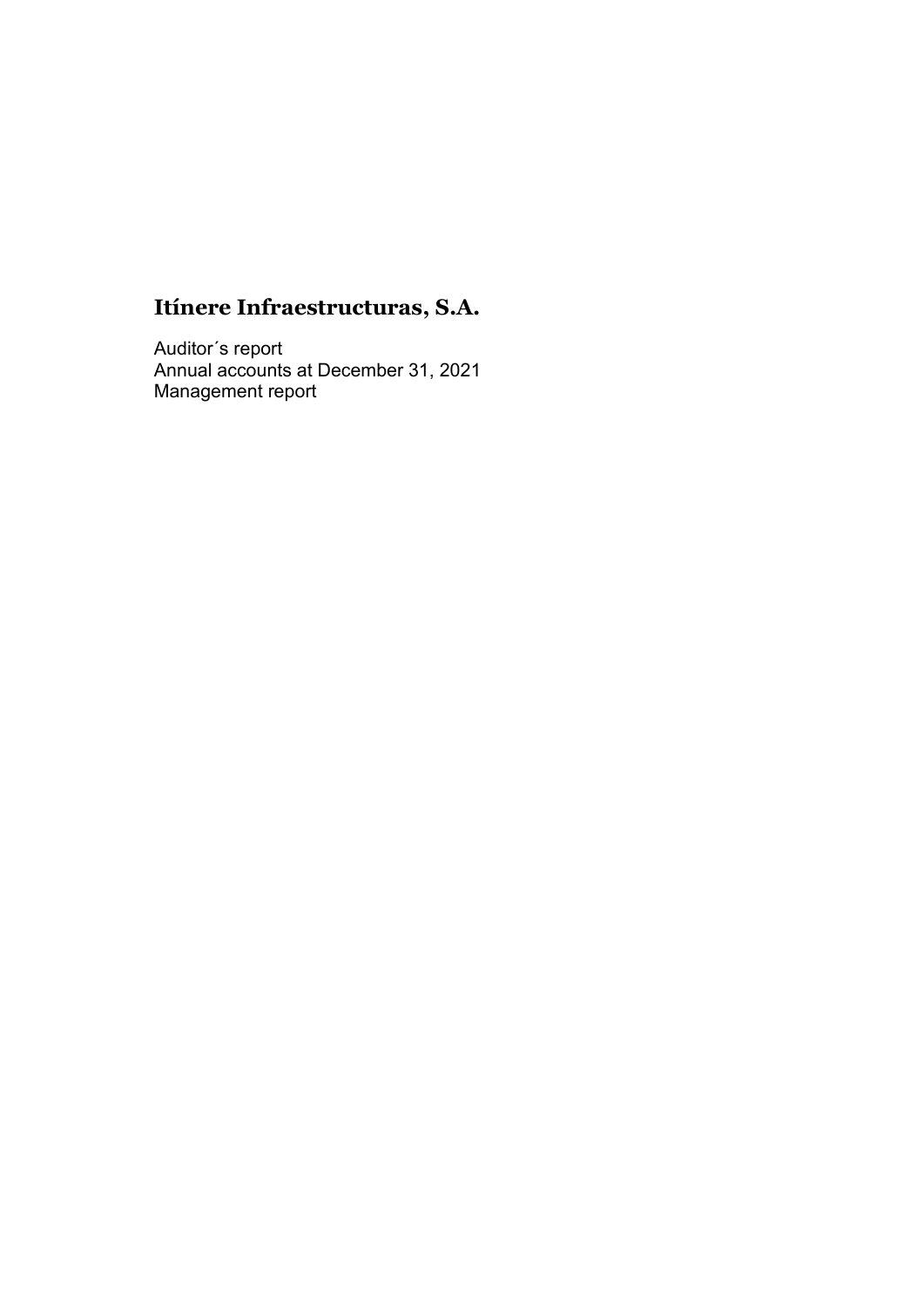# Itínere Infraestructuras, S.A.

Auditor´s report
Annual accounts at December 31, 2021
Management report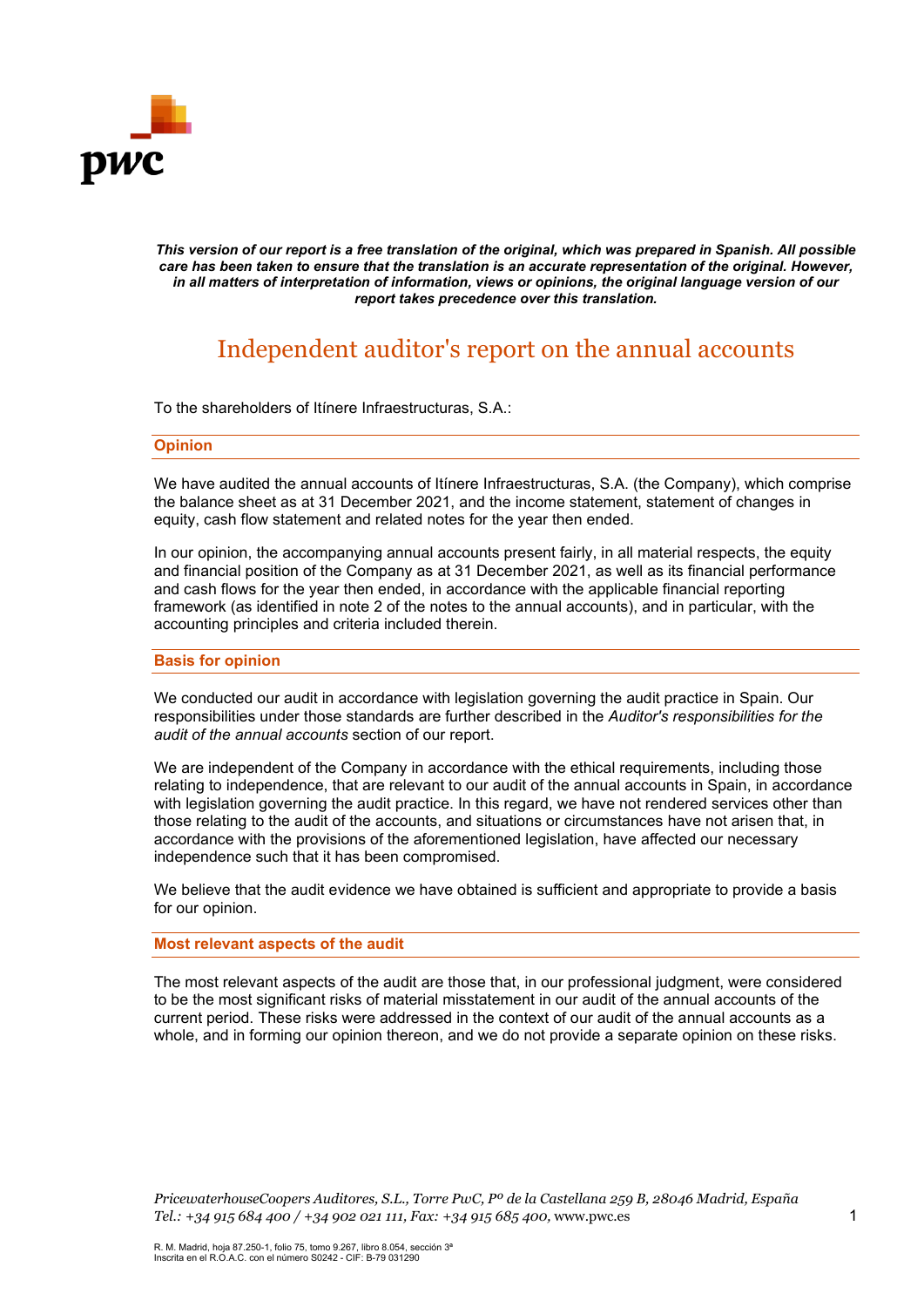*This version of our report is a free translation of the original, which was prepared in Spanish. All possible care has been taken to ensure that the translation is an accurate representation of the original. However, in all matters of interpretation of information, views or opinions, the original language version of our report takes precedence over this translation.*

# Independent auditor's report on the annual accounts

To the shareholders of Itínere Infraestructuras, S.A.:

## Opinion

We have audited the annual accounts of Itínere Infraestructuras, S.A. (the Company), which comprise the balance sheet as at 31 December 2021, and the income statement, statement of changes in equity, cash flow statement and related notes for the year then ended.

In our opinion, the accompanying annual accounts present fairly, in all material respects, the equity and financial position of the Company as at 31 December 2021, as well as its financial performance and cash flows for the year then ended, in accordance with the applicable financial reporting framework (as identified in note 2 of the notes to the annual accounts), and in particular, with the accounting principles and criteria included therein.

## Basis for opinion

We conducted our audit in accordance with legislation governing the audit practice in Spain. Our responsibilities under those standards are further described in the *Auditor's responsibilities for the audit of the annual accounts* section of our report.

We are independent of the Company in accordance with the ethical requirements, including those relating to independence, that are relevant to our audit of the annual accounts in Spain, in accordance with legislation governing the audit practice. In this regard, we have not rendered services other than those relating to the audit of the accounts, and situations or circumstances have not arisen that, in accordance with the provisions of the aforementioned legislation, have affected our necessary independence such that it has been compromised.

We believe that the audit evidence we have obtained is sufficient and appropriate to provide a basis for our opinion.

## Most relevant aspects of the audit

The most relevant aspects of the audit are those that, in our professional judgment, were considered to be the most significant risks of material misstatement in our audit of the annual accounts of the current period. These risks were addressed in the context of our audit of the annual accounts as a whole, and in forming our opinion thereon, and we do not provide a separate opinion on these risks.

*PricewaterhouseCoopers Auditores, S.L., Torre PwC, Pº de la Castellana 259 B, 28046 Madrid, España*
*Tel.: +34 915 684 400 / +34 902 021 111, Fax: +34 915 685 400,* www.pwc.es

R. M. Madrid, hoja 87.250-1, folio 75, tomo 9.267, libro 8.054, sección 3ª
Inscrita en el R.O.A.C. con el número S0242 - CIF: B-79 031290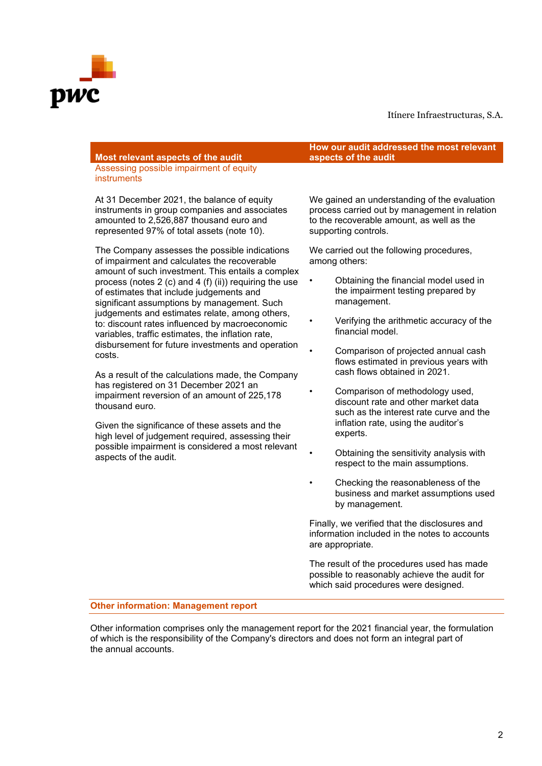| Most relevant aspects of the audit | How our audit addressed the most relevant aspects of the audit |
|---|---|
| **Assessing possible impairment of equity instruments**<br><br>At 31 December 2021, the balance of equity instruments in group companies and associates amounted to 2,526,887 thousand euro and represented 97% of total assets (note 10).<br><br>The Company assesses the possible indications of impairment and calculates the recoverable amount of such investment. This entails a complex process (notes 2 (c) and 4 (f) (ii)) requiring the use of estimates that include judgements and significant assumptions by management. Such judgements and estimates relate, among others, to: discount rates influenced by macroeconomic variables, traffic estimates, the inflation rate, disbursement for future investments and operation costs.<br><br>As a result of the calculations made, the Company has registered on 31 December 2021 an impairment reversion of an amount of 225,178 thousand euro.<br><br>Given the significance of these assets and the high level of judgement required, assessing their possible impairment is considered a most relevant aspects of the audit. | We gained an understanding of the evaluation process carried out by management in relation to the recoverable amount, as well as the supporting controls.<br><br>We carried out the following procedures, among others:<br><br>• Obtaining the financial model used in the impairment testing prepared by management.<br><br>• Verifying the arithmetic accuracy of the financial model.<br><br>• Comparison of projected annual cash flows estimated in previous years with cash flows obtained in 2021.<br><br>• Comparison of methodology used, discount rate and other market data such as the interest rate curve and the inflation rate, using the auditor's experts.<br><br>• Obtaining the sensitivity analysis with respect to the main assumptions.<br><br>• Checking the reasonableness of the business and market assumptions used by management.<br><br>Finally, we verified that the disclosures and information included in the notes to accounts are appropriate.<br><br>The result of the procedures used has made possible to reasonably achieve the audit for which said procedures were designed. |

## Other information: Management report

Other information comprises only the management report for the 2021 financial year, the formulation of which is the responsibility of the Company's directors and does not form an integral part of the annual accounts.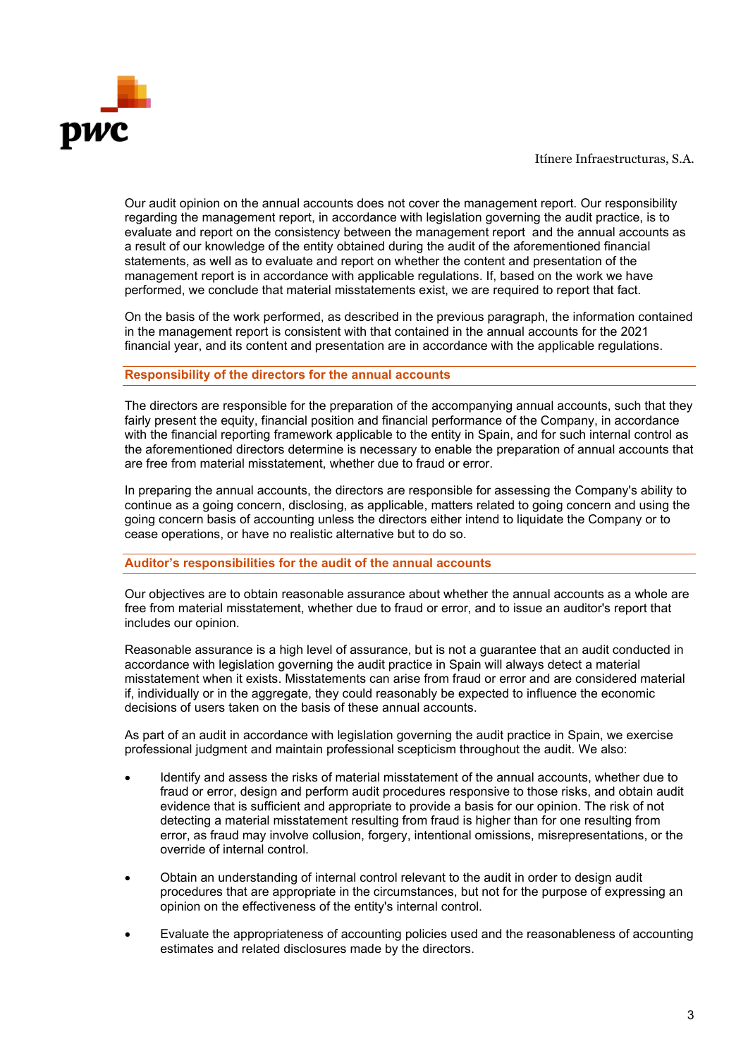Our audit opinion on the annual accounts does not cover the management report. Our responsibility regarding the management report, in accordance with legislation governing the audit practice, is to evaluate and report on the consistency between the management report and the annual accounts as a result of our knowledge of the entity obtained during the audit of the aforementioned financial statements, as well as to evaluate and report on whether the content and presentation of the management report is in accordance with applicable regulations. If, based on the work we have performed, we conclude that material misstatements exist, we are required to report that fact.

On the basis of the work performed, as described in the previous paragraph, the information contained in the management report is consistent with that contained in the annual accounts for the 2021 financial year, and its content and presentation are in accordance with the applicable regulations.

## Responsibility of the directors for the annual accounts

The directors are responsible for the preparation of the accompanying annual accounts, such that they fairly present the equity, financial position and financial performance of the Company, in accordance with the financial reporting framework applicable to the entity in Spain, and for such internal control as the aforementioned directors determine is necessary to enable the preparation of annual accounts that are free from material misstatement, whether due to fraud or error.

In preparing the annual accounts, the directors are responsible for assessing the Company's ability to continue as a going concern, disclosing, as applicable, matters related to going concern and using the going concern basis of accounting unless the directors either intend to liquidate the Company or to cease operations, or have no realistic alternative but to do so.

## Auditor's responsibilities for the audit of the annual accounts

Our objectives are to obtain reasonable assurance about whether the annual accounts as a whole are free from material misstatement, whether due to fraud or error, and to issue an auditor's report that includes our opinion.

Reasonable assurance is a high level of assurance, but is not a guarantee that an audit conducted in accordance with legislation governing the audit practice in Spain will always detect a material misstatement when it exists. Misstatements can arise from fraud or error and are considered material if, individually or in the aggregate, they could reasonably be expected to influence the economic decisions of users taken on the basis of these annual accounts.

As part of an audit in accordance with legislation governing the audit practice in Spain, we exercise professional judgment and maintain professional scepticism throughout the audit. We also:

- Identify and assess the risks of material misstatement of the annual accounts, whether due to fraud or error, design and perform audit procedures responsive to those risks, and obtain audit evidence that is sufficient and appropriate to provide a basis for our opinion. The risk of not detecting a material misstatement resulting from fraud is higher than for one resulting from error, as fraud may involve collusion, forgery, intentional omissions, misrepresentations, or the override of internal control.

- Obtain an understanding of internal control relevant to the audit in order to design audit procedures that are appropriate in the circumstances, but not for the purpose of expressing an opinion on the effectiveness of the entity's internal control.

- Evaluate the appropriateness of accounting policies used and the reasonableness of accounting estimates and related disclosures made by the directors.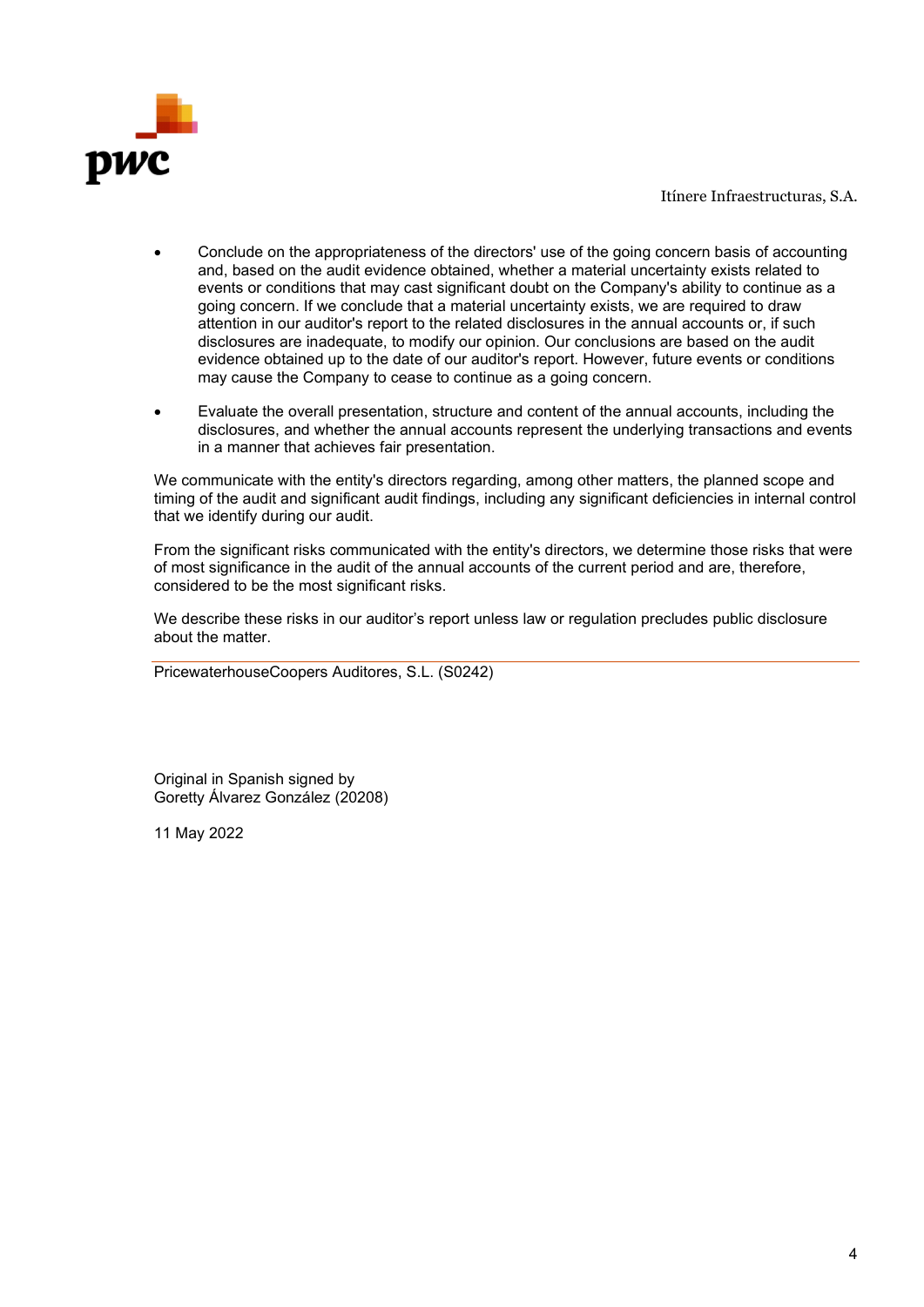- Conclude on the appropriateness of the directors' use of the going concern basis of accounting and, based on the audit evidence obtained, whether a material uncertainty exists related to events or conditions that may cast significant doubt on the Company's ability to continue as a going concern. If we conclude that a material uncertainty exists, we are required to draw attention in our auditor's report to the related disclosures in the annual accounts or, if such disclosures are inadequate, to modify our opinion. Our conclusions are based on the audit evidence obtained up to the date of our auditor's report. However, future events or conditions may cause the Company to cease to continue as a going concern.

- Evaluate the overall presentation, structure and content of the annual accounts, including the disclosures, and whether the annual accounts represent the underlying transactions and events in a manner that achieves fair presentation.

We communicate with the entity's directors regarding, among other matters, the planned scope and timing of the audit and significant audit findings, including any significant deficiencies in internal control that we identify during our audit.

From the significant risks communicated with the entity's directors, we determine those risks that were of most significance in the audit of the annual accounts of the current period and are, therefore, considered to be the most significant risks.

We describe these risks in our auditor's report unless law or regulation precludes public disclosure about the matter.

---

PricewaterhouseCoopers Auditores, S.L. (S0242)

Original in Spanish signed by
Goretty Álvarez González (20208)

11 May 2022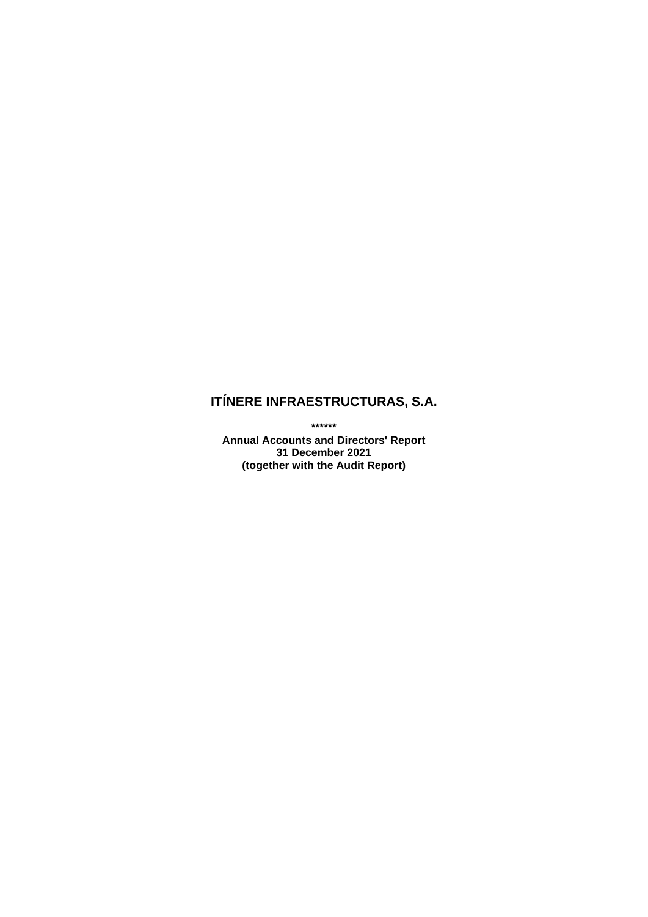# ITÍNERE INFRAESTRUCTURAS, S.A.

******

**Annual Accounts and Directors' Report**
**31 December 2021**
**(together with the Audit Report)**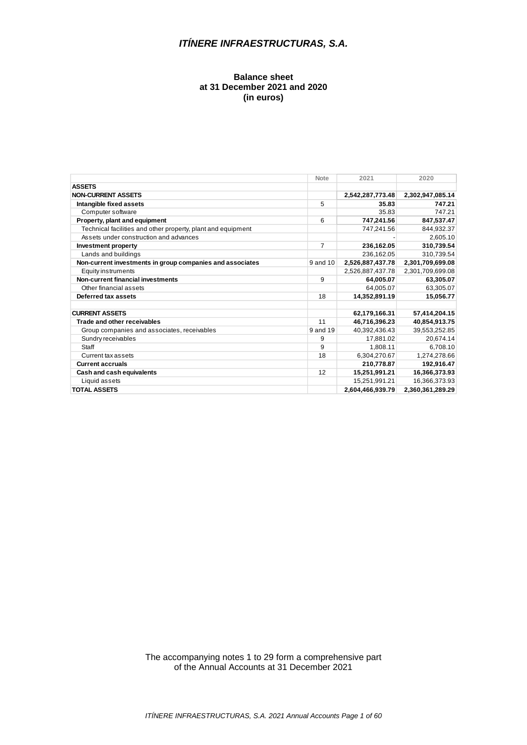# *ITÍNERE INFRAESTRUCTURAS, S.A.*

**Balance sheet**
**at 31 December 2021 and 2020**
**(in euros)**

| | Note | 2021 | 2020 |
|---|---|---|---|
| **ASSETS** | | | |
| **NON-CURRENT ASSETS** | | **2,542,287,773.48** | **2,302,947,085.14** |
| **Intangible fixed assets** | 5 | **35.83** | **747.21** |
| Computer software | | 35.83 | 747.21 |
| **Property, plant and equipment** | 6 | **747,241.56** | **847,537.47** |
| Technical facilities and other property, plant and equipment | | 747,241.56 | 844,932.37 |
| Assets under construction and advances | | - | 2,605.10 |
| **Investment property** | 7 | **236,162.05** | **310,739.54** |
| Lands and buildings | | 236,162.05 | 310,739.54 |
| **Non-current investments in group companies and associates** | 9 and 10 | **2,526,887,437.78** | **2,301,709,699.08** |
| Equity instruments | | 2,526,887,437.78 | 2,301,709,699.08 |
| **Non-current financial investments** | 9 | **64,005.07** | **63,305.07** |
| Other financial assets | | 64,005.07 | 63,305.07 |
| **Deferred tax assets** | 18 | **14,352,891.19** | **15,056.77** |
| | | | |
| **CURRENT ASSETS** | | **62,179,166.31** | **57,414,204.15** |
| **Trade and other receivables** | 11 | **46,716,396.23** | **40,854,913.75** |
| Group companies and associates, receivables | 9 and 19 | 40,392,436.43 | 39,553,252.85 |
| Sundry receivables | 9 | 17,881.02 | 20,674.14 |
| Staff | 9 | 1,808.11 | 6,708.10 |
| Current tax assets | 18 | 6,304,270.67 | 1,274,278.66 |
| **Current accruals** | | **210,778.87** | **192,916.47** |
| **Cash and cash equivalents** | 12 | **15,251,991.21** | **16,366,373.93** |
| Liquid assets | | 15,251,991.21 | 16,366,373.93 |
| **TOTAL ASSETS** | | **2,604,466,939.79** | **2,360,361,289.29** |

The accompanying notes 1 to 29 form a comprehensive part of the Annual Accounts at 31 December 2021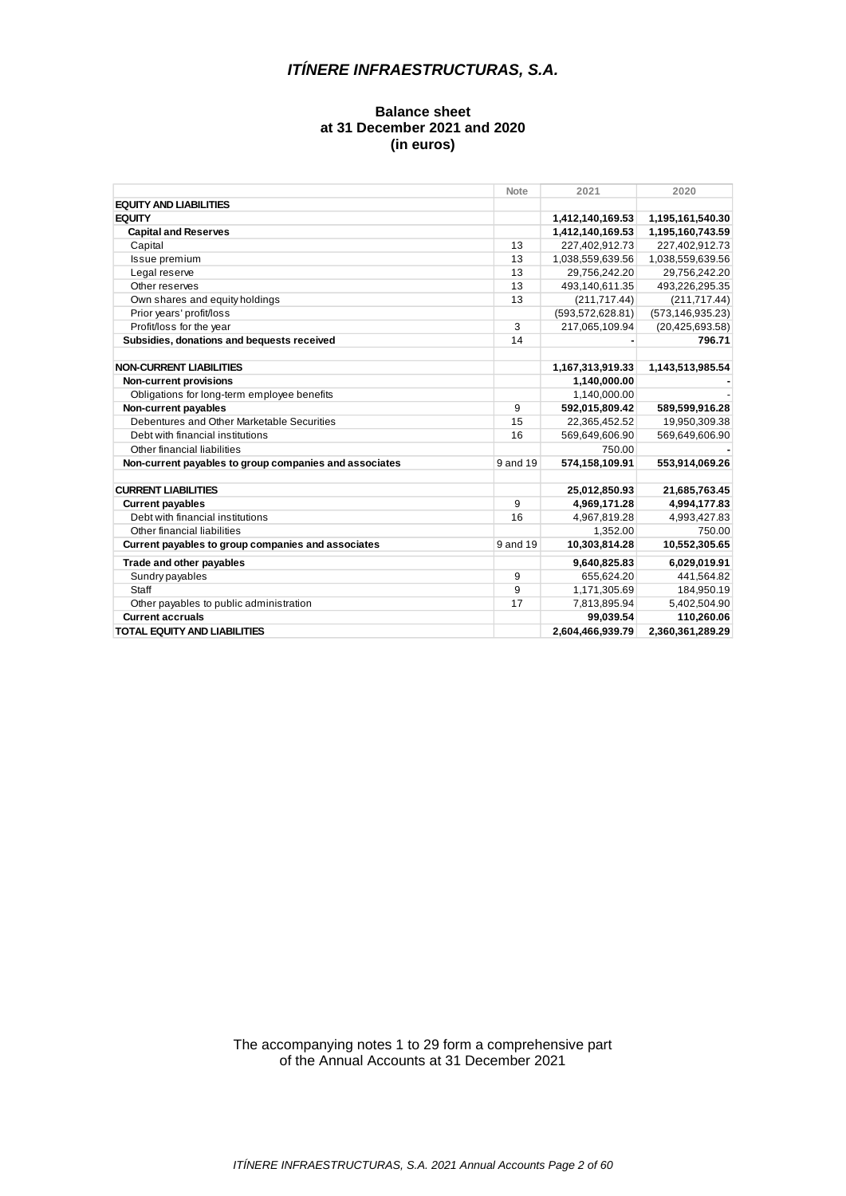# ITÍNERE INFRAESTRUCTURAS, S.A.

**Balance sheet**
**at 31 December 2021 and 2020**
**(in euros)**

| | Note | 2021 | 2020 |
|---|---|---|---|
| **EQUITY AND LIABILITIES** | | | |
| **EQUITY** | | **1,412,140,169.53** | **1,195,161,540.30** |
| **Capital and Reserves** | | **1,412,140,169.53** | **1,195,160,743.59** |
| Capital | 13 | 227,402,912.73 | 227,402,912.73 |
| Issue premium | 13 | 1,038,559,639.56 | 1,038,559,639.56 |
| Legal reserve | 13 | 29,756,242.20 | 29,756,242.20 |
| Other reserves | 13 | 493,140,611.35 | 493,226,295.35 |
| Own shares and equity holdings | 13 | (211,717.44) | (211,717.44) |
| Prior years' profit/loss | | (593,572,628.81) | (573,146,935.23) |
| Profit/loss for the year | 3 | 217,065,109.94 | (20,425,693.58) |
| **Subsidies, donations and bequests received** | 14 | - | **796.71** |
| | | | |
| **NON-CURRENT LIABILITIES** | | **1,167,313,919.33** | **1,143,513,985.54** |
| **Non-current provisions** | | **1,140,000.00** | - |
| Obligations for long-term employee benefits | | 1,140,000.00 | - |
| **Non-current payables** | 9 | **592,015,809.42** | **589,599,916.28** |
| Debentures and Other Marketable Securities | 15 | 22,365,452.52 | 19,950,309.38 |
| Debt with financial institutions | 16 | 569,649,606.90 | 569,649,606.90 |
| Other financial liabilities | | 750.00 | - |
| **Non-current payables to group companies and associates** | 9 and 19 | **574,158,109.91** | **553,914,069.26** |
| | | | |
| **CURRENT LIABILITIES** | | **25,012,850.93** | **21,685,763.45** |
| **Current payables** | 9 | **4,969,171.28** | **4,994,177.83** |
| Debt with financial institutions | 16 | 4,967,819.28 | 4,993,427.83 |
| Other financial liabilities | | 1,352.00 | 750.00 |
| **Current payables to group companies and associates** | 9 and 19 | **10,303,814.28** | **10,552,305.65** |
| **Trade and other payables** | | **9,640,825.83** | **6,029,019.91** |
| Sundry payables | 9 | 655,624.20 | 441,564.82 |
| Staff | 9 | 1,171,305.69 | 184,950.19 |
| Other payables to public administration | 17 | 7,813,895.94 | 5,402,504.90 |
| **Current accruals** | | **99,039.54** | **110,260.06** |
| **TOTAL EQUITY AND LIABILITIES** | | **2,604,466,939.79** | **2,360,361,289.29** |

The accompanying notes 1 to 29 form a comprehensive part of the Annual Accounts at 31 December 2021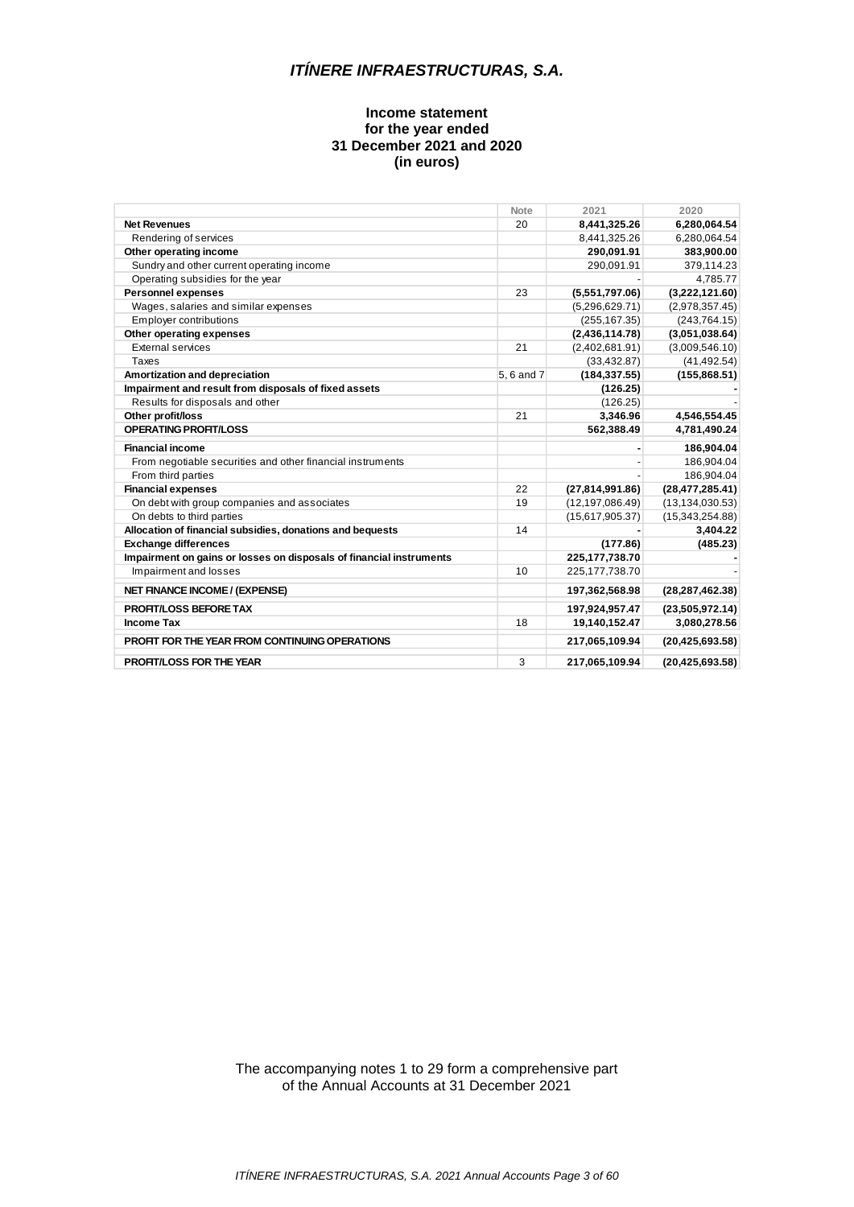# *ITÍNERE INFRAESTRUCTURAS, S.A.*

**Income statement**
**for the year ended**
**31 December 2021 and 2020**
**(in euros)**

| | Note | 2021 | 2020 |
|---|---|---|---|
| **Net Revenues** | 20 | **8,441,325.26** | **6,280,064.54** |
| Rendering of services | | 8,441,325.26 | 6,280,064.54 |
| **Other operating income** | | **290,091.91** | **383,900.00** |
| Sundry and other current operating income | | 290,091.91 | 379,114.23 |
| Operating subsidies for the year | | - | 4,785.77 |
| **Personnel expenses** | 23 | **(5,551,797.06)** | **(3,222,121.60)** |
| Wages, salaries and similar expenses | | (5,296,629.71) | (2,978,357.45) |
| Employer contributions | | (255,167.35) | (243,764.15) |
| **Other operating expenses** | | **(2,436,114.78)** | **(3,051,038.64)** |
| External services | 21 | (2,402,681.91) | (3,009,546.10) |
| Taxes | | (33,432.87) | (41,492.54) |
| **Amortization and depreciation** | 5, 6 and 7 | **(184,337.55)** | **(155,868.51)** |
| **Impairment and result from disposals of fixed assets** | | **(126.25)** | **-** |
| Results for disposals and other | | (126.25) | - |
| **Other profit/loss** | 21 | **3,346.96** | **4,546,554.45** |
| **OPERATING PROFIT/LOSS** | | **562,388.49** | **4,781,490.24** |
| **Financial income** | | **-** | **186,904.04** |
| From negotiable securities and other financial instruments | | - | 186,904.04 |
| From third parties | | - | 186,904.04 |
| **Financial expenses** | 22 | **(27,814,991.86)** | **(28,477,285.41)** |
| On debt with group companies and associates | 19 | (12,197,086.49) | (13,134,030.53) |
| On debts to third parties | | (15,617,905.37) | (15,343,254.88) |
| **Allocation of financial subsidies, donations and bequests** | 14 | **-** | **3,404.22** |
| **Exchange differences** | | **(177.86)** | **(485.23)** |
| **Impairment on gains or losses on disposals of financial instruments** | | **225,177,738.70** | **-** |
| Impairment and losses | 10 | 225,177,738.70 | - |
| **NET FINANCE INCOME / (EXPENSE)** | | **197,362,568.98** | **(28,287,462.38)** |
| **PROFIT/LOSS BEFORE TAX** | | **197,924,957.47** | **(23,505,972.14)** |
| **Income Tax** | 18 | **19,140,152.47** | **3,080,278.56** |
| **PROFIT FOR THE YEAR FROM CONTINUING OPERATIONS** | | **217,065,109.94** | **(20,425,693.58)** |
| **PROFIT/LOSS FOR THE YEAR** | 3 | **217,065,109.94** | **(20,425,693.58)** |

The accompanying notes 1 to 29 form a comprehensive part of the Annual Accounts at 31 December 2021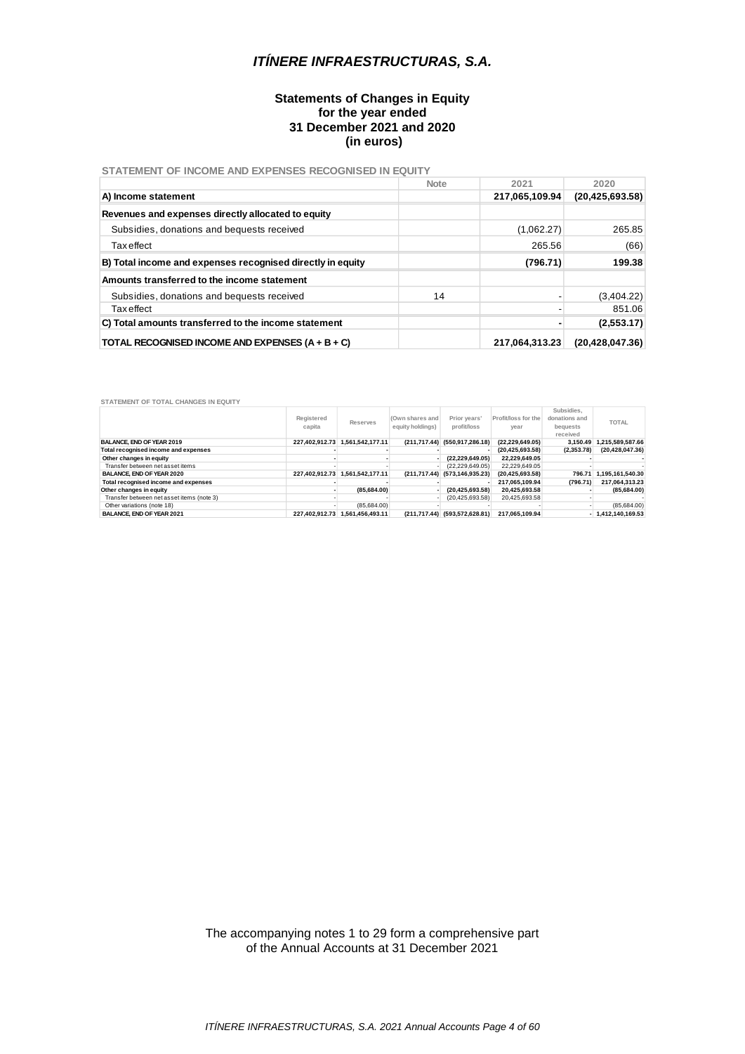# *ITÍNERE INFRAESTRUCTURAS, S.A.*

**Statements of Changes in Equity**
**for the year ended**
**31 December 2021 and 2020**
**(in euros)**

STATEMENT OF INCOME AND EXPENSES RECOGNISED IN EQUITY

| | Note | 2021 | 2020 |
|---|---|---|---|
| **A) Income statement** | | **217,065,109.94** | **(20,425,693.58)** |
| **Revenues and expenses directly allocated to equity** | | | |
| Subsidies, donations and bequests received | | (1,062.27) | 265.85 |
| Tax effect | | 265.56 | (66) |
| **B) Total income and expenses recognised directly in equity** | | **(796.71)** | **199.38** |
| **Amounts transferred to the income statement** | | | |
| Subsidies, donations and bequests received | 14 | - | (3,404.22) |
| Tax effect | | - | 851.06 |
| **C) Total amounts transferred to the income statement** | | **-** | **(2,553.17)** |
| **TOTAL RECOGNISED INCOME AND EXPENSES (A + B + C)** | | **217,064,313.23** | **(20,428,047.36)** |

STATEMENT OF TOTAL CHANGES IN EQUITY

| | Registered capita | Reserves | (Own shares and equity holdings) | Prior years' profit/loss | Profit/loss for the year | Subsidies, donations and bequests received | TOTAL |
|---|---|---|---|---|---|---|---|
| **BALANCE, END OF YEAR 2019** | **227,402,912.73** | **1,561,542,177.11** | **(211,717.44)** | **(550,917,286.18)** | **(22,229,649.05)** | **3,150.49** | **1,215,589,587.66** |
| **Total recognised income and expenses** | **-** | **-** | **-** | **-** | **(20,425,693.58)** | **(2,353.78)** | **(20,428,047.36)** |
| **Other changes in equity** | **-** | **-** | **-** | **(22,229,649.05)** | **22,229,649.05** | **-** | **-** |
| Transfer between net asset items | - | - | - | (22,229,649.05) | 22,229,649.05 | - | - |
| **BALANCE, END OF YEAR 2020** | **227,402,912.73** | **1,561,542,177.11** | **(211,717.44)** | **(573,146,935.23)** | **(20,425,693.58)** | **796.71** | **1,195,161,540.30** |
| **Total recognised income and expenses** | **-** | **-** | **-** | **-** | **217,065,109.94** | **(796.71)** | **217,064,313.23** |
| **Other changes in equity** | **-** | **(85,684.00)** | **-** | **(20,425,693.58)** | **20,425,693.58** | **-** | **(85,684.00)** |
| Transfer between net asset items (note 3) | - | - | - | (20,425,693.58) | 20,425,693.58 | - | - |
| Other variations (note 18) | - | (85,684.00) | - | - | - | - | (85,684.00) |
| **BALANCE, END OF YEAR 2021** | **227,402,912.73** | **1,561,456,493.11** | **(211,717.44)** | **(593,572,628.81)** | **217,065,109.94** | **-** | **1,412,140,169.53** |

The accompanying notes 1 to 29 form a comprehensive part of the Annual Accounts at 31 December 2021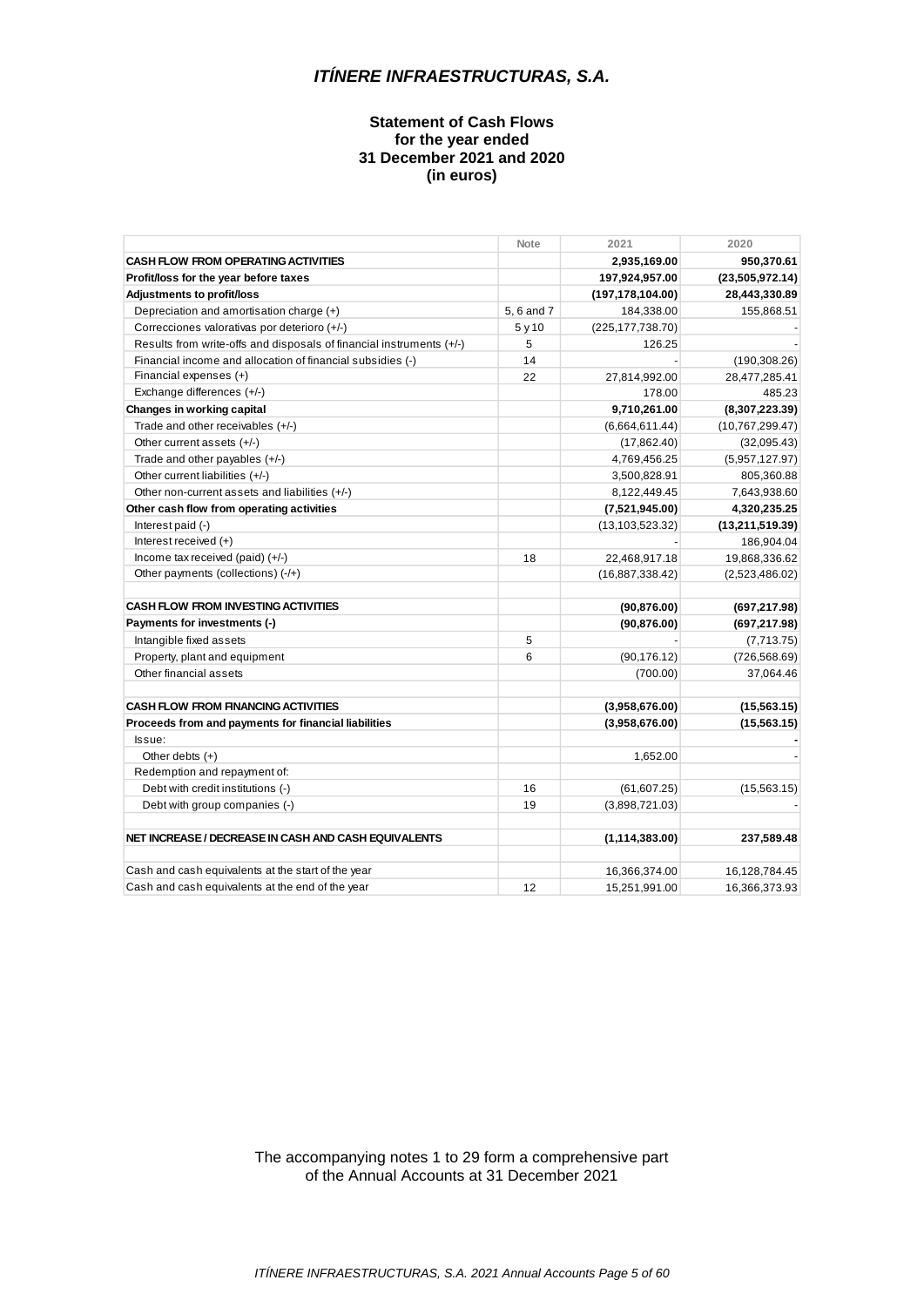## *ITÍNERE INFRAESTRUCTURAS, S.A.*

### Statement of Cash Flows for the year ended 31 December 2021 and 2020 (in euros)

| | Note | 2021 | 2020 |
|---|---|---|---|
| **CASH FLOW FROM OPERATING ACTIVITIES** | | **2,935,169.00** | **950,370.61** |
| **Profit/loss for the year before taxes** | | **197,924,957.00** | **(23,505,972.14)** |
| **Adjustments to profit/loss** | | **(197,178,104.00)** | **28,443,330.89** |
| Depreciation and amortisation charge (+) | 5, 6 and 7 | 184,338.00 | 155,868.51 |
| Correcciones valorativas por deterioro (+/-) | 5 y 10 | (225,177,738.70) | - |
| Results from write-offs and disposals of financial instruments (+/-) | 5 | 126.25 | - |
| Financial income and allocation of financial subsidies (-) | 14 | - | (190,308.26) |
| Financial expenses (+) | 22 | 27,814,992.00 | 28,477,285.41 |
| Exchange differences (+/-) | | 178.00 | 485.23 |
| **Changes in working capital** | | **9,710,261.00** | **(8,307,223.39)** |
| Trade and other receivables (+/-) | | (6,664,611.44) | (10,767,299.47) |
| Other current assets (+/-) | | (17,862.40) | (32,095.43) |
| Trade and other payables (+/-) | | 4,769,456.25 | (5,957,127.97) |
| Other current liabilities (+/-) | | 3,500,828.91 | 805,360.88 |
| Other non-current assets and liabilities (+/-) | | 8,122,449.45 | 7,643,938.60 |
| **Other cash flow from operating activities** | | **(7,521,945.00)** | **4,320,235.25** |
| Interest paid (-) | | (13,103,523.32) | **(13,211,519.39)** |
| Interest received (+) | | - | 186,904.04 |
| Income tax received (paid) (+/-) | 18 | 22,468,917.18 | 19,868,336.62 |
| Other payments (collections) (-/+) | | (16,887,338.42) | (2,523,486.02) |
| | | | |
| **CASH FLOW FROM INVESTING ACTIVITIES** | | **(90,876.00)** | **(697,217.98)** |
| **Payments for investments (-)** | | **(90,876.00)** | **(697,217.98)** |
| Intangible fixed assets | 5 | - | (7,713.75) |
| Property, plant and equipment | 6 | (90,176.12) | (726,568.69) |
| Other financial assets | | (700.00) | 37,064.46 |
| | | | |
| **CASH FLOW FROM FINANCING ACTIVITIES** | | **(3,958,676.00)** | **(15,563.15)** |
| **Proceeds from and payments for financial liabilities** | | **(3,958,676.00)** | **(15,563.15)** |
| Issue: | | | **-** |
| Other debts (+) | | 1,652.00 | - |
| Redemption and repayment of: | | | |
| Debt with credit institutions (-) | 16 | (61,607.25) | (15,563.15) |
| Debt with group companies (-) | 19 | (3,898,721.03) | - |
| | | | |
| **NET INCREASE / DECREASE IN CASH AND CASH EQUIVALENTS** | | **(1,114,383.00)** | **237,589.48** |
| | | | |
| Cash and cash equivalents at the start of the year | | 16,366,374.00 | 16,128,784.45 |
| Cash and cash equivalents at the end of the year | 12 | 15,251,991.00 | 16,366,373.93 |

The accompanying notes 1 to 29 form a comprehensive part of the Annual Accounts at 31 December 2021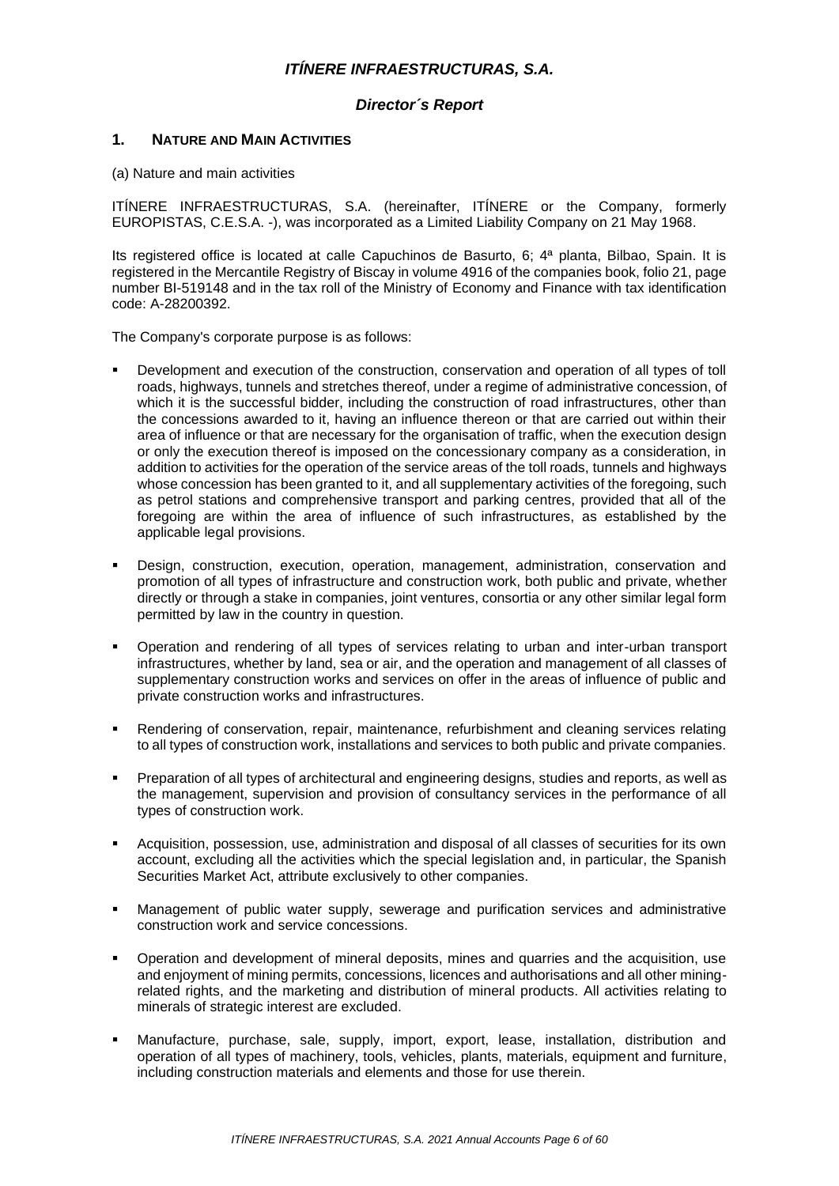## *ITÍNERE INFRAESTRUCTURAS, S.A.*

### *Director´s Report*

### 1. NATURE AND MAIN ACTIVITIES

(a) Nature and main activities

ITÍNERE INFRAESTRUCTURAS, S.A. (hereinafter, ITÍNERE or the Company, formerly EUROPISTAS, C.E.S.A. -), was incorporated as a Limited Liability Company on 21 May 1968.

Its registered office is located at calle Capuchinos de Basurto, 6; 4ª planta, Bilbao, Spain. It is registered in the Mercantile Registry of Biscay in volume 4916 of the companies book, folio 21, page number BI-519148 and in the tax roll of the Ministry of Economy and Finance with tax identification code: A-28200392.

The Company's corporate purpose is as follows:

- Development and execution of the construction, conservation and operation of all types of toll roads, highways, tunnels and stretches thereof, under a regime of administrative concession, of which it is the successful bidder, including the construction of road infrastructures, other than the concessions awarded to it, having an influence thereon or that are carried out within their area of influence or that are necessary for the organisation of traffic, when the execution design or only the execution thereof is imposed on the concessionary company as a consideration, in addition to activities for the operation of the service areas of the toll roads, tunnels and highways whose concession has been granted to it, and all supplementary activities of the foregoing, such as petrol stations and comprehensive transport and parking centres, provided that all of the foregoing are within the area of influence of such infrastructures, as established by the applicable legal provisions.
- Design, construction, execution, operation, management, administration, conservation and promotion of all types of infrastructure and construction work, both public and private, whether directly or through a stake in companies, joint ventures, consortia or any other similar legal form permitted by law in the country in question.
- Operation and rendering of all types of services relating to urban and inter-urban transport infrastructures, whether by land, sea or air, and the operation and management of all classes of supplementary construction works and services on offer in the areas of influence of public and private construction works and infrastructures.
- Rendering of conservation, repair, maintenance, refurbishment and cleaning services relating to all types of construction work, installations and services to both public and private companies.
- Preparation of all types of architectural and engineering designs, studies and reports, as well as the management, supervision and provision of consultancy services in the performance of all types of construction work.
- Acquisition, possession, use, administration and disposal of all classes of securities for its own account, excluding all the activities which the special legislation and, in particular, the Spanish Securities Market Act, attribute exclusively to other companies.
- Management of public water supply, sewerage and purification services and administrative construction work and service concessions.
- Operation and development of mineral deposits, mines and quarries and the acquisition, use and enjoyment of mining permits, concessions, licences and authorisations and all other mining-related rights, and the marketing and distribution of mineral products. All activities relating to minerals of strategic interest are excluded.
- Manufacture, purchase, sale, supply, import, export, lease, installation, distribution and operation of all types of machinery, tools, vehicles, plants, materials, equipment and furniture, including construction materials and elements and those for use therein.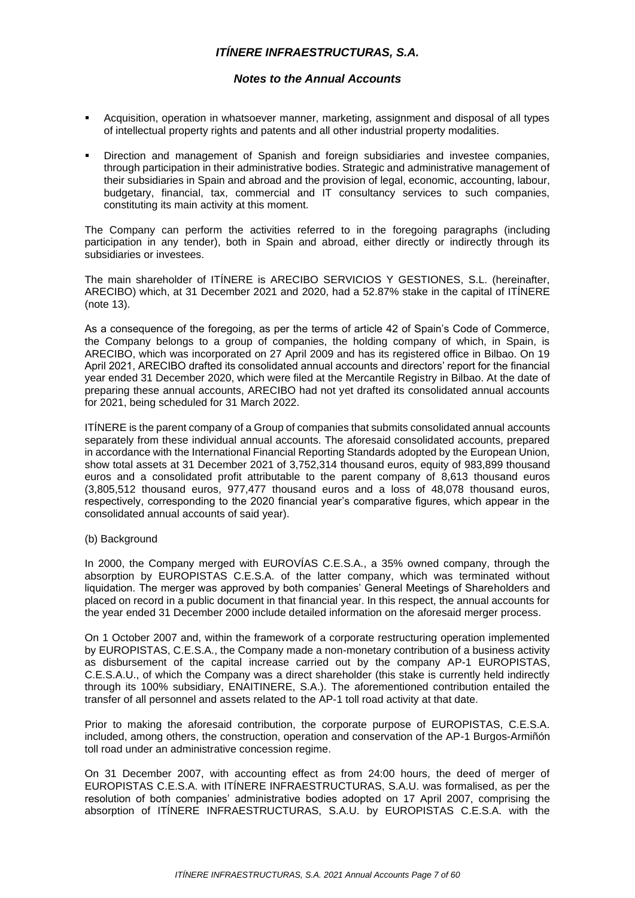- Acquisition, operation in whatsoever manner, marketing, assignment and disposal of all types of intellectual property rights and patents and all other industrial property modalities.

- Direction and management of Spanish and foreign subsidiaries and investee companies, through participation in their administrative bodies. Strategic and administrative management of their subsidiaries in Spain and abroad and the provision of legal, economic, accounting, labour, budgetary, financial, tax, commercial and IT consultancy services to such companies, constituting its main activity at this moment.

The Company can perform the activities referred to in the foregoing paragraphs (including participation in any tender), both in Spain and abroad, either directly or indirectly through its subsidiaries or investees.

The main shareholder of ITÍNERE is ARECIBO SERVICIOS Y GESTIONES, S.L. (hereinafter, ARECIBO) which, at 31 December 2021 and 2020, had a 52.87% stake in the capital of ITÍNERE (note 13).

As a consequence of the foregoing, as per the terms of article 42 of Spain's Code of Commerce, the Company belongs to a group of companies, the holding company of which, in Spain, is ARECIBO, which was incorporated on 27 April 2009 and has its registered office in Bilbao. On 19 April 2021, ARECIBO drafted its consolidated annual accounts and directors' report for the financial year ended 31 December 2020, which were filed at the Mercantile Registry in Bilbao. At the date of preparing these annual accounts, ARECIBO had not yet drafted its consolidated annual accounts for 2021, being scheduled for 31 March 2022.

ITÍNERE is the parent company of a Group of companies that submits consolidated annual accounts separately from these individual annual accounts. The aforesaid consolidated accounts, prepared in accordance with the International Financial Reporting Standards adopted by the European Union, show total assets at 31 December 2021 of 3,752,314 thousand euros, equity of 983,899 thousand euros and a consolidated profit attributable to the parent company of 8,613 thousand euros (3,805,512 thousand euros, 977,477 thousand euros and a loss of 48,078 thousand euros, respectively, corresponding to the 2020 financial year's comparative figures, which appear in the consolidated annual accounts of said year).

(b) Background

In 2000, the Company merged with EUROVÍAS C.E.S.A., a 35% owned company, through the absorption by EUROPISTAS C.E.S.A. of the latter company, which was terminated without liquidation. The merger was approved by both companies' General Meetings of Shareholders and placed on record in a public document in that financial year. In this respect, the annual accounts for the year ended 31 December 2000 include detailed information on the aforesaid merger process.

On 1 October 2007 and, within the framework of a corporate restructuring operation implemented by EUROPISTAS, C.E.S.A., the Company made a non-monetary contribution of a business activity as disbursement of the capital increase carried out by the company AP-1 EUROPISTAS, C.E.S.A.U., of which the Company was a direct shareholder (this stake is currently held indirectly through its 100% subsidiary, ENAITINERE, S.A.). The aforementioned contribution entailed the transfer of all personnel and assets related to the AP-1 toll road activity at that date.

Prior to making the aforesaid contribution, the corporate purpose of EUROPISTAS, C.E.S.A. included, among others, the construction, operation and conservation of the AP-1 Burgos-Armiñón toll road under an administrative concession regime.

On 31 December 2007, with accounting effect as from 24:00 hours, the deed of merger of EUROPISTAS C.E.S.A. with ITÍNERE INFRAESTRUCTURAS, S.A.U. was formalised, as per the resolution of both companies' administrative bodies adopted on 17 April 2007, comprising the absorption of ITÍNERE INFRAESTRUCTURAS, S.A.U. by EUROPISTAS C.E.S.A. with the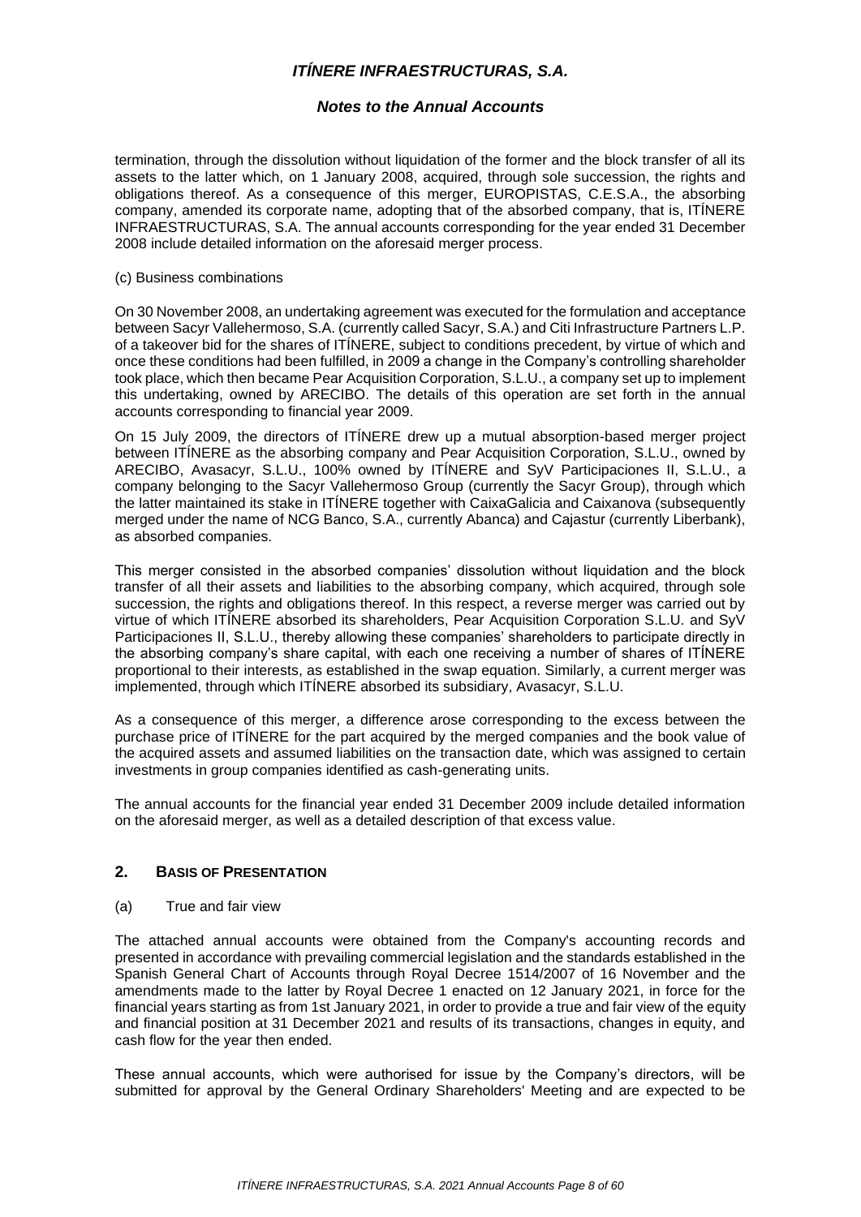termination, through the dissolution without liquidation of the former and the block transfer of all its assets to the latter which, on 1 January 2008, acquired, through sole succession, the rights and obligations thereof. As a consequence of this merger, EUROPISTAS, C.E.S.A., the absorbing company, amended its corporate name, adopting that of the absorbed company, that is, ITÍNERE INFRAESTRUCTURAS, S.A. The annual accounts corresponding for the year ended 31 December 2008 include detailed information on the aforesaid merger process.

(c) Business combinations

On 30 November 2008, an undertaking agreement was executed for the formulation and acceptance between Sacyr Vallehermoso, S.A. (currently called Sacyr, S.A.) and Citi Infrastructure Partners L.P. of a takeover bid for the shares of ITÍNERE, subject to conditions precedent, by virtue of which and once these conditions had been fulfilled, in 2009 a change in the Company's controlling shareholder took place, which then became Pear Acquisition Corporation, S.L.U., a company set up to implement this undertaking, owned by ARECIBO. The details of this operation are set forth in the annual accounts corresponding to financial year 2009.

On 15 July 2009, the directors of ITÍNERE drew up a mutual absorption-based merger project between ITÍNERE as the absorbing company and Pear Acquisition Corporation, S.L.U., owned by ARECIBO, Avasacyr, S.L.U., 100% owned by ITÍNERE and SyV Participaciones II, S.L.U., a company belonging to the Sacyr Vallehermoso Group (currently the Sacyr Group), through which the latter maintained its stake in ITÍNERE together with CaixaGalicia and Caixanova (subsequently merged under the name of NCG Banco, S.A., currently Abanca) and Cajastur (currently Liberbank), as absorbed companies.

This merger consisted in the absorbed companies' dissolution without liquidation and the block transfer of all their assets and liabilities to the absorbing company, which acquired, through sole succession, the rights and obligations thereof. In this respect, a reverse merger was carried out by virtue of which ITÍNERE absorbed its shareholders, Pear Acquisition Corporation S.L.U. and SyV Participaciones II, S.L.U., thereby allowing these companies' shareholders to participate directly in the absorbing company's share capital, with each one receiving a number of shares of ITÍNERE proportional to their interests, as established in the swap equation. Similarly, a current merger was implemented, through which ITÍNERE absorbed its subsidiary, Avasacyr, S.L.U.

As a consequence of this merger, a difference arose corresponding to the excess between the purchase price of ITÍNERE for the part acquired by the merged companies and the book value of the acquired assets and assumed liabilities on the transaction date, which was assigned to certain investments in group companies identified as cash-generating units.

The annual accounts for the financial year ended 31 December 2009 include detailed information on the aforesaid merger, as well as a detailed description of that excess value.

## 2. Basis of Presentation

(a) True and fair view

The attached annual accounts were obtained from the Company's accounting records and presented in accordance with prevailing commercial legislation and the standards established in the Spanish General Chart of Accounts through Royal Decree 1514/2007 of 16 November and the amendments made to the latter by Royal Decree 1 enacted on 12 January 2021, in force for the financial years starting as from 1st January 2021, in order to provide a true and fair view of the equity and financial position at 31 December 2021 and results of its transactions, changes in equity, and cash flow for the year then ended.

These annual accounts, which were authorised for issue by the Company's directors, will be submitted for approval by the General Ordinary Shareholders' Meeting and are expected to be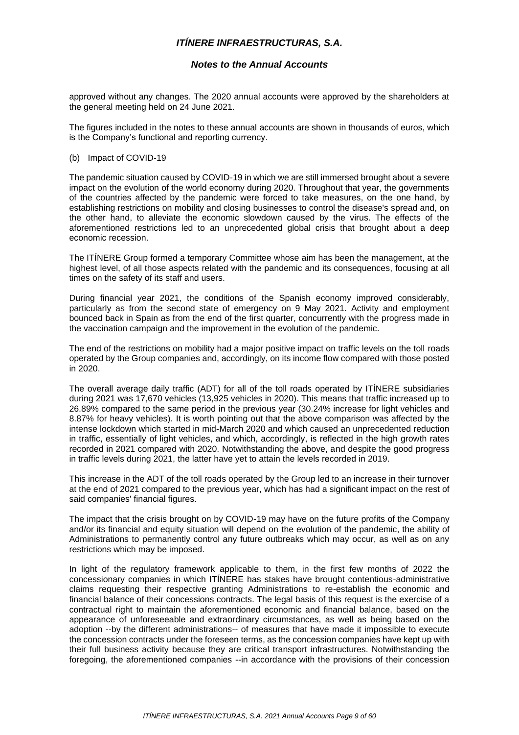approved without any changes. The 2020 annual accounts were approved by the shareholders at the general meeting held on 24 June 2021.

The figures included in the notes to these annual accounts are shown in thousands of euros, which is the Company's functional and reporting currency.

(b) Impact of COVID-19

The pandemic situation caused by COVID-19 in which we are still immersed brought about a severe impact on the evolution of the world economy during 2020. Throughout that year, the governments of the countries affected by the pandemic were forced to take measures, on the one hand, by establishing restrictions on mobility and closing businesses to control the disease's spread and, on the other hand, to alleviate the economic slowdown caused by the virus. The effects of the aforementioned restrictions led to an unprecedented global crisis that brought about a deep economic recession.

The ITÍNERE Group formed a temporary Committee whose aim has been the management, at the highest level, of all those aspects related with the pandemic and its consequences, focusing at all times on the safety of its staff and users.

During financial year 2021, the conditions of the Spanish economy improved considerably, particularly as from the second state of emergency on 9 May 2021. Activity and employment bounced back in Spain as from the end of the first quarter, concurrently with the progress made in the vaccination campaign and the improvement in the evolution of the pandemic.

The end of the restrictions on mobility had a major positive impact on traffic levels on the toll roads operated by the Group companies and, accordingly, on its income flow compared with those posted in 2020.

The overall average daily traffic (ADT) for all of the toll roads operated by ITÍNERE subsidiaries during 2021 was 17,670 vehicles (13,925 vehicles in 2020). This means that traffic increased up to 26.89% compared to the same period in the previous year (30.24% increase for light vehicles and 8.87% for heavy vehicles). It is worth pointing out that the above comparison was affected by the intense lockdown which started in mid-March 2020 and which caused an unprecedented reduction in traffic, essentially of light vehicles, and which, accordingly, is reflected in the high growth rates recorded in 2021 compared with 2020. Notwithstanding the above, and despite the good progress in traffic levels during 2021, the latter have yet to attain the levels recorded in 2019.

This increase in the ADT of the toll roads operated by the Group led to an increase in their turnover at the end of 2021 compared to the previous year, which has had a significant impact on the rest of said companies' financial figures.

The impact that the crisis brought on by COVID-19 may have on the future profits of the Company and/or its financial and equity situation will depend on the evolution of the pandemic, the ability of Administrations to permanently control any future outbreaks which may occur, as well as on any restrictions which may be imposed.

In light of the regulatory framework applicable to them, in the first few months of 2022 the concessionary companies in which ITÍNERE has stakes have brought contentious-administrative claims requesting their respective granting Administrations to re-establish the economic and financial balance of their concessions contracts. The legal basis of this request is the exercise of a contractual right to maintain the aforementioned economic and financial balance, based on the appearance of unforeseeable and extraordinary circumstances, as well as being based on the adoption --by the different administrations-- of measures that have made it impossible to execute the concession contracts under the foreseen terms, as the concession companies have kept up with their full business activity because they are critical transport infrastructures. Notwithstanding the foregoing, the aforementioned companies --in accordance with the provisions of their concession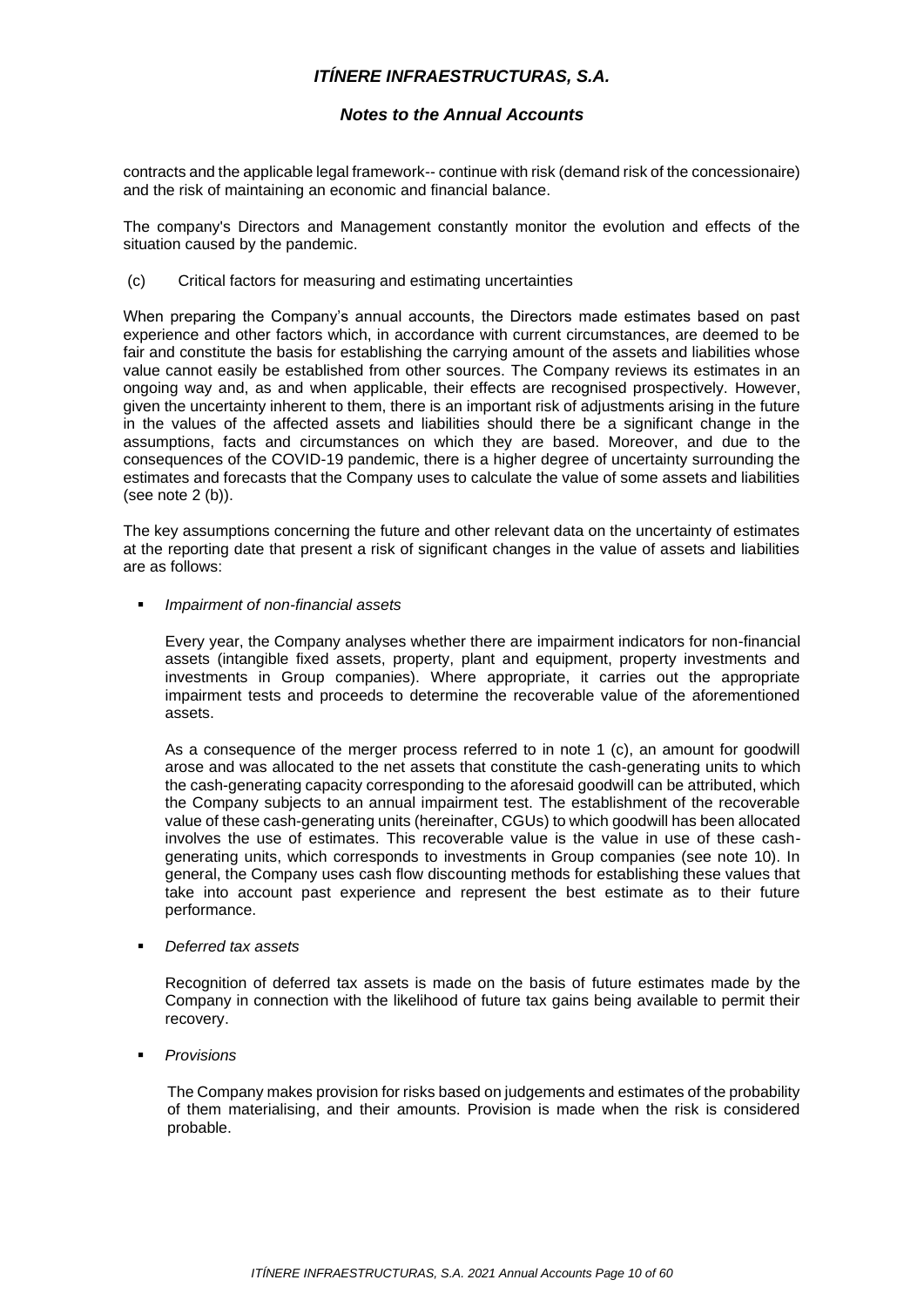contracts and the applicable legal framework-- continue with risk (demand risk of the concessionaire) and the risk of maintaining an economic and financial balance.

The company's Directors and Management constantly monitor the evolution and effects of the situation caused by the pandemic.

(c) Critical factors for measuring and estimating uncertainties

When preparing the Company's annual accounts, the Directors made estimates based on past experience and other factors which, in accordance with current circumstances, are deemed to be fair and constitute the basis for establishing the carrying amount of the assets and liabilities whose value cannot easily be established from other sources. The Company reviews its estimates in an ongoing way and, as and when applicable, their effects are recognised prospectively. However, given the uncertainty inherent to them, there is an important risk of adjustments arising in the future in the values of the affected assets and liabilities should there be a significant change in the assumptions, facts and circumstances on which they are based. Moreover, and due to the consequences of the COVID-19 pandemic, there is a higher degree of uncertainty surrounding the estimates and forecasts that the Company uses to calculate the value of some assets and liabilities (see note 2 (b)).

The key assumptions concerning the future and other relevant data on the uncertainty of estimates at the reporting date that present a risk of significant changes in the value of assets and liabilities are as follows:

- *Impairment of non-financial assets*

  Every year, the Company analyses whether there are impairment indicators for non-financial assets (intangible fixed assets, property, plant and equipment, property investments and investments in Group companies). Where appropriate, it carries out the appropriate impairment tests and proceeds to determine the recoverable value of the aforementioned assets.

  As a consequence of the merger process referred to in note 1 (c), an amount for goodwill arose and was allocated to the net assets that constitute the cash-generating units to which the cash-generating capacity corresponding to the aforesaid goodwill can be attributed, which the Company subjects to an annual impairment test. The establishment of the recoverable value of these cash-generating units (hereinafter, CGUs) to which goodwill has been allocated involves the use of estimates. This recoverable value is the value in use of these cash-generating units, which corresponds to investments in Group companies (see note 10). In general, the Company uses cash flow discounting methods for establishing these values that take into account past experience and represent the best estimate as to their future performance.

- *Deferred tax assets*

  Recognition of deferred tax assets is made on the basis of future estimates made by the Company in connection with the likelihood of future tax gains being available to permit their recovery.

- *Provisions*

  The Company makes provision for risks based on judgements and estimates of the probability of them materialising, and their amounts. Provision is made when the risk is considered probable.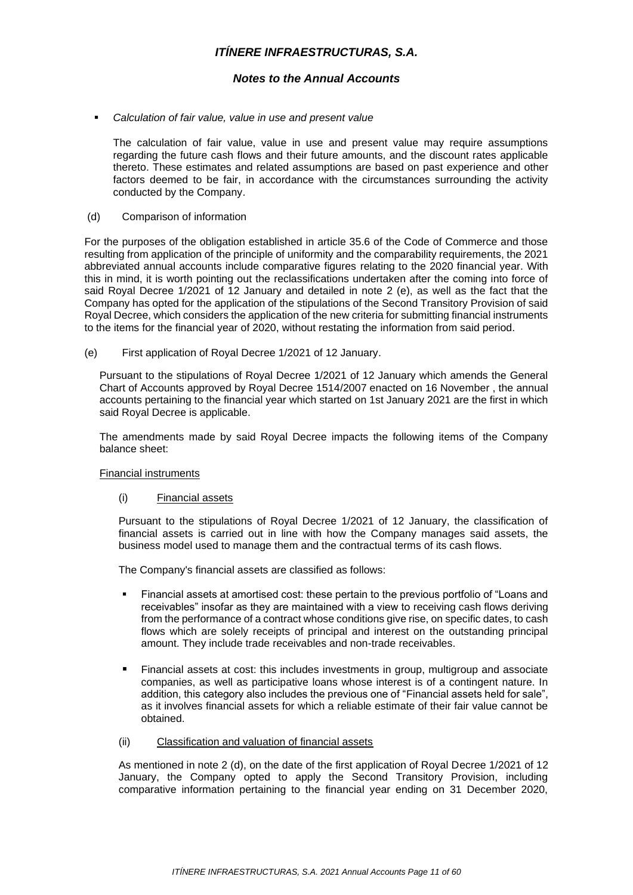- *Calculation of fair value, value in use and present value*

  The calculation of fair value, value in use and present value may require assumptions regarding the future cash flows and their future amounts, and the discount rates applicable thereto. These estimates and related assumptions are based on past experience and other factors deemed to be fair, in accordance with the circumstances surrounding the activity conducted by the Company.

(d) Comparison of information

For the purposes of the obligation established in article 35.6 of the Code of Commerce and those resulting from application of the principle of uniformity and the comparability requirements, the 2021 abbreviated annual accounts include comparative figures relating to the 2020 financial year. With this in mind, it is worth pointing out the reclassifications undertaken after the coming into force of said Royal Decree 1/2021 of 12 January and detailed in note 2 (e), as well as the fact that the Company has opted for the application of the stipulations of the Second Transitory Provision of said Royal Decree, which considers the application of the new criteria for submitting financial instruments to the items for the financial year of 2020, without restating the information from said period.

(e) First application of Royal Decree 1/2021 of 12 January.

Pursuant to the stipulations of Royal Decree 1/2021 of 12 January which amends the General Chart of Accounts approved by Royal Decree 1514/2007 enacted on 16 November , the annual accounts pertaining to the financial year which started on 1st January 2021 are the first in which said Royal Decree is applicable.

The amendments made by said Royal Decree impacts the following items of the Company balance sheet:

Financial instruments

(i) Financial assets

Pursuant to the stipulations of Royal Decree 1/2021 of 12 January, the classification of financial assets is carried out in line with how the Company manages said assets, the business model used to manage them and the contractual terms of its cash flows.

The Company's financial assets are classified as follows:

- Financial assets at amortised cost: these pertain to the previous portfolio of "Loans and receivables" insofar as they are maintained with a view to receiving cash flows deriving from the performance of a contract whose conditions give rise, on specific dates, to cash flows which are solely receipts of principal and interest on the outstanding principal amount. They include trade receivables and non-trade receivables.

- Financial assets at cost: this includes investments in group, multigroup and associate companies, as well as participative loans whose interest is of a contingent nature. In addition, this category also includes the previous one of "Financial assets held for sale", as it involves financial assets for which a reliable estimate of their fair value cannot be obtained.

(ii) Classification and valuation of financial assets

As mentioned in note 2 (d), on the date of the first application of Royal Decree 1/2021 of 12 January, the Company opted to apply the Second Transitory Provision, including comparative information pertaining to the financial year ending on 31 December 2020,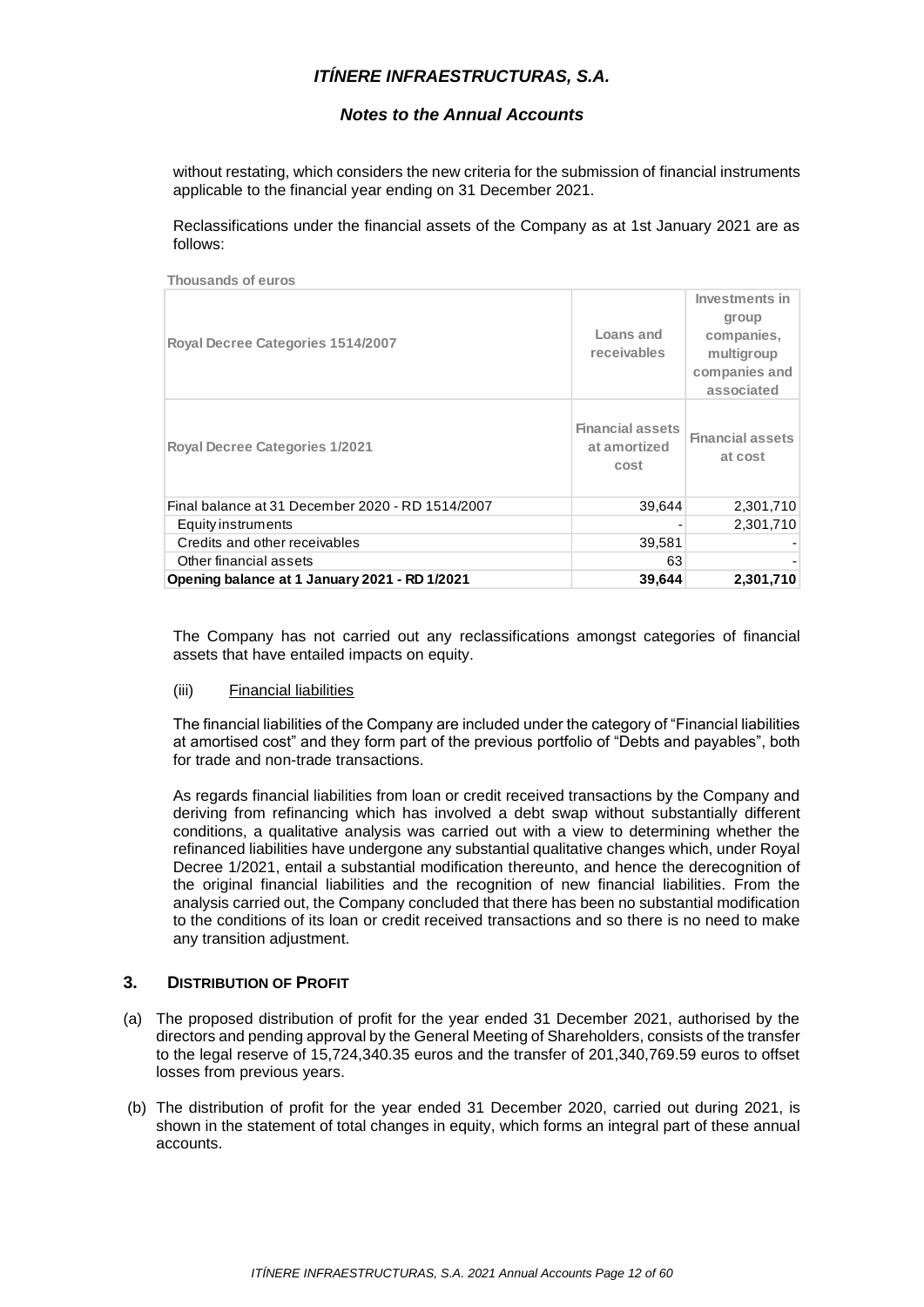without restating, which considers the new criteria for the submission of financial instruments applicable to the financial year ending on 31 December 2021.

Reclassifications under the financial assets of the Company as at 1st January 2021 are as follows:

Thousands of euros

| Royal Decree Categories 1514/2007 | Loans and receivables | Investments in group companies, multigroup companies and associated |
|---|---|---|
| **Royal Decree Categories 1/2021** | **Financial assets at amortized cost** | **Financial assets at cost** |
| Final balance at 31 December 2020 - RD 1514/2007 | 39,644 | 2,301,710 |
| Equity instruments | - | 2,301,710 |
| Credits and other receivables | 39,581 | - |
| Other financial assets | 63 | - |
| **Opening balance at 1 January 2021 - RD 1/2021** | **39,644** | **2,301,710** |

The Company has not carried out any reclassifications amongst categories of financial assets that have entailed impacts on equity.

(iii) Financial liabilities

The financial liabilities of the Company are included under the category of "Financial liabilities at amortised cost" and they form part of the previous portfolio of "Debts and payables", both for trade and non-trade transactions.

As regards financial liabilities from loan or credit received transactions by the Company and deriving from refinancing which has involved a debt swap without substantially different conditions, a qualitative analysis was carried out with a view to determining whether the refinanced liabilities have undergone any substantial qualitative changes which, under Royal Decree 1/2021, entail a substantial modification thereunto, and hence the derecognition of the original financial liabilities and the recognition of new financial liabilities. From the analysis carried out, the Company concluded that there has been no substantial modification to the conditions of its loan or credit received transactions and so there is no need to make any transition adjustment.

## 3. DISTRIBUTION OF PROFIT

(a) The proposed distribution of profit for the year ended 31 December 2021, authorised by the directors and pending approval by the General Meeting of Shareholders, consists of the transfer to the legal reserve of 15,724,340.35 euros and the transfer of 201,340,769.59 euros to offset losses from previous years.

(b) The distribution of profit for the year ended 31 December 2020, carried out during 2021, is shown in the statement of total changes in equity, which forms an integral part of these annual accounts.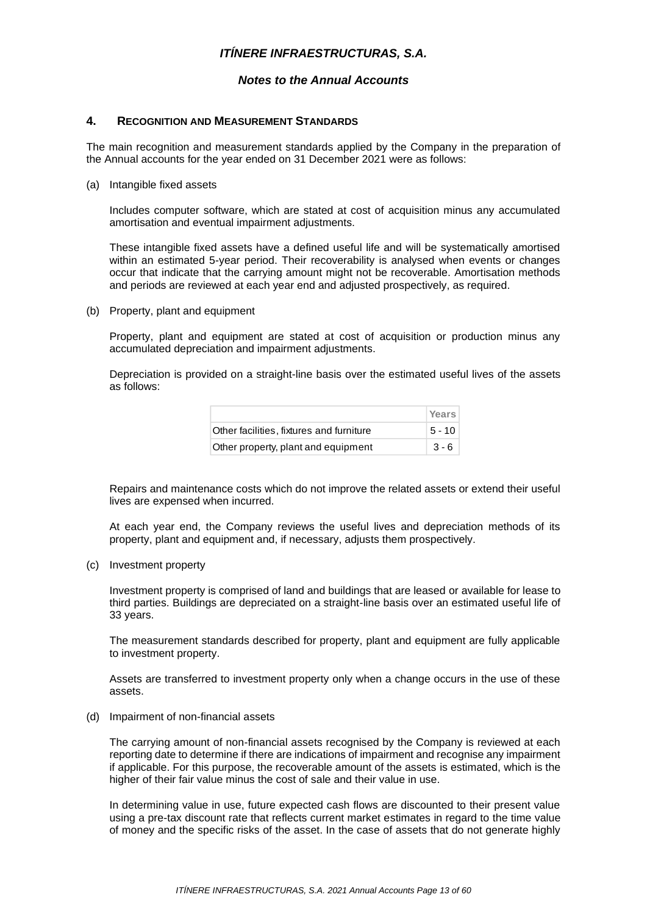## 4. RECOGNITION AND MEASUREMENT STANDARDS

The main recognition and measurement standards applied by the Company in the preparation of the Annual accounts for the year ended on 31 December 2021 were as follows:

(a) Intangible fixed assets

Includes computer software, which are stated at cost of acquisition minus any accumulated amortisation and eventual impairment adjustments.

These intangible fixed assets have a defined useful life and will be systematically amortised within an estimated 5-year period. Their recoverability is analysed when events or changes occur that indicate that the carrying amount might not be recoverable. Amortisation methods and periods are reviewed at each year end and adjusted prospectively, as required.

(b) Property, plant and equipment

Property, plant and equipment are stated at cost of acquisition or production minus any accumulated depreciation and impairment adjustments.

Depreciation is provided on a straight-line basis over the estimated useful lives of the assets as follows:

| | Years |
|---|---|
| Other facilities, fixtures and furniture | 5 - 10 |
| Other property, plant and equipment | 3 - 6 |

Repairs and maintenance costs which do not improve the related assets or extend their useful lives are expensed when incurred.

At each year end, the Company reviews the useful lives and depreciation methods of its property, plant and equipment and, if necessary, adjusts them prospectively.

(c) Investment property

Investment property is comprised of land and buildings that are leased or available for lease to third parties. Buildings are depreciated on a straight-line basis over an estimated useful life of 33 years.

The measurement standards described for property, plant and equipment are fully applicable to investment property.

Assets are transferred to investment property only when a change occurs in the use of these assets.

(d) Impairment of non-financial assets

The carrying amount of non-financial assets recognised by the Company is reviewed at each reporting date to determine if there are indications of impairment and recognise any impairment if applicable. For this purpose, the recoverable amount of the assets is estimated, which is the higher of their fair value minus the cost of sale and their value in use.

In determining value in use, future expected cash flows are discounted to their present value using a pre-tax discount rate that reflects current market estimates in regard to the time value of money and the specific risks of the asset. In the case of assets that do not generate highly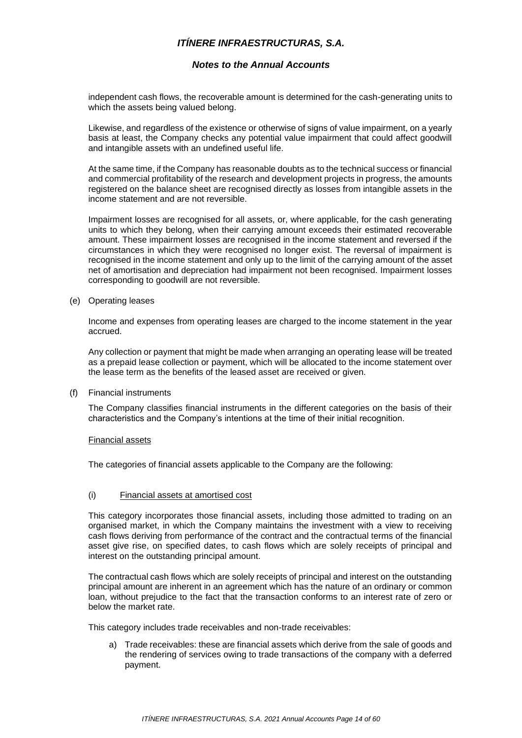independent cash flows, the recoverable amount is determined for the cash-generating units to which the assets being valued belong.

Likewise, and regardless of the existence or otherwise of signs of value impairment, on a yearly basis at least, the Company checks any potential value impairment that could affect goodwill and intangible assets with an undefined useful life.

At the same time, if the Company has reasonable doubts as to the technical success or financial and commercial profitability of the research and development projects in progress, the amounts registered on the balance sheet are recognised directly as losses from intangible assets in the income statement and are not reversible.

Impairment losses are recognised for all assets, or, where applicable, for the cash generating units to which they belong, when their carrying amount exceeds their estimated recoverable amount. These impairment losses are recognised in the income statement and reversed if the circumstances in which they were recognised no longer exist. The reversal of impairment is recognised in the income statement and only up to the limit of the carrying amount of the asset net of amortisation and depreciation had impairment not been recognised. Impairment losses corresponding to goodwill are not reversible.

(e) Operating leases

Income and expenses from operating leases are charged to the income statement in the year accrued.

Any collection or payment that might be made when arranging an operating lease will be treated as a prepaid lease collection or payment, which will be allocated to the income statement over the lease term as the benefits of the leased asset are received or given.

(f) Financial instruments

The Company classifies financial instruments in the different categories on the basis of their characteristics and the Company's intentions at the time of their initial recognition.

Financial assets

The categories of financial assets applicable to the Company are the following:

(i) Financial assets at amortised cost

This category incorporates those financial assets, including those admitted to trading on an organised market, in which the Company maintains the investment with a view to receiving cash flows deriving from performance of the contract and the contractual terms of the financial asset give rise, on specified dates, to cash flows which are solely receipts of principal and interest on the outstanding principal amount.

The contractual cash flows which are solely receipts of principal and interest on the outstanding principal amount are inherent in an agreement which has the nature of an ordinary or common loan, without prejudice to the fact that the transaction conforms to an interest rate of zero or below the market rate.

This category includes trade receivables and non-trade receivables:

a) Trade receivables: these are financial assets which derive from the sale of goods and the rendering of services owing to trade transactions of the company with a deferred payment.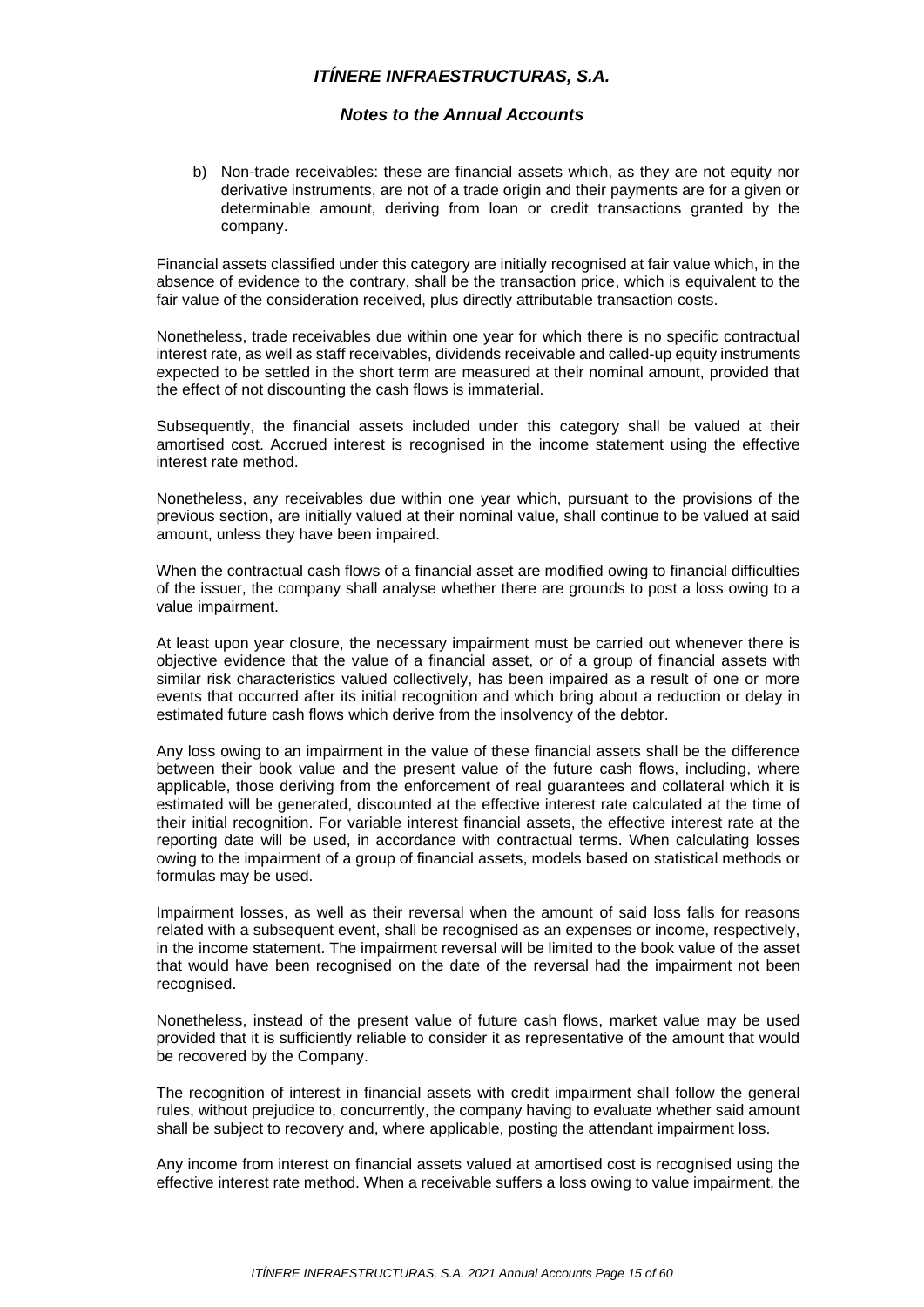b) Non-trade receivables: these are financial assets which, as they are not equity nor derivative instruments, are not of a trade origin and their payments are for a given or determinable amount, deriving from loan or credit transactions granted by the company.

Financial assets classified under this category are initially recognised at fair value which, in the absence of evidence to the contrary, shall be the transaction price, which is equivalent to the fair value of the consideration received, plus directly attributable transaction costs.

Nonetheless, trade receivables due within one year for which there is no specific contractual interest rate, as well as staff receivables, dividends receivable and called-up equity instruments expected to be settled in the short term are measured at their nominal amount, provided that the effect of not discounting the cash flows is immaterial.

Subsequently, the financial assets included under this category shall be valued at their amortised cost. Accrued interest is recognised in the income statement using the effective interest rate method.

Nonetheless, any receivables due within one year which, pursuant to the provisions of the previous section, are initially valued at their nominal value, shall continue to be valued at said amount, unless they have been impaired.

When the contractual cash flows of a financial asset are modified owing to financial difficulties of the issuer, the company shall analyse whether there are grounds to post a loss owing to a value impairment.

At least upon year closure, the necessary impairment must be carried out whenever there is objective evidence that the value of a financial asset, or of a group of financial assets with similar risk characteristics valued collectively, has been impaired as a result of one or more events that occurred after its initial recognition and which bring about a reduction or delay in estimated future cash flows which derive from the insolvency of the debtor.

Any loss owing to an impairment in the value of these financial assets shall be the difference between their book value and the present value of the future cash flows, including, where applicable, those deriving from the enforcement of real guarantees and collateral which it is estimated will be generated, discounted at the effective interest rate calculated at the time of their initial recognition. For variable interest financial assets, the effective interest rate at the reporting date will be used, in accordance with contractual terms. When calculating losses owing to the impairment of a group of financial assets, models based on statistical methods or formulas may be used.

Impairment losses, as well as their reversal when the amount of said loss falls for reasons related with a subsequent event, shall be recognised as an expenses or income, respectively, in the income statement. The impairment reversal will be limited to the book value of the asset that would have been recognised on the date of the reversal had the impairment not been recognised.

Nonetheless, instead of the present value of future cash flows, market value may be used provided that it is sufficiently reliable to consider it as representative of the amount that would be recovered by the Company.

The recognition of interest in financial assets with credit impairment shall follow the general rules, without prejudice to, concurrently, the company having to evaluate whether said amount shall be subject to recovery and, where applicable, posting the attendant impairment loss.

Any income from interest on financial assets valued at amortised cost is recognised using the effective interest rate method. When a receivable suffers a loss owing to value impairment, the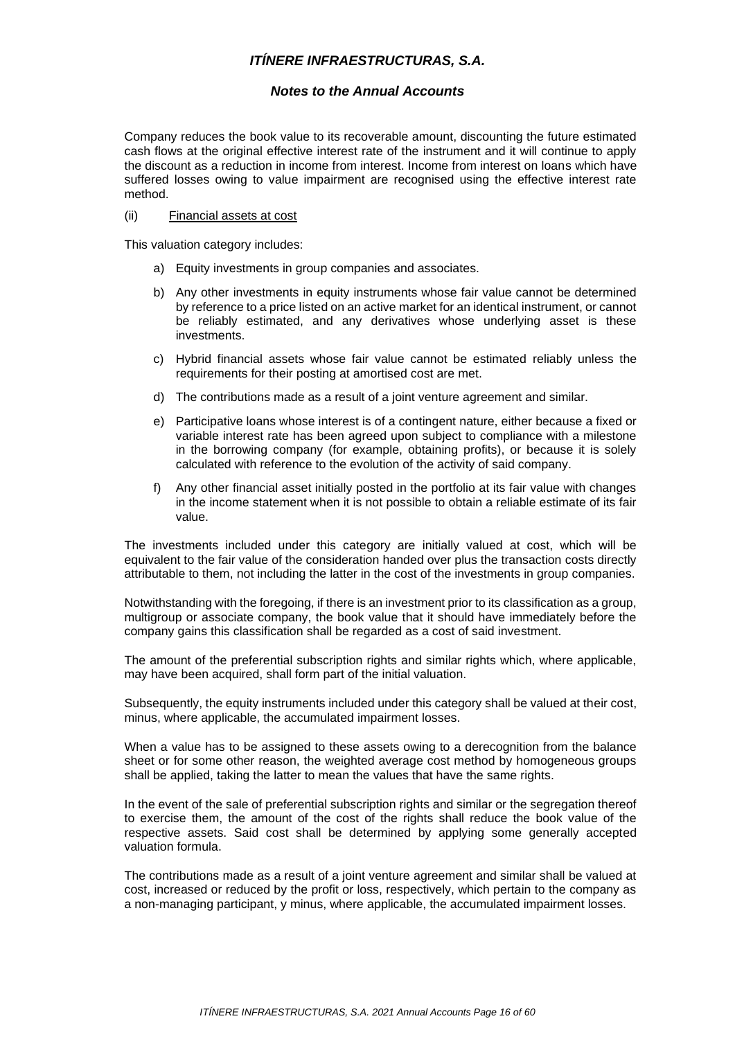Company reduces the book value to its recoverable amount, discounting the future estimated cash flows at the original effective interest rate of the instrument and it will continue to apply the discount as a reduction in income from interest. Income from interest on loans which have suffered losses owing to value impairment are recognised using the effective interest rate method.

(ii) Financial assets at cost

This valuation category includes:

a) Equity investments in group companies and associates.

b) Any other investments in equity instruments whose fair value cannot be determined by reference to a price listed on an active market for an identical instrument, or cannot be reliably estimated, and any derivatives whose underlying asset is these investments.

c) Hybrid financial assets whose fair value cannot be estimated reliably unless the requirements for their posting at amortised cost are met.

d) The contributions made as a result of a joint venture agreement and similar.

e) Participative loans whose interest is of a contingent nature, either because a fixed or variable interest rate has been agreed upon subject to compliance with a milestone in the borrowing company (for example, obtaining profits), or because it is solely calculated with reference to the evolution of the activity of said company.

f) Any other financial asset initially posted in the portfolio at its fair value with changes in the income statement when it is not possible to obtain a reliable estimate of its fair value.

The investments included under this category are initially valued at cost, which will be equivalent to the fair value of the consideration handed over plus the transaction costs directly attributable to them, not including the latter in the cost of the investments in group companies.

Notwithstanding with the foregoing, if there is an investment prior to its classification as a group, multigroup or associate company, the book value that it should have immediately before the company gains this classification shall be regarded as a cost of said investment.

The amount of the preferential subscription rights and similar rights which, where applicable, may have been acquired, shall form part of the initial valuation.

Subsequently, the equity instruments included under this category shall be valued at their cost, minus, where applicable, the accumulated impairment losses.

When a value has to be assigned to these assets owing to a derecognition from the balance sheet or for some other reason, the weighted average cost method by homogeneous groups shall be applied, taking the latter to mean the values that have the same rights.

In the event of the sale of preferential subscription rights and similar or the segregation thereof to exercise them, the amount of the cost of the rights shall reduce the book value of the respective assets. Said cost shall be determined by applying some generally accepted valuation formula.

The contributions made as a result of a joint venture agreement and similar shall be valued at cost, increased or reduced by the profit or loss, respectively, which pertain to the company as a non-managing participant, y minus, where applicable, the accumulated impairment losses.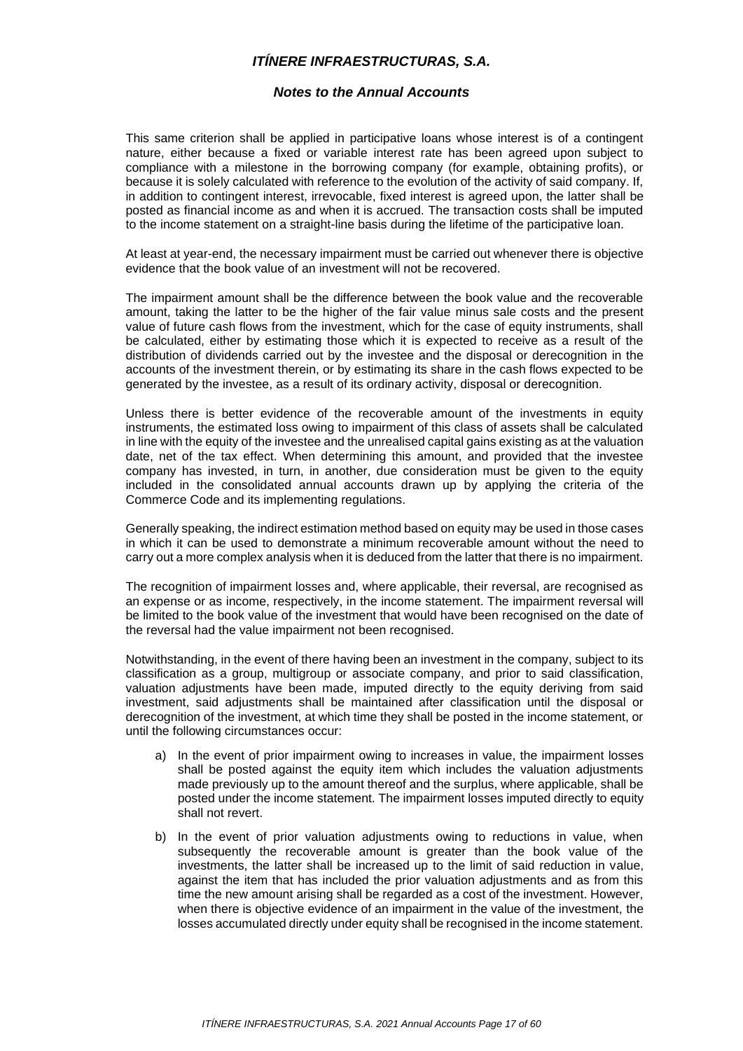This same criterion shall be applied in participative loans whose interest is of a contingent nature, either because a fixed or variable interest rate has been agreed upon subject to compliance with a milestone in the borrowing company (for example, obtaining profits), or because it is solely calculated with reference to the evolution of the activity of said company. If, in addition to contingent interest, irrevocable, fixed interest is agreed upon, the latter shall be posted as financial income as and when it is accrued. The transaction costs shall be imputed to the income statement on a straight-line basis during the lifetime of the participative loan.

At least at year-end, the necessary impairment must be carried out whenever there is objective evidence that the book value of an investment will not be recovered.

The impairment amount shall be the difference between the book value and the recoverable amount, taking the latter to be the higher of the fair value minus sale costs and the present value of future cash flows from the investment, which for the case of equity instruments, shall be calculated, either by estimating those which it is expected to receive as a result of the distribution of dividends carried out by the investee and the disposal or derecognition in the accounts of the investment therein, or by estimating its share in the cash flows expected to be generated by the investee, as a result of its ordinary activity, disposal or derecognition.

Unless there is better evidence of the recoverable amount of the investments in equity instruments, the estimated loss owing to impairment of this class of assets shall be calculated in line with the equity of the investee and the unrealised capital gains existing as at the valuation date, net of the tax effect. When determining this amount, and provided that the investee company has invested, in turn, in another, due consideration must be given to the equity included in the consolidated annual accounts drawn up by applying the criteria of the Commerce Code and its implementing regulations.

Generally speaking, the indirect estimation method based on equity may be used in those cases in which it can be used to demonstrate a minimum recoverable amount without the need to carry out a more complex analysis when it is deduced from the latter that there is no impairment.

The recognition of impairment losses and, where applicable, their reversal, are recognised as an expense or as income, respectively, in the income statement. The impairment reversal will be limited to the book value of the investment that would have been recognised on the date of the reversal had the value impairment not been recognised.

Notwithstanding, in the event of there having been an investment in the company, subject to its classification as a group, multigroup or associate company, and prior to said classification, valuation adjustments have been made, imputed directly to the equity deriving from said investment, said adjustments shall be maintained after classification until the disposal or derecognition of the investment, at which time they shall be posted in the income statement, or until the following circumstances occur:

a) In the event of prior impairment owing to increases in value, the impairment losses shall be posted against the equity item which includes the valuation adjustments made previously up to the amount thereof and the surplus, where applicable, shall be posted under the income statement. The impairment losses imputed directly to equity shall not revert.

b) In the event of prior valuation adjustments owing to reductions in value, when subsequently the recoverable amount is greater than the book value of the investments, the latter shall be increased up to the limit of said reduction in value, against the item that has included the prior valuation adjustments and as from this time the new amount arising shall be regarded as a cost of the investment. However, when there is objective evidence of an impairment in the value of the investment, the losses accumulated directly under equity shall be recognised in the income statement.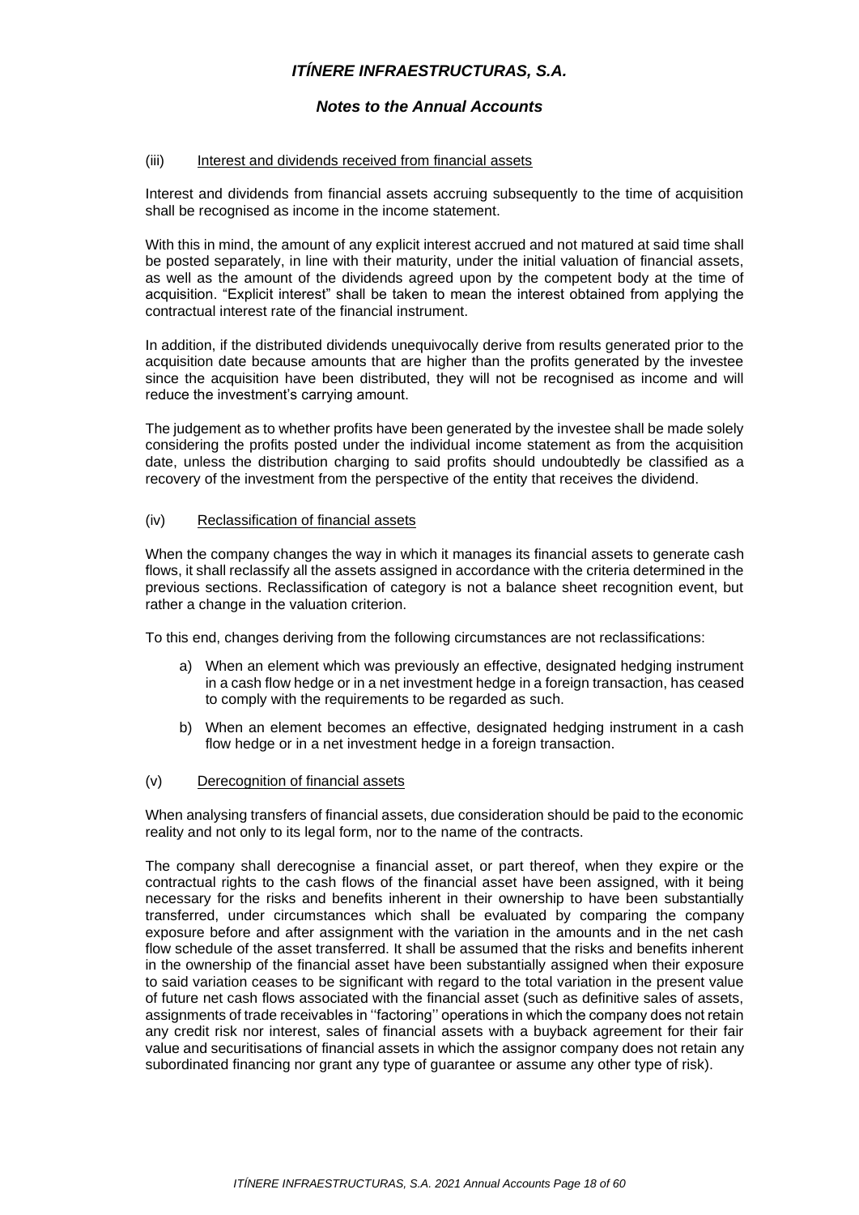#### (iii) Interest and dividends received from financial assets

Interest and dividends from financial assets accruing subsequently to the time of acquisition shall be recognised as income in the income statement.

With this in mind, the amount of any explicit interest accrued and not matured at said time shall be posted separately, in line with their maturity, under the initial valuation of financial assets, as well as the amount of the dividends agreed upon by the competent body at the time of acquisition. "Explicit interest" shall be taken to mean the interest obtained from applying the contractual interest rate of the financial instrument.

In addition, if the distributed dividends unequivocally derive from results generated prior to the acquisition date because amounts that are higher than the profits generated by the investee since the acquisition have been distributed, they will not be recognised as income and will reduce the investment's carrying amount.

The judgement as to whether profits have been generated by the investee shall be made solely considering the profits posted under the individual income statement as from the acquisition date, unless the distribution charging to said profits should undoubtedly be classified as a recovery of the investment from the perspective of the entity that receives the dividend.

#### (iv) Reclassification of financial assets

When the company changes the way in which it manages its financial assets to generate cash flows, it shall reclassify all the assets assigned in accordance with the criteria determined in the previous sections. Reclassification of category is not a balance sheet recognition event, but rather a change in the valuation criterion.

To this end, changes deriving from the following circumstances are not reclassifications:

a) When an element which was previously an effective, designated hedging instrument in a cash flow hedge or in a net investment hedge in a foreign transaction, has ceased to comply with the requirements to be regarded as such.

b) When an element becomes an effective, designated hedging instrument in a cash flow hedge or in a net investment hedge in a foreign transaction.

#### (v) Derecognition of financial assets

When analysing transfers of financial assets, due consideration should be paid to the economic reality and not only to its legal form, nor to the name of the contracts.

The company shall derecognise a financial asset, or part thereof, when they expire or the contractual rights to the cash flows of the financial asset have been assigned, with it being necessary for the risks and benefits inherent in their ownership to have been substantially transferred, under circumstances which shall be evaluated by comparing the company exposure before and after assignment with the variation in the amounts and in the net cash flow schedule of the asset transferred. It shall be assumed that the risks and benefits inherent in the ownership of the financial asset have been substantially assigned when their exposure to said variation ceases to be significant with regard to the total variation in the present value of future net cash flows associated with the financial asset (such as definitive sales of assets, assignments of trade receivables in ''factoring'' operations in which the company does not retain any credit risk nor interest, sales of financial assets with a buyback agreement for their fair value and securitisations of financial assets in which the assignor company does not retain any subordinated financing nor grant any type of guarantee or assume any other type of risk).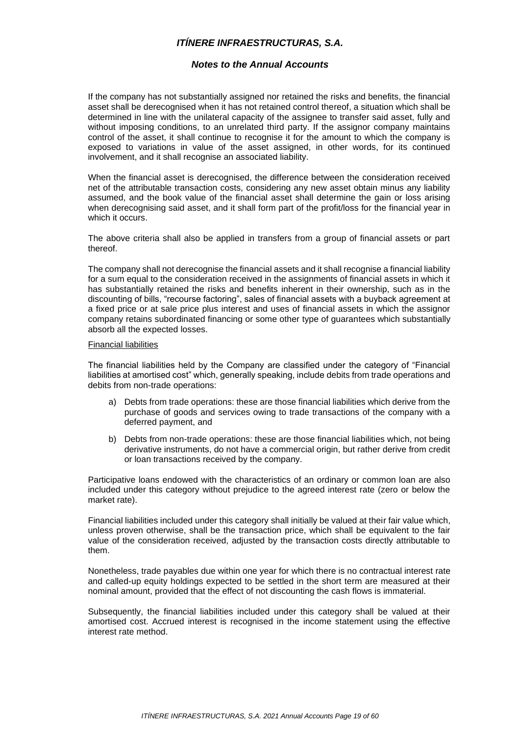If the company has not substantially assigned nor retained the risks and benefits, the financial asset shall be derecognised when it has not retained control thereof, a situation which shall be determined in line with the unilateral capacity of the assignee to transfer said asset, fully and without imposing conditions, to an unrelated third party. If the assignor company maintains control of the asset, it shall continue to recognise it for the amount to which the company is exposed to variations in value of the asset assigned, in other words, for its continued involvement, and it shall recognise an associated liability.

When the financial asset is derecognised, the difference between the consideration received net of the attributable transaction costs, considering any new asset obtain minus any liability assumed, and the book value of the financial asset shall determine the gain or loss arising when derecognising said asset, and it shall form part of the profit/loss for the financial year in which it occurs.

The above criteria shall also be applied in transfers from a group of financial assets or part thereof.

The company shall not derecognise the financial assets and it shall recognise a financial liability for a sum equal to the consideration received in the assignments of financial assets in which it has substantially retained the risks and benefits inherent in their ownership, such as in the discounting of bills, "recourse factoring", sales of financial assets with a buyback agreement at a fixed price or at sale price plus interest and uses of financial assets in which the assignor company retains subordinated financing or some other type of guarantees which substantially absorb all the expected losses.

Financial liabilities

The financial liabilities held by the Company are classified under the category of "Financial liabilities at amortised cost" which, generally speaking, include debits from trade operations and debits from non-trade operations:

a) Debts from trade operations: these are those financial liabilities which derive from the purchase of goods and services owing to trade transactions of the company with a deferred payment, and

b) Debts from non-trade operations: these are those financial liabilities which, not being derivative instruments, do not have a commercial origin, but rather derive from credit or loan transactions received by the company.

Participative loans endowed with the characteristics of an ordinary or common loan are also included under this category without prejudice to the agreed interest rate (zero or below the market rate).

Financial liabilities included under this category shall initially be valued at their fair value which, unless proven otherwise, shall be the transaction price, which shall be equivalent to the fair value of the consideration received, adjusted by the transaction costs directly attributable to them.

Nonetheless, trade payables due within one year for which there is no contractual interest rate and called-up equity holdings expected to be settled in the short term are measured at their nominal amount, provided that the effect of not discounting the cash flows is immaterial.

Subsequently, the financial liabilities included under this category shall be valued at their amortised cost. Accrued interest is recognised in the income statement using the effective interest rate method.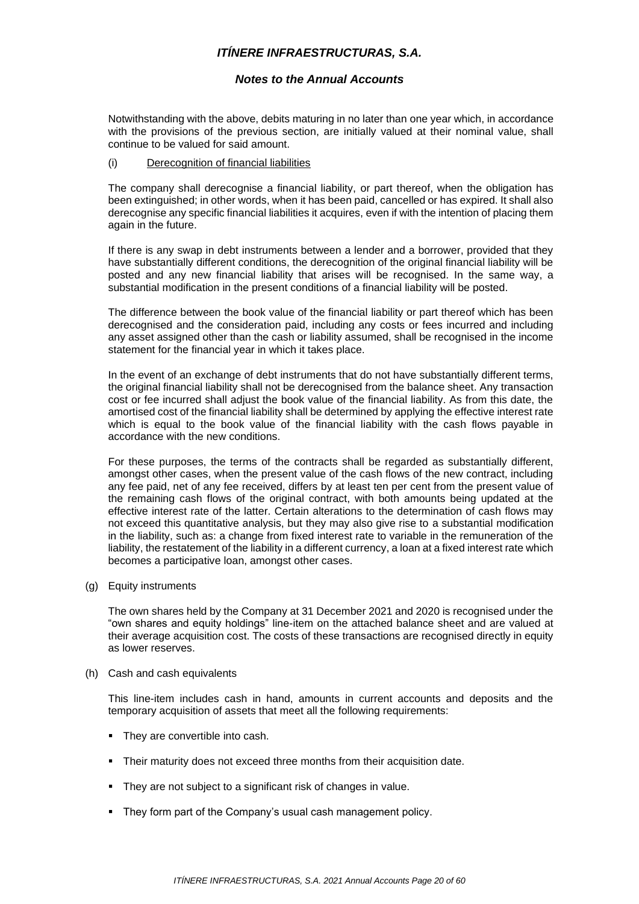Notwithstanding with the above, debits maturing in no later than one year which, in accordance with the provisions of the previous section, are initially valued at their nominal value, shall continue to be valued for said amount.

(i) Derecognition of financial liabilities

The company shall derecognise a financial liability, or part thereof, when the obligation has been extinguished; in other words, when it has been paid, cancelled or has expired. It shall also derecognise any specific financial liabilities it acquires, even if with the intention of placing them again in the future.

If there is any swap in debt instruments between a lender and a borrower, provided that they have substantially different conditions, the derecognition of the original financial liability will be posted and any new financial liability that arises will be recognised. In the same way, a substantial modification in the present conditions of a financial liability will be posted.

The difference between the book value of the financial liability or part thereof which has been derecognised and the consideration paid, including any costs or fees incurred and including any asset assigned other than the cash or liability assumed, shall be recognised in the income statement for the financial year in which it takes place.

In the event of an exchange of debt instruments that do not have substantially different terms, the original financial liability shall not be derecognised from the balance sheet. Any transaction cost or fee incurred shall adjust the book value of the financial liability. As from this date, the amortised cost of the financial liability shall be determined by applying the effective interest rate which is equal to the book value of the financial liability with the cash flows payable in accordance with the new conditions.

For these purposes, the terms of the contracts shall be regarded as substantially different, amongst other cases, when the present value of the cash flows of the new contract, including any fee paid, net of any fee received, differs by at least ten per cent from the present value of the remaining cash flows of the original contract, with both amounts being updated at the effective interest rate of the latter. Certain alterations to the determination of cash flows may not exceed this quantitative analysis, but they may also give rise to a substantial modification in the liability, such as: a change from fixed interest rate to variable in the remuneration of the liability, the restatement of the liability in a different currency, a loan at a fixed interest rate which becomes a participative loan, amongst other cases.

(g) Equity instruments

The own shares held by the Company at 31 December 2021 and 2020 is recognised under the "own shares and equity holdings" line-item on the attached balance sheet and are valued at their average acquisition cost. The costs of these transactions are recognised directly in equity as lower reserves.

(h) Cash and cash equivalents

This line-item includes cash in hand, amounts in current accounts and deposits and the temporary acquisition of assets that meet all the following requirements:

- They are convertible into cash.
- Their maturity does not exceed three months from their acquisition date.
- They are not subject to a significant risk of changes in value.
- They form part of the Company's usual cash management policy.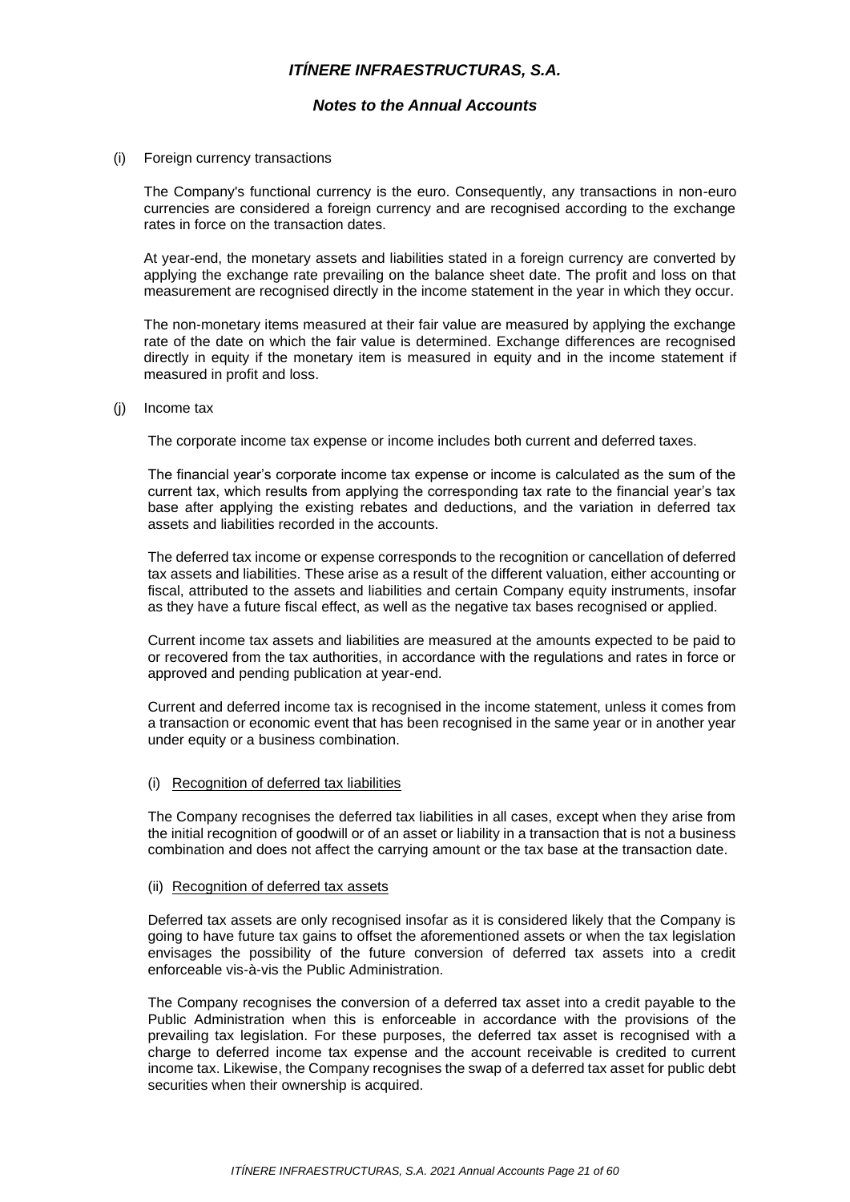(i) Foreign currency transactions

The Company's functional currency is the euro. Consequently, any transactions in non-euro currencies are considered a foreign currency and are recognised according to the exchange rates in force on the transaction dates.

At year-end, the monetary assets and liabilities stated in a foreign currency are converted by applying the exchange rate prevailing on the balance sheet date. The profit and loss on that measurement are recognised directly in the income statement in the year in which they occur.

The non-monetary items measured at their fair value are measured by applying the exchange rate of the date on which the fair value is determined. Exchange differences are recognised directly in equity if the monetary item is measured in equity and in the income statement if measured in profit and loss.

(j) Income tax

The corporate income tax expense or income includes both current and deferred taxes.

The financial year's corporate income tax expense or income is calculated as the sum of the current tax, which results from applying the corresponding tax rate to the financial year's tax base after applying the existing rebates and deductions, and the variation in deferred tax assets and liabilities recorded in the accounts.

The deferred tax income or expense corresponds to the recognition or cancellation of deferred tax assets and liabilities. These arise as a result of the different valuation, either accounting or fiscal, attributed to the assets and liabilities and certain Company equity instruments, insofar as they have a future fiscal effect, as well as the negative tax bases recognised or applied.

Current income tax assets and liabilities are measured at the amounts expected to be paid to or recovered from the tax authorities, in accordance with the regulations and rates in force or approved and pending publication at year-end.

Current and deferred income tax is recognised in the income statement, unless it comes from a transaction or economic event that has been recognised in the same year or in another year under equity or a business combination.

(i) Recognition of deferred tax liabilities

The Company recognises the deferred tax liabilities in all cases, except when they arise from the initial recognition of goodwill or of an asset or liability in a transaction that is not a business combination and does not affect the carrying amount or the tax base at the transaction date.

(ii) Recognition of deferred tax assets

Deferred tax assets are only recognised insofar as it is considered likely that the Company is going to have future tax gains to offset the aforementioned assets or when the tax legislation envisages the possibility of the future conversion of deferred tax assets into a credit enforceable vis-à-vis the Public Administration.

The Company recognises the conversion of a deferred tax asset into a credit payable to the Public Administration when this is enforceable in accordance with the provisions of the prevailing tax legislation. For these purposes, the deferred tax asset is recognised with a charge to deferred income tax expense and the account receivable is credited to current income tax. Likewise, the Company recognises the swap of a deferred tax asset for public debt securities when their ownership is acquired.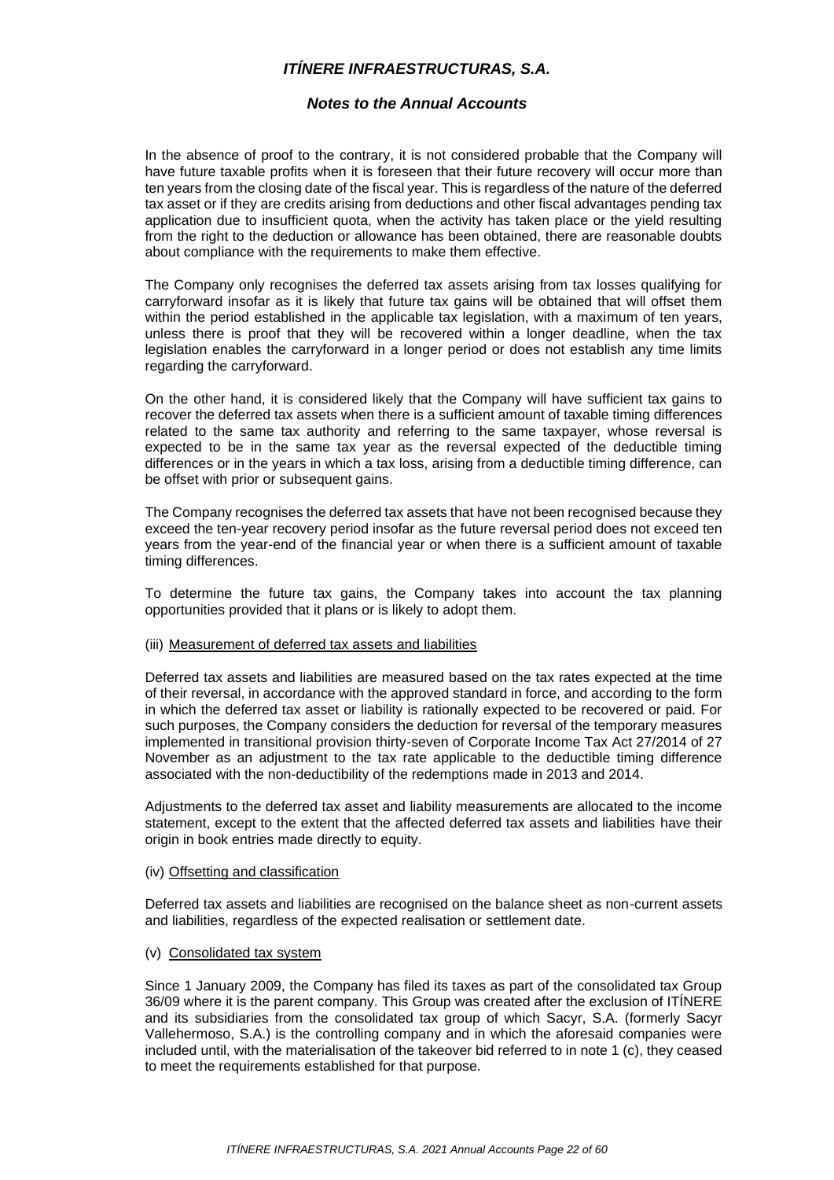In the absence of proof to the contrary, it is not considered probable that the Company will have future taxable profits when it is foreseen that their future recovery will occur more than ten years from the closing date of the fiscal year. This is regardless of the nature of the deferred tax asset or if they are credits arising from deductions and other fiscal advantages pending tax application due to insufficient quota, when the activity has taken place or the yield resulting from the right to the deduction or allowance has been obtained, there are reasonable doubts about compliance with the requirements to make them effective.

The Company only recognises the deferred tax assets arising from tax losses qualifying for carryforward insofar as it is likely that future tax gains will be obtained that will offset them within the period established in the applicable tax legislation, with a maximum of ten years, unless there is proof that they will be recovered within a longer deadline, when the tax legislation enables the carryforward in a longer period or does not establish any time limits regarding the carryforward.

On the other hand, it is considered likely that the Company will have sufficient tax gains to recover the deferred tax assets when there is a sufficient amount of taxable timing differences related to the same tax authority and referring to the same taxpayer, whose reversal is expected to be in the same tax year as the reversal expected of the deductible timing differences or in the years in which a tax loss, arising from a deductible timing difference, can be offset with prior or subsequent gains.

The Company recognises the deferred tax assets that have not been recognised because they exceed the ten-year recovery period insofar as the future reversal period does not exceed ten years from the year-end of the financial year or when there is a sufficient amount of taxable timing differences.

To determine the future tax gains, the Company takes into account the tax planning opportunities provided that it plans or is likely to adopt them.

(iii) Measurement of deferred tax assets and liabilities

Deferred tax assets and liabilities are measured based on the tax rates expected at the time of their reversal, in accordance with the approved standard in force, and according to the form in which the deferred tax asset or liability is rationally expected to be recovered or paid. For such purposes, the Company considers the deduction for reversal of the temporary measures implemented in transitional provision thirty-seven of Corporate Income Tax Act 27/2014 of 27 November as an adjustment to the tax rate applicable to the deductible timing difference associated with the non-deductibility of the redemptions made in 2013 and 2014.

Adjustments to the deferred tax asset and liability measurements are allocated to the income statement, except to the extent that the affected deferred tax assets and liabilities have their origin in book entries made directly to equity.

(iv) Offsetting and classification

Deferred tax assets and liabilities are recognised on the balance sheet as non-current assets and liabilities, regardless of the expected realisation or settlement date.

(v) Consolidated tax system

Since 1 January 2009, the Company has filed its taxes as part of the consolidated tax Group 36/09 where it is the parent company. This Group was created after the exclusion of ITÍNERE and its subsidiaries from the consolidated tax group of which Sacyr, S.A. (formerly Sacyr Vallehermoso, S.A.) is the controlling company and in which the aforesaid companies were included until, with the materialisation of the takeover bid referred to in note 1 (c), they ceased to meet the requirements established for that purpose.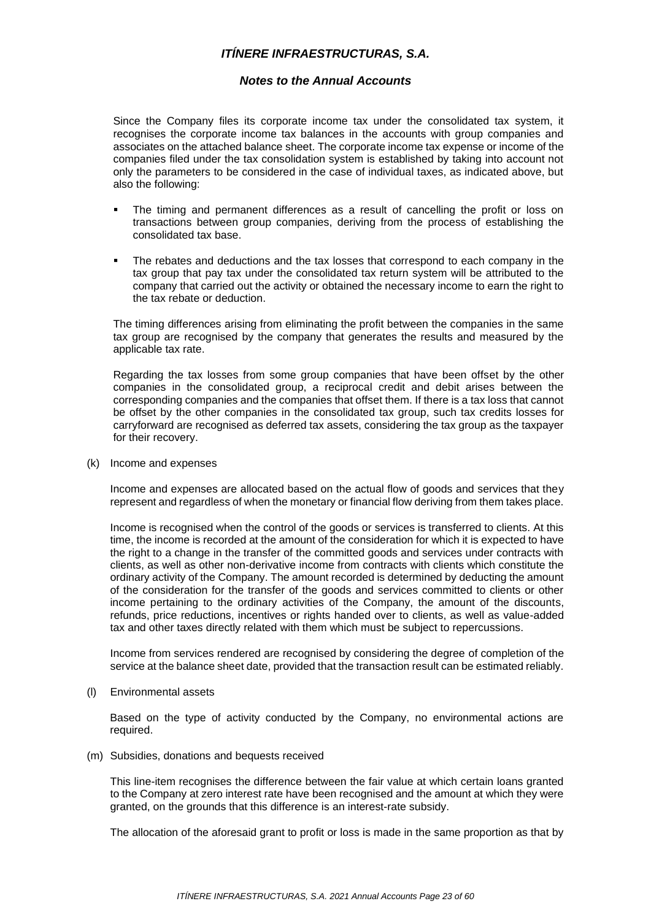Since the Company files its corporate income tax under the consolidated tax system, it recognises the corporate income tax balances in the accounts with group companies and associates on the attached balance sheet. The corporate income tax expense or income of the companies filed under the tax consolidation system is established by taking into account not only the parameters to be considered in the case of individual taxes, as indicated above, but also the following:

- The timing and permanent differences as a result of cancelling the profit or loss on transactions between group companies, deriving from the process of establishing the consolidated tax base.

- The rebates and deductions and the tax losses that correspond to each company in the tax group that pay tax under the consolidated tax return system will be attributed to the company that carried out the activity or obtained the necessary income to earn the right to the tax rebate or deduction.

The timing differences arising from eliminating the profit between the companies in the same tax group are recognised by the company that generates the results and measured by the applicable tax rate.

Regarding the tax losses from some group companies that have been offset by the other companies in the consolidated group, a reciprocal credit and debit arises between the corresponding companies and the companies that offset them. If there is a tax loss that cannot be offset by the other companies in the consolidated tax group, such tax credits losses for carryforward are recognised as deferred tax assets, considering the tax group as the taxpayer for their recovery.

(k) Income and expenses

Income and expenses are allocated based on the actual flow of goods and services that they represent and regardless of when the monetary or financial flow deriving from them takes place.

Income is recognised when the control of the goods or services is transferred to clients. At this time, the income is recorded at the amount of the consideration for which it is expected to have the right to a change in the transfer of the committed goods and services under contracts with clients, as well as other non-derivative income from contracts with clients which constitute the ordinary activity of the Company. The amount recorded is determined by deducting the amount of the consideration for the transfer of the goods and services committed to clients or other income pertaining to the ordinary activities of the Company, the amount of the discounts, refunds, price reductions, incentives or rights handed over to clients, as well as value-added tax and other taxes directly related with them which must be subject to repercussions.

Income from services rendered are recognised by considering the degree of completion of the service at the balance sheet date, provided that the transaction result can be estimated reliably.

(l) Environmental assets

Based on the type of activity conducted by the Company, no environmental actions are required.

(m) Subsidies, donations and bequests received

This line-item recognises the difference between the fair value at which certain loans granted to the Company at zero interest rate have been recognised and the amount at which they were granted, on the grounds that this difference is an interest-rate subsidy.

The allocation of the aforesaid grant to profit or loss is made in the same proportion as that by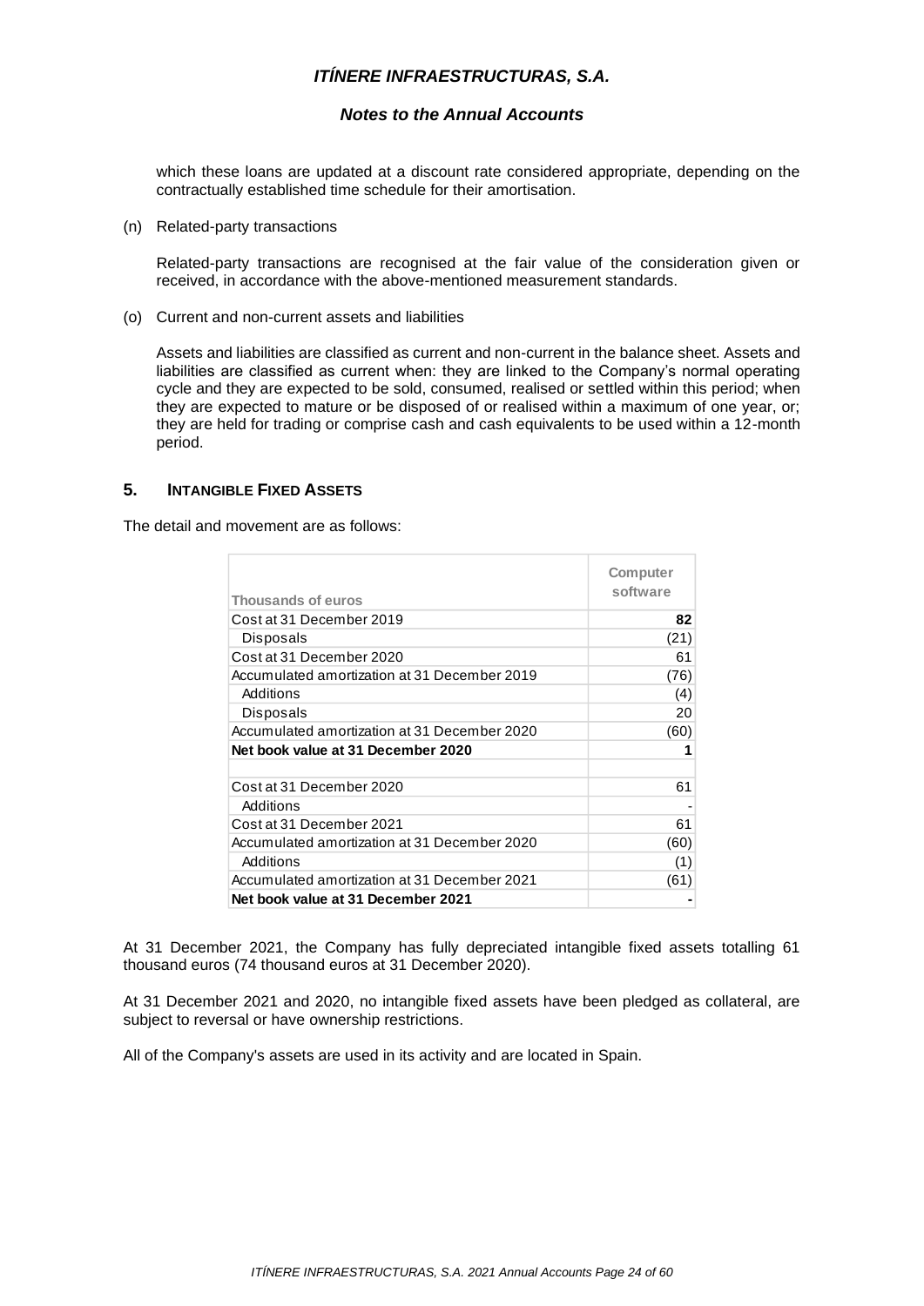which these loans are updated at a discount rate considered appropriate, depending on the contractually established time schedule for their amortisation.

(n) Related-party transactions

Related-party transactions are recognised at the fair value of the consideration given or received, in accordance with the above-mentioned measurement standards.

(o) Current and non-current assets and liabilities

Assets and liabilities are classified as current and non-current in the balance sheet. Assets and liabilities are classified as current when: they are linked to the Company's normal operating cycle and they are expected to be sold, consumed, realised or settled within this period; when they are expected to mature or be disposed of or realised within a maximum of one year, or; they are held for trading or comprise cash and cash equivalents to be used within a 12-month period.

## 5. INTANGIBLE FIXED ASSETS

The detail and movement are as follows:

| Thousands of euros | Computer software |
|---|---|
| Cost at 31 December 2019 | **82** |
| Disposals | (21) |
| Cost at 31 December 2020 | 61 |
| Accumulated amortization at 31 December 2019 | (76) |
| Additions | (4) |
| Disposals | 20 |
| Accumulated amortization at 31 December 2020 | (60) |
| **Net book value at 31 December 2020** | **1** |
| | |
| Cost at 31 December 2020 | 61 |
| Additions | - |
| Cost at 31 December 2021 | 61 |
| Accumulated amortization at 31 December 2020 | (60) |
| Additions | (1) |
| Accumulated amortization at 31 December 2021 | (61) |
| **Net book value at 31 December 2021** | **-** |

At 31 December 2021, the Company has fully depreciated intangible fixed assets totalling 61 thousand euros (74 thousand euros at 31 December 2020).

At 31 December 2021 and 2020, no intangible fixed assets have been pledged as collateral, are subject to reversal or have ownership restrictions.

All of the Company's assets are used in its activity and are located in Spain.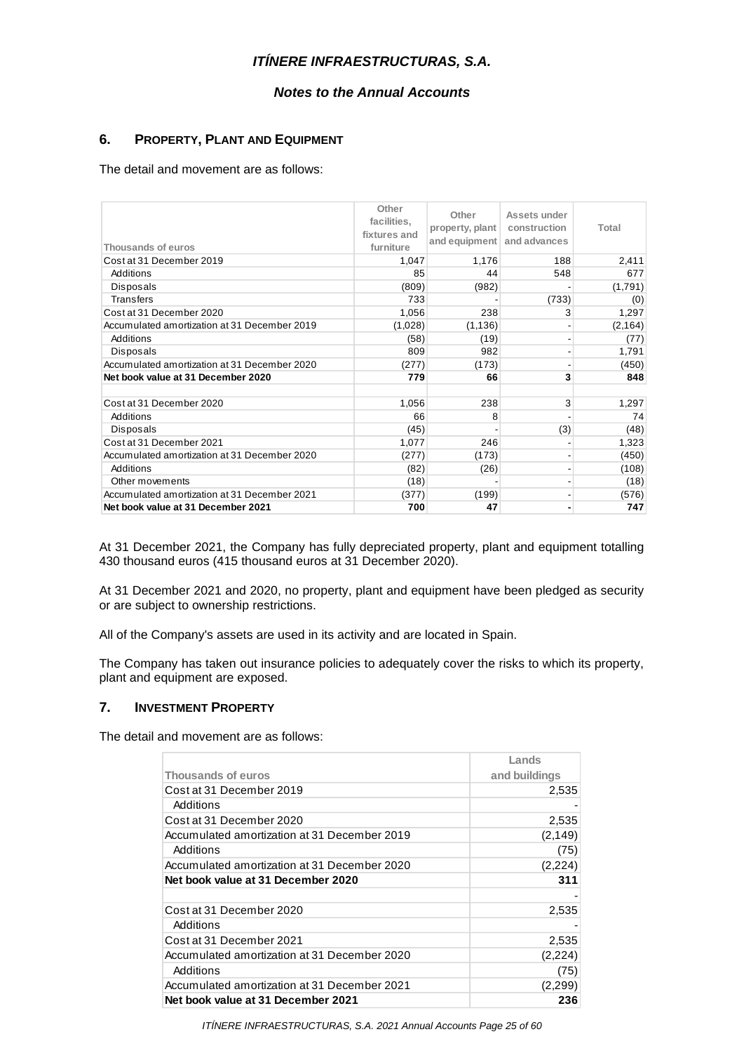## 6. PROPERTY, PLANT AND EQUIPMENT

The detail and movement are as follows:

| Thousands of euros | Other facilities, fixtures and furniture | Other property, plant and equipment | Assets under construction and advances | Total |
|---|---|---|---|---|
| Cost at 31 December 2019 | 1,047 | 1,176 | 188 | 2,411 |
| Additions | 85 | 44 | 548 | 677 |
| Disposals | (809) | (982) | - | (1,791) |
| Transfers | 733 | - | (733) | (0) |
| Cost at 31 December 2020 | 1,056 | 238 | 3 | 1,297 |
| Accumulated amortization at 31 December 2019 | (1,028) | (1,136) | - | (2,164) |
| Additions | (58) | (19) | - | (77) |
| Disposals | 809 | 982 | - | 1,791 |
| Accumulated amortization at 31 December 2020 | (277) | (173) | - | (450) |
| **Net book value at 31 December 2020** | **779** | **66** | **3** | **848** |
| | | | | |
| Cost at 31 December 2020 | 1,056 | 238 | 3 | 1,297 |
| Additions | 66 | 8 | - | 74 |
| Disposals | (45) | - | (3) | (48) |
| Cost at 31 December 2021 | 1,077 | 246 | - | 1,323 |
| Accumulated amortization at 31 December 2020 | (277) | (173) | - | (450) |
| Additions | (82) | (26) | - | (108) |
| Other movements | (18) | - | - | (18) |
| Accumulated amortization at 31 December 2021 | (377) | (199) | - | (576) |
| **Net book value at 31 December 2021** | **700** | **47** | **-** | **747** |

At 31 December 2021, the Company has fully depreciated property, plant and equipment totalling 430 thousand euros (415 thousand euros at 31 December 2020).

At 31 December 2021 and 2020, no property, plant and equipment have been pledged as security or are subject to ownership restrictions.

All of the Company's assets are used in its activity and are located in Spain.

The Company has taken out insurance policies to adequately cover the risks to which its property, plant and equipment are exposed.

## 7. INVESTMENT PROPERTY

The detail and movement are as follows:

| Thousands of euros | Lands and buildings |
|---|---|
| Cost at 31 December 2019 | 2,535 |
| Additions | - |
| Cost at 31 December 2020 | 2,535 |
| Accumulated amortization at 31 December 2019 | (2,149) |
| Additions | (75) |
| Accumulated amortization at 31 December 2020 | (2,224) |
| **Net book value at 31 December 2020** | **311** |
| | - |
| Cost at 31 December 2020 | 2,535 |
| Additions | - |
| Cost at 31 December 2021 | 2,535 |
| Accumulated amortization at 31 December 2020 | (2,224) |
| Additions | (75) |
| Accumulated amortization at 31 December 2021 | (2,299) |
| **Net book value at 31 December 2021** | **236** |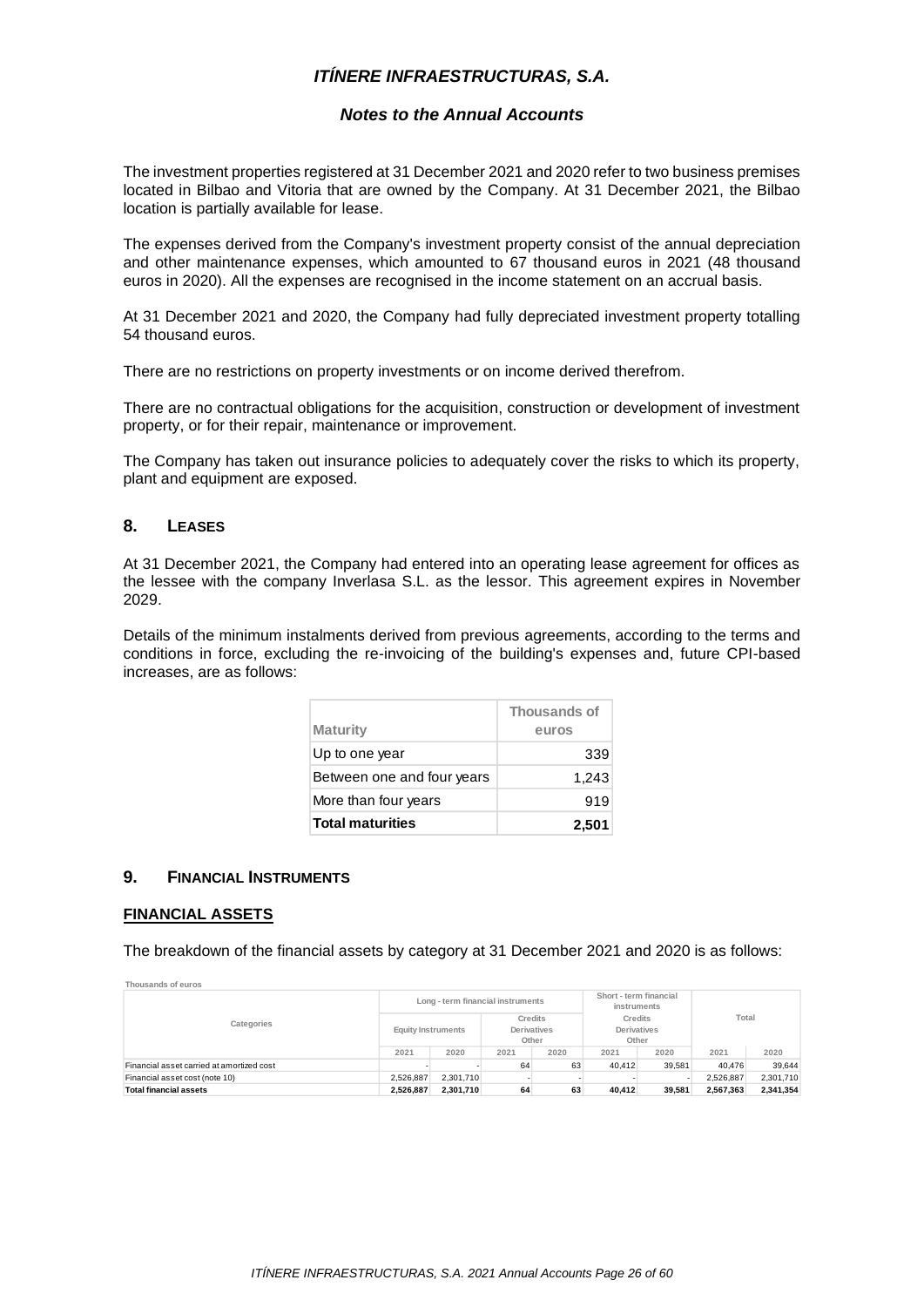The investment properties registered at 31 December 2021 and 2020 refer to two business premises located in Bilbao and Vitoria that are owned by the Company. At 31 December 2021, the Bilbao location is partially available for lease.

The expenses derived from the Company's investment property consist of the annual depreciation and other maintenance expenses, which amounted to 67 thousand euros in 2021 (48 thousand euros in 2020). All the expenses are recognised in the income statement on an accrual basis.

At 31 December 2021 and 2020, the Company had fully depreciated investment property totalling 54 thousand euros.

There are no restrictions on property investments or on income derived therefrom.

There are no contractual obligations for the acquisition, construction or development of investment property, or for their repair, maintenance or improvement.

The Company has taken out insurance policies to adequately cover the risks to which its property, plant and equipment are exposed.

## 8. LEASES

At 31 December 2021, the Company had entered into an operating lease agreement for offices as the lessee with the company Inverlasa S.L. as the lessor. This agreement expires in November 2029.

Details of the minimum instalments derived from previous agreements, according to the terms and conditions in force, excluding the re-invoicing of the building's expenses and, future CPI-based increases, are as follows:

| Maturity | Thousands of euros |
|---|---|
| Up to one year | 339 |
| Between one and four years | 1,243 |
| More than four years | 919 |
| **Total maturities** | **2,501** |

## 9. FINANCIAL INSTRUMENTS

### FINANCIAL ASSETS

The breakdown of the financial assets by category at 31 December 2021 and 2020 is as follows:

Thousands of euros

| Categories | Long - term financial instruments | | | | Short - term financial instruments | | Total | |
|---|---|---|---|---|---|---|---|---|
| | Equity Instruments | | Credits Derivatives Other | | Credits Derivatives Other | | | |
| | 2021 | 2020 | 2021 | 2020 | 2021 | 2020 | 2021 | 2020 |
| Financial asset carried at amortized cost | - | - | 64 | 63 | 40,412 | 39,581 | 40,476 | 39,644 |
| Financial asset cost (note 10) | 2,526,887 | 2,301,710 | - | - | - | - | 2,526,887 | 2,301,710 |
| **Total financial assets** | **2,526,887** | **2,301,710** | **64** | **63** | **40,412** | **39,581** | **2,567,363** | **2,341,354** |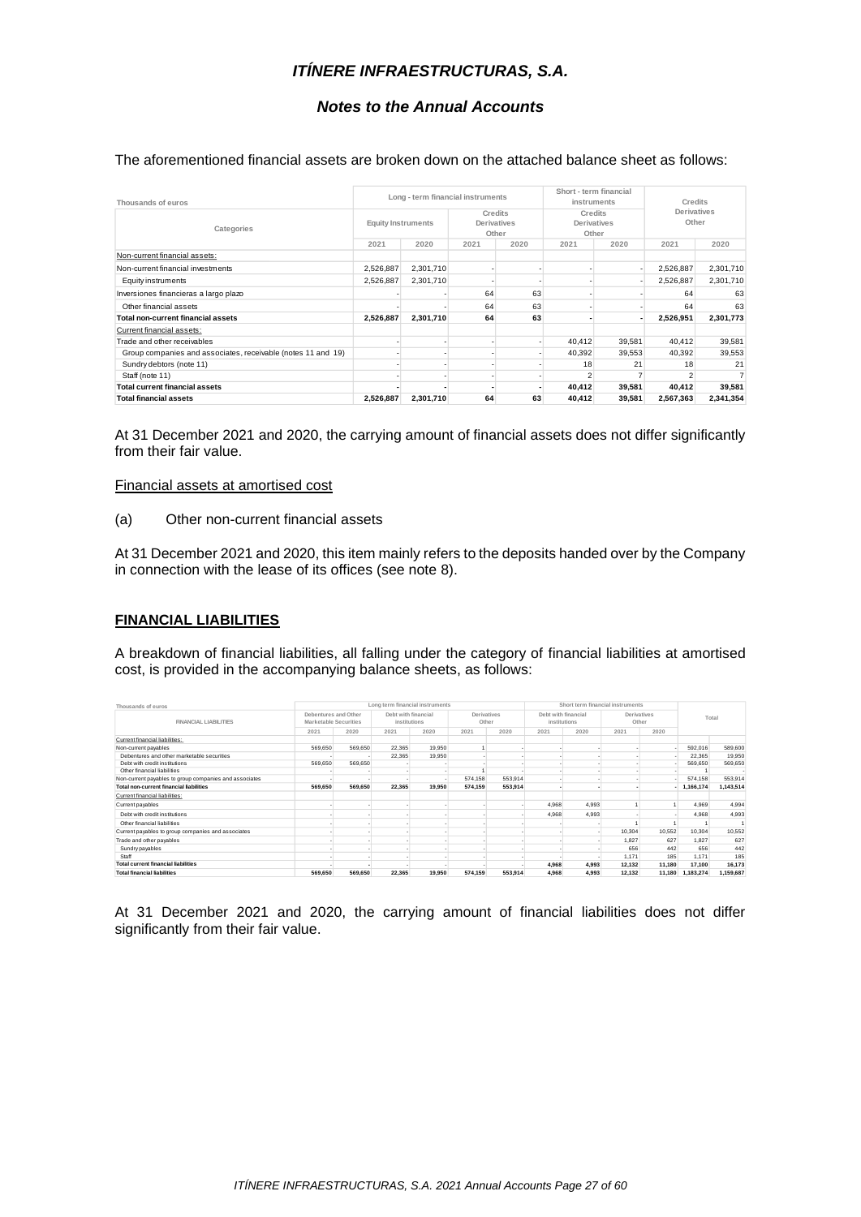The aforementioned financial assets are broken down on the attached balance sheet as follows:

| Thousands of euros | Long - term financial instruments | | | | Short - term financial instruments | | Credits Derivatives Other | |
|---|---|---|---|---|---|---|---|---|
| Categories | Equity Instruments | | Credits Derivatives Other | | Credits Derivatives Other | | | |
| | 2021 | 2020 | 2021 | 2020 | 2021 | 2020 | 2021 | 2020 |
| Non-current financial assets: | | | | | | | | |
| Non-current financial investments | 2,526,887 | 2,301,710 | - | - | - | - | 2,526,887 | 2,301,710 |
| Equity instruments | 2,526,887 | 2,301,710 | - | - | - | - | 2,526,887 | 2,301,710 |
| Inversiones financieras a largo plazo | - | - | 64 | 63 | - | - | 64 | 63 |
| Other financial assets | - | - | 64 | 63 | - | - | 64 | 63 |
| **Total non-current financial assets** | **2,526,887** | **2,301,710** | **64** | **63** | **-** | **-** | **2,526,951** | **2,301,773** |
| Current financial assets: | | | | | | | | |
| Trade and other receivables | - | - | - | - | 40,412 | 39,581 | 40,412 | 39,581 |
| Group companies and associates, receivable (notes 11 and 19) | - | - | - | - | 40,392 | 39,553 | 40,392 | 39,553 |
| Sundry debtors (note 11) | - | - | - | - | 18 | 21 | 18 | 21 |
| Staff (note 11) | - | - | - | - | 2 | 7 | 2 | 7 |
| **Total current financial assets** | **-** | **-** | **-** | **-** | **40,412** | **39,581** | **40,412** | **39,581** |
| **Total financial assets** | **2,526,887** | **2,301,710** | **64** | **63** | **40,412** | **39,581** | **2,567,363** | **2,341,354** |

At 31 December 2021 and 2020, the carrying amount of financial assets does not differ significantly from their fair value.

Financial assets at amortised cost

(a) Other non-current financial assets

At 31 December 2021 and 2020, this item mainly refers to the deposits handed over by the Company in connection with the lease of its offices (see note 8).

## FINANCIAL LIABILITIES

A breakdown of financial liabilities, all falling under the category of financial liabilities at amortised cost, is provided in the accompanying balance sheets, as follows:

| Thousands of euros | Long term financial instruments | | | | | | Short term financial instruments | | | | Total | |
|---|---|---|---|---|---|---|---|---|---|---|---|---|
| FINANCIAL LIABILITIES | Debentures and Other Marketable Securities | | Debt with financial institutions | | Derivatives Other | | Debt with financial institutions | | Derivatives Other | | | |
| | 2021 | 2020 | 2021 | 2020 | 2021 | 2020 | 2021 | 2020 | 2021 | 2020 | | |
| Current financial liabilities: | | | | | | | | | | | | |
| Non-current payables | 569,650 | 569,650 | 22,365 | 19,950 | 1 | - | - | - | - | - | 592,016 | 589,600 |
| Debentures and other marketable securities | - | - | 22,365 | 19,950 | - | - | - | - | - | - | 22,365 | 19,950 |
| Debt with credit institutions | 569,650 | 569,650 | - | - | - | - | - | - | - | - | 569,650 | 569,650 |
| Other financial liabilities | - | - | - | - | 1 | - | - | - | - | - | 1 | - |
| Non-current payables to group companies and associates | - | - | - | - | 574,158 | 553,914 | - | - | - | - | 574,158 | 553,914 |
| **Total non-current financial liabilities** | **569,650** | **569,650** | **22,365** | **19,950** | **574,159** | **553,914** | **-** | **-** | **-** | **-** | **1,166,174** | **1,143,514** |
| Current financial liabilities: | | | | | | | | | | | | |
| Current payables | - | - | - | - | - | - | 4,968 | 4,993 | 1 | 1 | 4,969 | 4,994 |
| Debt with credit institutions | - | - | - | - | - | - | 4,968 | 4,993 | - | - | 4,968 | 4,993 |
| Other financial liabilities | - | - | - | - | - | - | - | - | 1 | 1 | 1 | 1 |
| Current payables to group companies and associates | - | - | - | - | - | - | - | - | 10,304 | 10,552 | 10,304 | 10,552 |
| Trade and other payables | - | - | - | - | - | - | - | - | 1,827 | 627 | 1,827 | 627 |
| Sundry payables | - | - | - | - | - | - | - | - | 656 | 442 | 656 | 442 |
| Staff | - | - | - | - | - | - | - | - | 1,171 | 185 | 1,171 | 185 |
| **Total current financial liabilities** | **-** | **-** | **-** | **-** | **-** | **-** | **4,968** | **4,993** | **12,132** | **11,180** | **17,100** | **16,173** |
| **Total financial liabilities** | **569,650** | **569,650** | **22,365** | **19,950** | **574,159** | **553,914** | **4,968** | **4,993** | **12,132** | **11,180** | **1,183,274** | **1,159,687** |

At 31 December 2021 and 2020, the carrying amount of financial liabilities does not differ significantly from their fair value.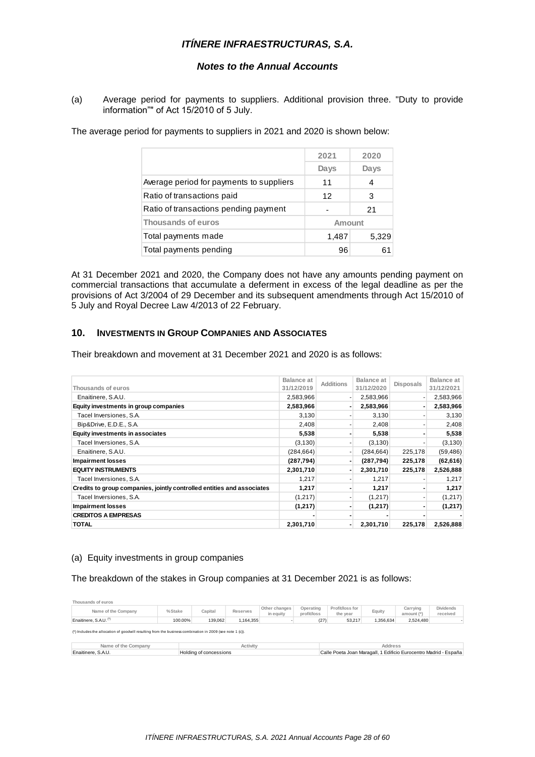# ITÍNERE INFRAESTRUCTURAS, S.A.

## Notes to the Annual Accounts

(a) Average period for payments to suppliers. Additional provision three. "Duty to provide information"" of Act 15/2010 of 5 July.

The average period for payments to suppliers in 2021 and 2020 is shown below:

| | 2021 | 2020 |
|---|---|---|
| | Days | Days |
| Average period for payments to suppliers | 11 | 4 |
| Ratio of transactions paid | 12 | 3 |
| Ratio of transactions pending payment | - | 21 |
| Thousands of euros | Amount | |
| Total payments made | 1,487 | 5,329 |
| Total payments pending | 96 | 61 |

At 31 December 2021 and 2020, the Company does not have any amounts pending payment on commercial transactions that accumulate a deferment in excess of the legal deadline as per the provisions of Act 3/2004 of 29 December and its subsequent amendments through Act 15/2010 of 5 July and Royal Decree Law 4/2013 of 22 February.

## 10. INVESTMENTS IN GROUP COMPANIES AND ASSOCIATES

Their breakdown and movement at 31 December 2021 and 2020 is as follows:

| Thousands of euros | Balance at 31/12/2019 | Additions | Balance at 31/12/2020 | Disposals | Balance at 31/12/2021 |
|---|---|---|---|---|---|
| Enaitinere, S.A.U. | 2,583,966 | - | 2,583,966 | - | 2,583,966 |
| **Equity investments in group companies** | **2,583,966** | **-** | **2,583,966** | **-** | **2,583,966** |
| Tacel Inversiones, S.A. | 3,130 | - | 3,130 | - | 3,130 |
| Bip&Drive, E.D.E., S.A. | 2,408 | - | 2,408 | - | 2,408 |
| **Equity investments in associates** | **5,538** | **-** | **5,538** | **-** | **5,538** |
| Tacel Inversiones, S.A. | (3,130) | - | (3,130) | - | (3,130) |
| Enaitinere, S.A.U. | (284,664) | - | (284,664) | 225,178 | (59,486) |
| **Impairment losses** | **(287,794)** | **-** | **(287,794)** | **225,178** | **(62,616)** |
| **EQUITY INSTRUMENTS** | **2,301,710** | **-** | **2,301,710** | **225,178** | **2,526,888** |
| Tacel Inversiones, S.A. | 1,217 | - | 1,217 | - | 1,217 |
| **Credits to group companies, jointly controlled entities and associates** | **1,217** | **-** | **1,217** | **-** | **1,217** |
| Tacel Inversiones, S.A. | (1,217) | - | (1,217) | - | (1,217) |
| **Impairment losses** | **(1,217)** | **-** | **(1,217)** | **-** | **(1,217)** |
| **CREDITOS A EMPRESAS** | **-** | **-** | **-** | **-** | **-** |
| **TOTAL** | **2,301,710** | **-** | **2,301,710** | **225,178** | **2,526,888** |

(a) Equity investments in group companies

The breakdown of the stakes in Group companies at 31 December 2021 is as follows:

Thousands of euros

| Name of the Company | % Stake | Capital | Reserves | Other changes in equity | Operating profit/loss | Profit/loss for the year | Equity | Carrying amount (*) | Dividends received |
|---|---|---|---|---|---|---|---|---|---|
| Enaitinere, S.A.U. (*) | 100.00% | 139,062 | 1,164,355 | - | (27) | 53,217 | 1,356,634 | 2,524,480 | - |

(*) Includes the allocation of goodwill resulting from the business combination in 2009 (see note 1 (c)).

| Name of the Company | Activity | Address |
|---|---|---|
| Enaitinere, S.A.U. | Holding of concessions | Calle Poeta Joan Maragall, 1 Edificio Eurocentro Madrid - España |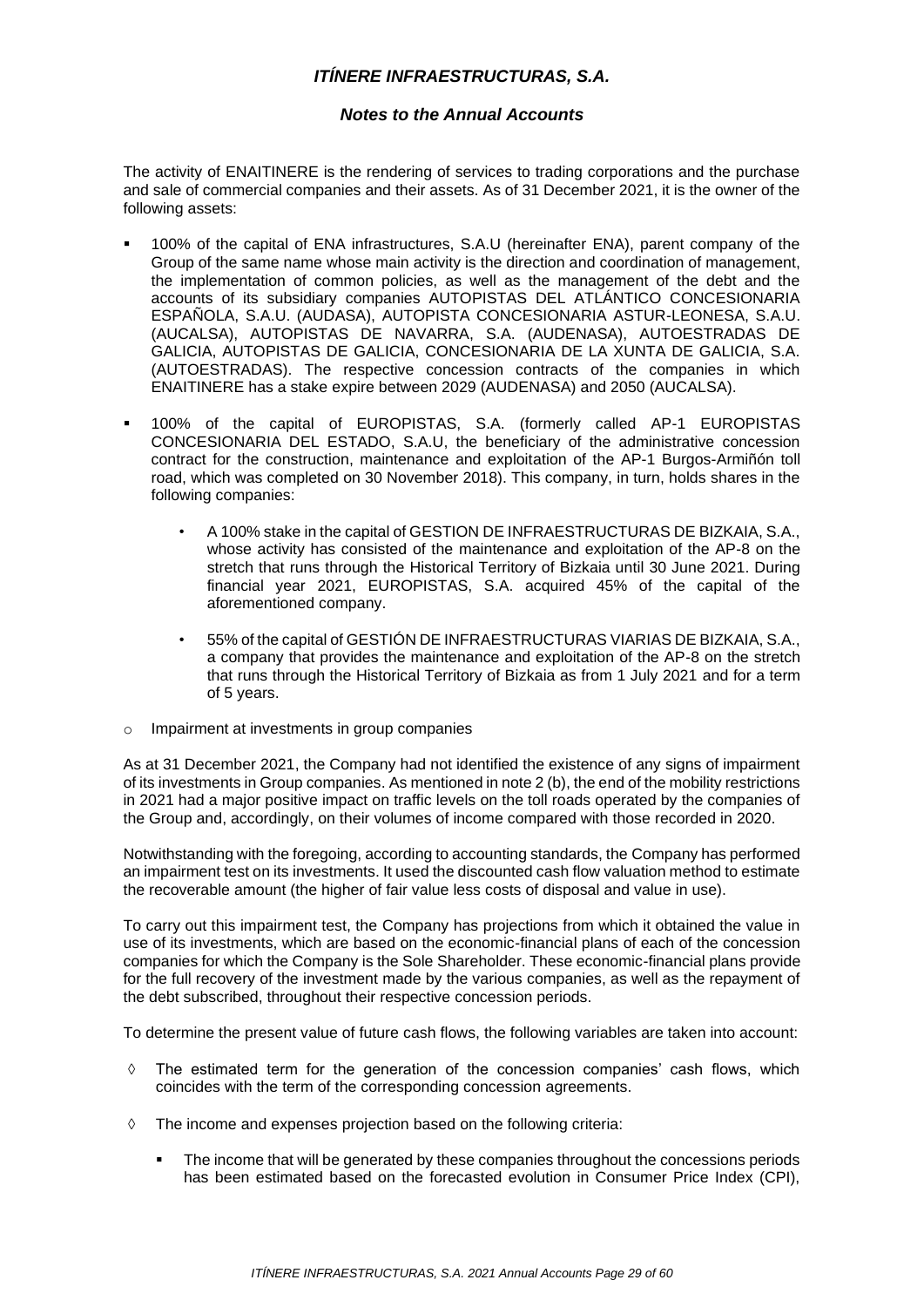The activity of ENAITINERE is the rendering of services to trading corporations and the purchase and sale of commercial companies and their assets. As of 31 December 2021, it is the owner of the following assets:

- 100% of the capital of ENA infrastructures, S.A.U (hereinafter ENA), parent company of the Group of the same name whose main activity is the direction and coordination of management, the implementation of common policies, as well as the management of the debt and the accounts of its subsidiary companies AUTOPISTAS DEL ATLÁNTICO CONCESIONARIA ESPAÑOLA, S.A.U. (AUDASA), AUTOPISTA CONCESIONARIA ASTUR-LEONESA, S.A.U. (AUCALSA), AUTOPISTAS DE NAVARRA, S.A. (AUDENASA), AUTOESTRADAS DE GALICIA, AUTOPISTAS DE GALICIA, CONCESIONARIA DE LA XUNTA DE GALICIA, S.A. (AUTOESTRADAS). The respective concession contracts of the companies in which ENAITINERE has a stake expire between 2029 (AUDENASA) and 2050 (AUCALSA).

- 100% of the capital of EUROPISTAS, S.A. (formerly called AP-1 EUROPISTAS CONCESIONARIA DEL ESTADO, S.A.U, the beneficiary of the administrative concession contract for the construction, maintenance and exploitation of the AP-1 Burgos-Armiñón toll road, which was completed on 30 November 2018). This company, in turn, holds shares in the following companies:

  - A 100% stake in the capital of GESTION DE INFRAESTRUCTURAS DE BIZKAIA, S.A., whose activity has consisted of the maintenance and exploitation of the AP-8 on the stretch that runs through the Historical Territory of Bizkaia until 30 June 2021. During financial year 2021, EUROPISTAS, S.A. acquired 45% of the capital of the aforementioned company.

  - 55% of the capital of GESTIÓN DE INFRAESTRUCTURAS VIARIAS DE BIZKAIA, S.A., a company that provides the maintenance and exploitation of the AP-8 on the stretch that runs through the Historical Territory of Bizkaia as from 1 July 2021 and for a term of 5 years.

- Impairment at investments in group companies

As at 31 December 2021, the Company had not identified the existence of any signs of impairment of its investments in Group companies. As mentioned in note 2 (b), the end of the mobility restrictions in 2021 had a major positive impact on traffic levels on the toll roads operated by the companies of the Group and, accordingly, on their volumes of income compared with those recorded in 2020.

Notwithstanding with the foregoing, according to accounting standards, the Company has performed an impairment test on its investments. It used the discounted cash flow valuation method to estimate the recoverable amount (the higher of fair value less costs of disposal and value in use).

To carry out this impairment test, the Company has projections from which it obtained the value in use of its investments, which are based on the economic-financial plans of each of the concession companies for which the Company is the Sole Shareholder. These economic-financial plans provide for the full recovery of the investment made by the various companies, as well as the repayment of the debt subscribed, throughout their respective concession periods.

To determine the present value of future cash flows, the following variables are taken into account:

- ◊ The estimated term for the generation of the concession companies' cash flows, which coincides with the term of the corresponding concession agreements.

- ◊ The income and expenses projection based on the following criteria:

  - The income that will be generated by these companies throughout the concessions periods has been estimated based on the forecasted evolution in Consumer Price Index (CPI),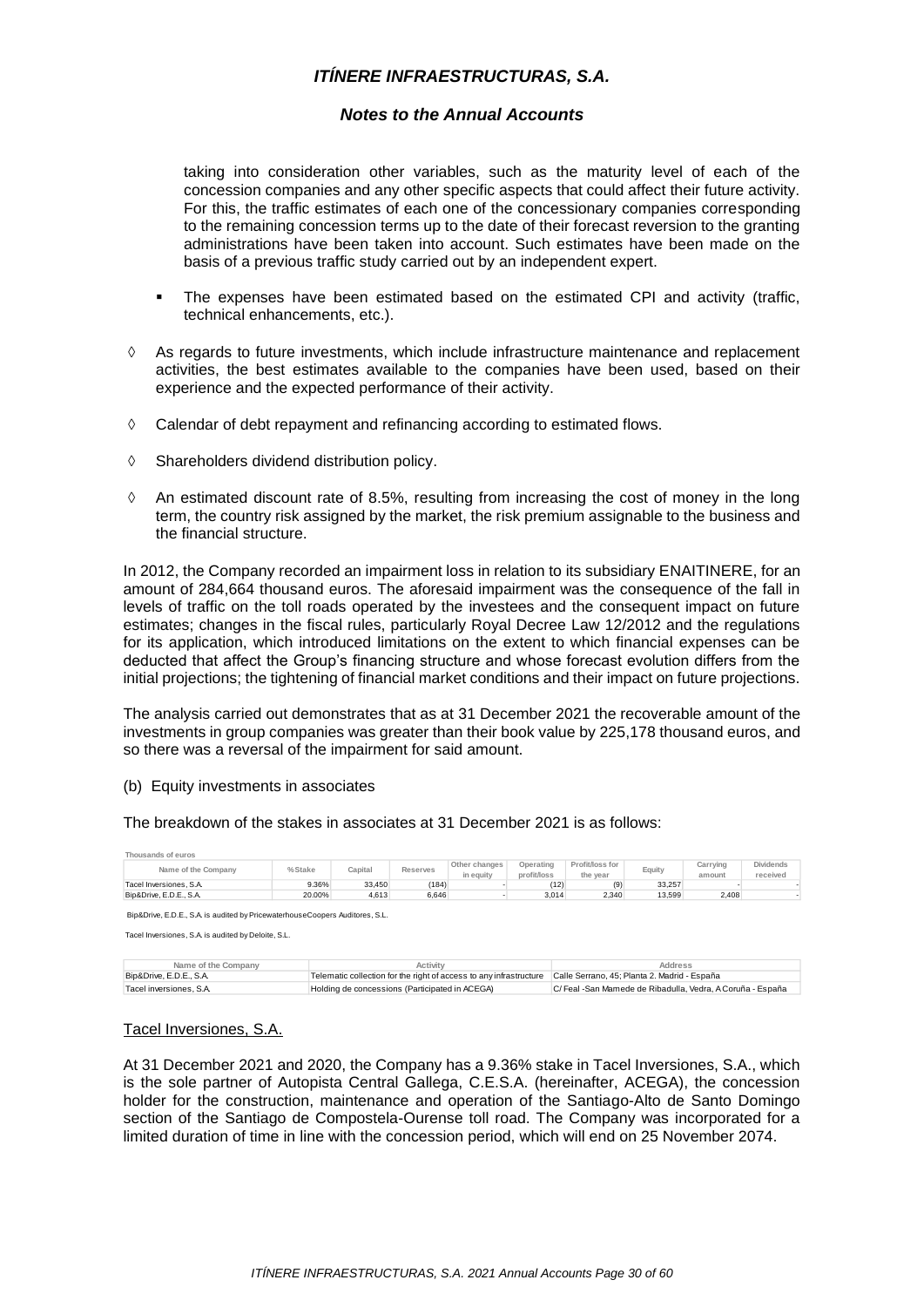taking into consideration other variables, such as the maturity level of each of the concession companies and any other specific aspects that could affect their future activity. For this, the traffic estimates of each one of the concessionary companies corresponding to the remaining concession terms up to the date of their forecast reversion to the granting administrations have been taken into account. Such estimates have been made on the basis of a previous traffic study carried out by an independent expert.

- The expenses have been estimated based on the estimated CPI and activity (traffic, technical enhancements, etc.).

◊ As regards to future investments, which include infrastructure maintenance and replacement activities, the best estimates available to the companies have been used, based on their experience and the expected performance of their activity.

◊ Calendar of debt repayment and refinancing according to estimated flows.

◊ Shareholders dividend distribution policy.

◊ An estimated discount rate of 8.5%, resulting from increasing the cost of money in the long term, the country risk assigned by the market, the risk premium assignable to the business and the financial structure.

In 2012, the Company recorded an impairment loss in relation to its subsidiary ENAITINERE, for an amount of 284,664 thousand euros. The aforesaid impairment was the consequence of the fall in levels of traffic on the toll roads operated by the investees and the consequent impact on future estimates; changes in the fiscal rules, particularly Royal Decree Law 12/2012 and the regulations for its application, which introduced limitations on the extent to which financial expenses can be deducted that affect the Group's financing structure and whose forecast evolution differs from the initial projections; the tightening of financial market conditions and their impact on future projections.

The analysis carried out demonstrates that as at 31 December 2021 the recoverable amount of the investments in group companies was greater than their book value by 225,178 thousand euros, and so there was a reversal of the impairment for said amount.

(b) Equity investments in associates

The breakdown of the stakes in associates at 31 December 2021 is as follows:

Thousands of euros

| Name of the Company | % Stake | Capital | Reserves | Other changes in equity | Operating profit/loss | Profit/loss for the year | Equity | Carrying amount | Dividends received |
|---|---|---|---|---|---|---|---|---|---|
| Tacel Inversiones, S.A. | 9.36% | 33,450 | (184) | - | (12) | (9) | 33,257 | - | - |
| Bip&Drive, E.D.E., S.A. | 20.00% | 4,613 | 6,646 | - | 3,014 | 2,340 | 13,599 | 2,408 | - |

Bip&Drive, E.D.E., S.A. is audited by PricewaterhouseCoopers Auditores, S.L.

Tacel Inversiones, S.A. is audited by Deloite, S.L.

| Name of the Company | Activity | Address |
|---|---|---|
| Bip&Drive, E.D.E., S.A. | Telematic collection for the right of access to any infrastructure | Calle Serrano, 45; Planta 2. Madrid - España |
| Tacel inversiones, S.A. | Holding de concessions (Participated in ACEGA) | C/ Feal -San Mamede de Ribadulla, Vedra, A Coruña - España |

Tacel Inversiones, S.A.

At 31 December 2021 and 2020, the Company has a 9.36% stake in Tacel Inversiones, S.A., which is the sole partner of Autopista Central Gallega, C.E.S.A. (hereinafter, ACEGA), the concession holder for the construction, maintenance and operation of the Santiago-Alto de Santo Domingo section of the Santiago de Compostela-Ourense toll road. The Company was incorporated for a limited duration of time in line with the concession period, which will end on 25 November 2074.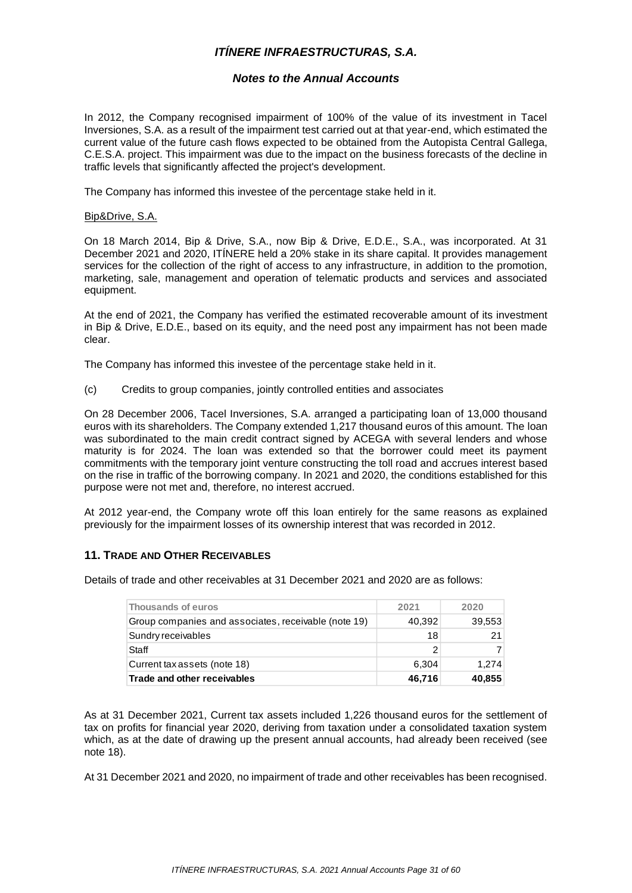In 2012, the Company recognised impairment of 100% of the value of its investment in Tacel Inversiones, S.A. as a result of the impairment test carried out at that year-end, which estimated the current value of the future cash flows expected to be obtained from the Autopista Central Gallega, C.E.S.A. project. This impairment was due to the impact on the business forecasts of the decline in traffic levels that significantly affected the project's development.

The Company has informed this investee of the percentage stake held in it.

Bip&Drive, S.A.

On 18 March 2014, Bip & Drive, S.A., now Bip & Drive, E.D.E., S.A., was incorporated. At 31 December 2021 and 2020, ITÍNERE held a 20% stake in its share capital. It provides management services for the collection of the right of access to any infrastructure, in addition to the promotion, marketing, sale, management and operation of telematic products and services and associated equipment.

At the end of 2021, the Company has verified the estimated recoverable amount of its investment in Bip & Drive, E.D.E., based on its equity, and the need post any impairment has not been made clear.

The Company has informed this investee of the percentage stake held in it.

(c) Credits to group companies, jointly controlled entities and associates

On 28 December 2006, Tacel Inversiones, S.A. arranged a participating loan of 13,000 thousand euros with its shareholders. The Company extended 1,217 thousand euros of this amount. The loan was subordinated to the main credit contract signed by ACEGA with several lenders and whose maturity is for 2024. The loan was extended so that the borrower could meet its payment commitments with the temporary joint venture constructing the toll road and accrues interest based on the rise in traffic of the borrowing company. In 2021 and 2020, the conditions established for this purpose were not met and, therefore, no interest accrued.

At 2012 year-end, the Company wrote off this loan entirely for the same reasons as explained previously for the impairment losses of its ownership interest that was recorded in 2012.

## 11. Trade and Other Receivables

Details of trade and other receivables at 31 December 2021 and 2020 are as follows:

| Thousands of euros | 2021 | 2020 |
|---|---|---|
| Group companies and associates, receivable (note 19) | 40,392 | 39,553 |
| Sundry receivables | 18 | 21 |
| Staff | 2 | 7 |
| Current tax assets (note 18) | 6,304 | 1,274 |
| **Trade and other receivables** | **46,716** | **40,855** |

As at 31 December 2021, Current tax assets included 1,226 thousand euros for the settlement of tax on profits for financial year 2020, deriving from taxation under a consolidated taxation system which, as at the date of drawing up the present annual accounts, had already been received (see note 18).

At 31 December 2021 and 2020, no impairment of trade and other receivables has been recognised.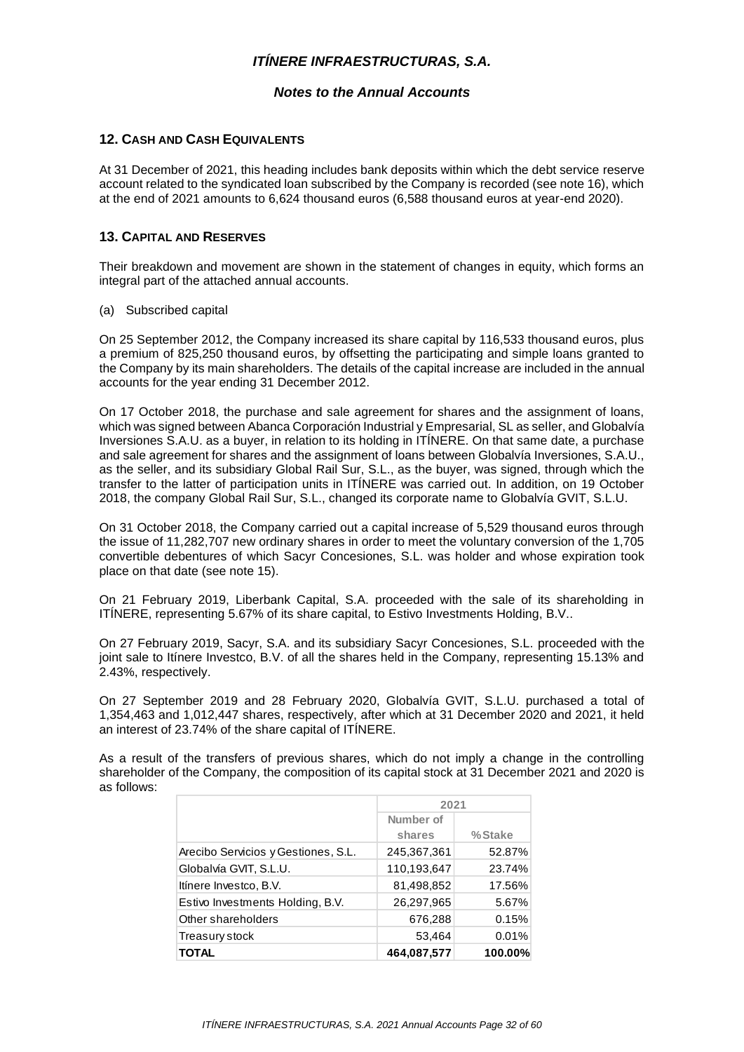## 12. Cash and Cash Equivalents

At 31 December of 2021, this heading includes bank deposits within which the debt service reserve account related to the syndicated loan subscribed by the Company is recorded (see note 16), which at the end of 2021 amounts to 6,624 thousand euros (6,588 thousand euros at year-end 2020).

## 13. Capital and Reserves

Their breakdown and movement are shown in the statement of changes in equity, which forms an integral part of the attached annual accounts.

(a) Subscribed capital

On 25 September 2012, the Company increased its share capital by 116,533 thousand euros, plus a premium of 825,250 thousand euros, by offsetting the participating and simple loans granted to the Company by its main shareholders. The details of the capital increase are included in the annual accounts for the year ending 31 December 2012.

On 17 October 2018, the purchase and sale agreement for shares and the assignment of loans, which was signed between Abanca Corporación Industrial y Empresarial, SL as seller, and Globalvía Inversiones S.A.U. as a buyer, in relation to its holding in ITÍNERE. On that same date, a purchase and sale agreement for shares and the assignment of loans between Globalvía Inversiones, S.A.U., as the seller, and its subsidiary Global Rail Sur, S.L., as the buyer, was signed, through which the transfer to the latter of participation units in ITÍNERE was carried out. In addition, on 19 October 2018, the company Global Rail Sur, S.L., changed its corporate name to Globalvía GVIT, S.L.U.

On 31 October 2018, the Company carried out a capital increase of 5,529 thousand euros through the issue of 11,282,707 new ordinary shares in order to meet the voluntary conversion of the 1,705 convertible debentures of which Sacyr Concesiones, S.L. was holder and whose expiration took place on that date (see note 15).

On 21 February 2019, Liberbank Capital, S.A. proceeded with the sale of its shareholding in ITÍNERE, representing 5.67% of its share capital, to Estivo Investments Holding, B.V..

On 27 February 2019, Sacyr, S.A. and its subsidiary Sacyr Concesiones, S.L. proceeded with the joint sale to Itínere Investco, B.V. of all the shares held in the Company, representing 15.13% and 2.43%, respectively.

On 27 September 2019 and 28 February 2020, Globalvía GVIT, S.L.U. purchased a total of 1,354,463 and 1,012,447 shares, respectively, after which at 31 December 2020 and 2021, it held an interest of 23.74% of the share capital of ITÍNERE.

As a result of the transfers of previous shares, which do not imply a change in the controlling shareholder of the Company, the composition of its capital stock at 31 December 2021 and 2020 is as follows:

| | 2021 | |
|---|---|---|
| | Number of shares | %Stake |
| Arecibo Servicios y Gestiones, S.L. | 245,367,361 | 52.87% |
| Globalvía GVIT, S.L.U. | 110,193,647 | 23.74% |
| Itínere Investco, B.V. | 81,498,852 | 17.56% |
| Estivo Investments Holding, B.V. | 26,297,965 | 5.67% |
| Other shareholders | 676,288 | 0.15% |
| Treasury stock | 53,464 | 0.01% |
| **TOTAL** | **464,087,577** | **100.00%** |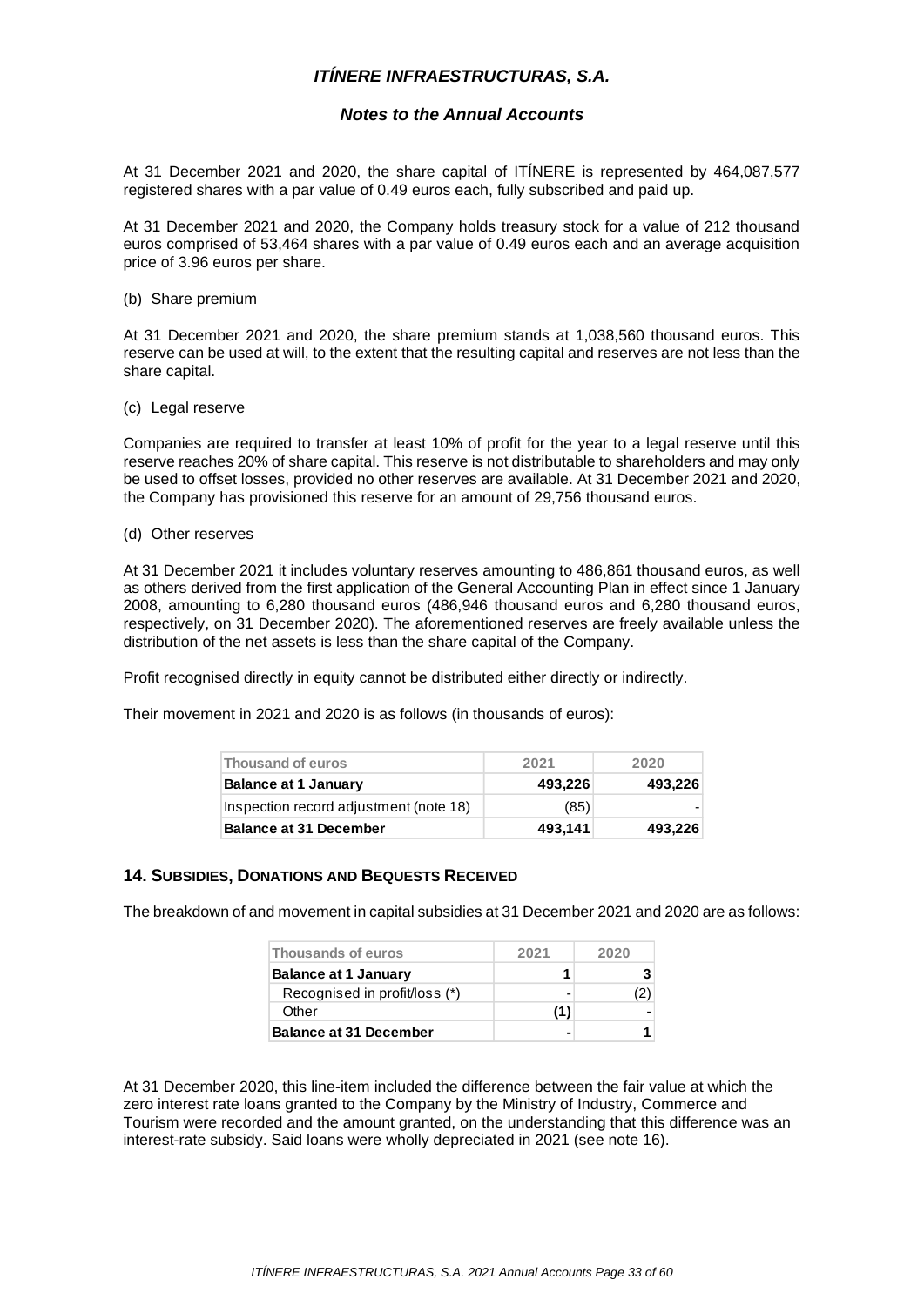At 31 December 2021 and 2020, the share capital of ITÍNERE is represented by 464,087,577 registered shares with a par value of 0.49 euros each, fully subscribed and paid up.

At 31 December 2021 and 2020, the Company holds treasury stock for a value of 212 thousand euros comprised of 53,464 shares with a par value of 0.49 euros each and an average acquisition price of 3.96 euros per share.

(b) Share premium

At 31 December 2021 and 2020, the share premium stands at 1,038,560 thousand euros. This reserve can be used at will, to the extent that the resulting capital and reserves are not less than the share capital.

(c) Legal reserve

Companies are required to transfer at least 10% of profit for the year to a legal reserve until this reserve reaches 20% of share capital. This reserve is not distributable to shareholders and may only be used to offset losses, provided no other reserves are available. At 31 December 2021 and 2020, the Company has provisioned this reserve for an amount of 29,756 thousand euros.

(d) Other reserves

At 31 December 2021 it includes voluntary reserves amounting to 486,861 thousand euros, as well as others derived from the first application of the General Accounting Plan in effect since 1 January 2008, amounting to 6,280 thousand euros (486,946 thousand euros and 6,280 thousand euros, respectively, on 31 December 2020). The aforementioned reserves are freely available unless the distribution of the net assets is less than the share capital of the Company.

Profit recognised directly in equity cannot be distributed either directly or indirectly.

Their movement in 2021 and 2020 is as follows (in thousands of euros):

| Thousand of euros | 2021 | 2020 |
|---|---|---|
| **Balance at 1 January** | **493,226** | **493,226** |
| Inspection record adjustment (note 18) | (85) | - |
| **Balance at 31 December** | **493,141** | **493,226** |

## 14. SUBSIDIES, DONATIONS AND BEQUESTS RECEIVED

The breakdown of and movement in capital subsidies at 31 December 2021 and 2020 are as follows:

| Thousands of euros | 2021 | 2020 |
|---|---|---|
| **Balance at 1 January** | **1** | **3** |
| Recognised in profit/loss (*) | - | (2) |
| Other | **(1)** | - |
| **Balance at 31 December** | **-** | **1** |

At 31 December 2020, this line-item included the difference between the fair value at which the zero interest rate loans granted to the Company by the Ministry of Industry, Commerce and Tourism were recorded and the amount granted, on the understanding that this difference was an interest-rate subsidy. Said loans were wholly depreciated in 2021 (see note 16).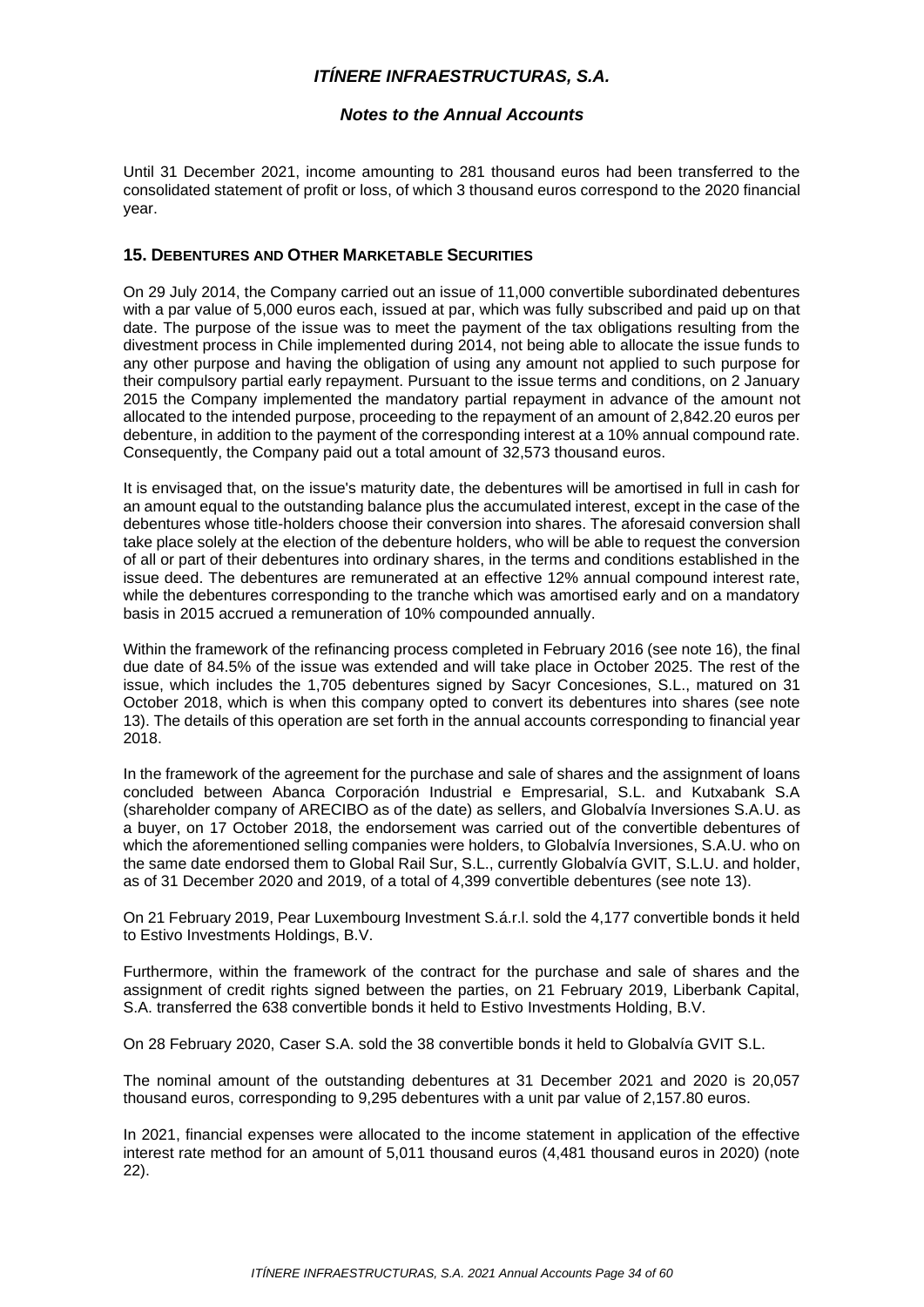Until 31 December 2021, income amounting to 281 thousand euros had been transferred to the consolidated statement of profit or loss, of which 3 thousand euros correspond to the 2020 financial year.

## 15. DEBENTURES AND OTHER MARKETABLE SECURITIES

On 29 July 2014, the Company carried out an issue of 11,000 convertible subordinated debentures with a par value of 5,000 euros each, issued at par, which was fully subscribed and paid up on that date. The purpose of the issue was to meet the payment of the tax obligations resulting from the divestment process in Chile implemented during 2014, not being able to allocate the issue funds to any other purpose and having the obligation of using any amount not applied to such purpose for their compulsory partial early repayment. Pursuant to the issue terms and conditions, on 2 January 2015 the Company implemented the mandatory partial repayment in advance of the amount not allocated to the intended purpose, proceeding to the repayment of an amount of 2,842.20 euros per debenture, in addition to the payment of the corresponding interest at a 10% annual compound rate. Consequently, the Company paid out a total amount of 32,573 thousand euros.

It is envisaged that, on the issue's maturity date, the debentures will be amortised in full in cash for an amount equal to the outstanding balance plus the accumulated interest, except in the case of the debentures whose title-holders choose their conversion into shares. The aforesaid conversion shall take place solely at the election of the debenture holders, who will be able to request the conversion of all or part of their debentures into ordinary shares, in the terms and conditions established in the issue deed. The debentures are remunerated at an effective 12% annual compound interest rate, while the debentures corresponding to the tranche which was amortised early and on a mandatory basis in 2015 accrued a remuneration of 10% compounded annually.

Within the framework of the refinancing process completed in February 2016 (see note 16), the final due date of 84.5% of the issue was extended and will take place in October 2025. The rest of the issue, which includes the 1,705 debentures signed by Sacyr Concesiones, S.L., matured on 31 October 2018, which is when this company opted to convert its debentures into shares (see note 13). The details of this operation are set forth in the annual accounts corresponding to financial year 2018.

In the framework of the agreement for the purchase and sale of shares and the assignment of loans concluded between Abanca Corporación Industrial e Empresarial, S.L. and Kutxabank S.A (shareholder company of ARECIBO as of the date) as sellers, and Globalvía Inversiones S.A.U. as a buyer, on 17 October 2018, the endorsement was carried out of the convertible debentures of which the aforementioned selling companies were holders, to Globalvía Inversiones, S.A.U. who on the same date endorsed them to Global Rail Sur, S.L., currently Globalvía GVIT, S.L.U. and holder, as of 31 December 2020 and 2019, of a total of 4,399 convertible debentures (see note 13).

On 21 February 2019, Pear Luxembourg Investment S.á.r.l. sold the 4,177 convertible bonds it held to Estivo Investments Holdings, B.V.

Furthermore, within the framework of the contract for the purchase and sale of shares and the assignment of credit rights signed between the parties, on 21 February 2019, Liberbank Capital, S.A. transferred the 638 convertible bonds it held to Estivo Investments Holding, B.V.

On 28 February 2020, Caser S.A. sold the 38 convertible bonds it held to Globalvía GVIT S.L.

The nominal amount of the outstanding debentures at 31 December 2021 and 2020 is 20,057 thousand euros, corresponding to 9,295 debentures with a unit par value of 2,157.80 euros.

In 2021, financial expenses were allocated to the income statement in application of the effective interest rate method for an amount of 5,011 thousand euros (4,481 thousand euros in 2020) (note 22).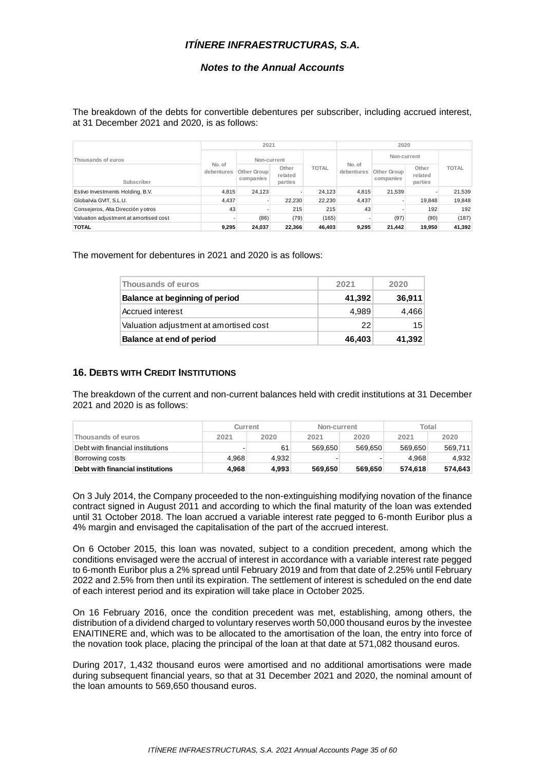The breakdown of the debts for convertible debentures per subscriber, including accrued interest, at 31 December 2021 and 2020, is as follows:

| Thousands of euros | 2021 | | | | 2020 | | | |
|---|---|---|---|---|---|---|---|---|
| | No. of debentures | Non-current | | TOTAL | No. of debentures | Non-current | | TOTAL |
| Subscriber | | Other Group companies | Other related parties | | | Other Group companies | Other related parties | |
| Estivo Investments Holding, B.V. | 4,815 | 24,123 | - | 24,123 | 4,815 | 21,539 | - | 21,539 |
| Globalvia GVIT, S.L.U. | 4,437 | - | 22,230 | 22,230 | 4,437 | - | 19,848 | 19,848 |
| Consejeros, Alta Dirección y otros | 43 | - | 215 | 215 | 43 | - | 192 | 192 |
| Valuation adjustment at amortised cost | - | (86) | (79) | (165) | - | (97) | (90) | (187) |
| **TOTAL** | **9,295** | **24,037** | **22,366** | **46,403** | **9,295** | **21,442** | **19,950** | **41,392** |

The movement for debentures in 2021 and 2020 is as follows:

| Thousands of euros | 2021 | 2020 |
|---|---|---|
| **Balance at beginning of period** | **41,392** | **36,911** |
| Accrued interest | 4,989 | 4,466 |
| Valuation adjustment at amortised cost | 22 | 15 |
| **Balance at end of period** | **46,403** | **41,392** |

## 16. DEBTS WITH CREDIT INSTITUTIONS

The breakdown of the current and non-current balances held with credit institutions at 31 December 2021 and 2020 is as follows:

| | Current | | Non-current | | Total | |
|---|---|---|---|---|---|---|
| Thousands of euros | 2021 | 2020 | 2021 | 2020 | 2021 | 2020 |
| Debt with financial institutions | - | 61 | 569,650 | 569,650 | 569,650 | 569,711 |
| Borrowing costs | 4,968 | 4,932 | - | - | 4,968 | 4,932 |
| **Debt with financial institutions** | **4,968** | **4,993** | **569,650** | **569,650** | **574,618** | **574,643** |

On 3 July 2014, the Company proceeded to the non-extinguishing modifying novation of the finance contract signed in August 2011 and according to which the final maturity of the loan was extended until 31 October 2018. The loan accrued a variable interest rate pegged to 6-month Euribor plus a 4% margin and envisaged the capitalisation of the part of the accrued interest.

On 6 October 2015, this loan was novated, subject to a condition precedent, among which the conditions envisaged were the accrual of interest in accordance with a variable interest rate pegged to 6-month Euribor plus a 2% spread until February 2019 and from that date of 2.25% until February 2022 and 2.5% from then until its expiration. The settlement of interest is scheduled on the end date of each interest period and its expiration will take place in October 2025.

On 16 February 2016, once the condition precedent was met, establishing, among others, the distribution of a dividend charged to voluntary reserves worth 50,000 thousand euros by the investee ENAITINERE and, which was to be allocated to the amortisation of the loan, the entry into force of the novation took place, placing the principal of the loan at that date at 571,082 thousand euros.

During 2017, 1,432 thousand euros were amortised and no additional amortisations were made during subsequent financial years, so that at 31 December 2021 and 2020, the nominal amount of the loan amounts to 569,650 thousand euros.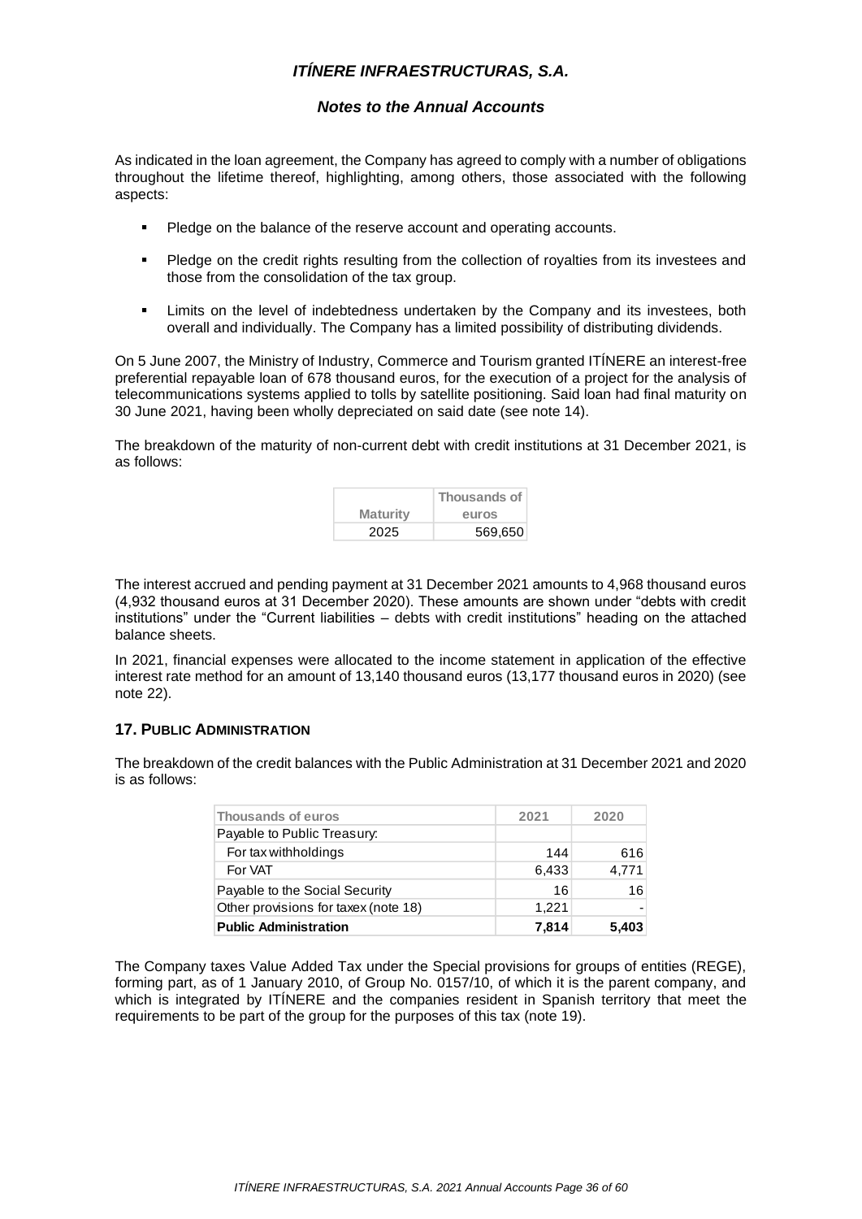As indicated in the loan agreement, the Company has agreed to comply with a number of obligations throughout the lifetime thereof, highlighting, among others, those associated with the following aspects:

- Pledge on the balance of the reserve account and operating accounts.
- Pledge on the credit rights resulting from the collection of royalties from its investees and those from the consolidation of the tax group.
- Limits on the level of indebtedness undertaken by the Company and its investees, both overall and individually. The Company has a limited possibility of distributing dividends.

On 5 June 2007, the Ministry of Industry, Commerce and Tourism granted ITÍNERE an interest-free preferential repayable loan of 678 thousand euros, for the execution of a project for the analysis of telecommunications systems applied to tolls by satellite positioning. Said loan had final maturity on 30 June 2021, having been wholly depreciated on said date (see note 14).

The breakdown of the maturity of non-current debt with credit institutions at 31 December 2021, is as follows:

| Maturity | Thousands of euros |
|---|---|
| 2025 | 569,650 |

The interest accrued and pending payment at 31 December 2021 amounts to 4,968 thousand euros (4,932 thousand euros at 31 December 2020). These amounts are shown under "debts with credit institutions" under the "Current liabilities – debts with credit institutions" heading on the attached balance sheets.

In 2021, financial expenses were allocated to the income statement in application of the effective interest rate method for an amount of 13,140 thousand euros (13,177 thousand euros in 2020) (see note 22).

## 17. PUBLIC ADMINISTRATION

The breakdown of the credit balances with the Public Administration at 31 December 2021 and 2020 is as follows:

| Thousands of euros | 2021 | 2020 |
|---|---|---|
| Payable to Public Treasury: | | |
| For tax withholdings | 144 | 616 |
| For VAT | 6,433 | 4,771 |
| Payable to the Social Security | 16 | 16 |
| Other provisions for taxes (note 18) | 1,221 | - |
| **Public Administration** | **7,814** | **5,403** |

The Company taxes Value Added Tax under the Special provisions for groups of entities (REGE), forming part, as of 1 January 2010, of Group No. 0157/10, of which it is the parent company, and which is integrated by ITÍNERE and the companies resident in Spanish territory that meet the requirements to be part of the group for the purposes of this tax (note 19).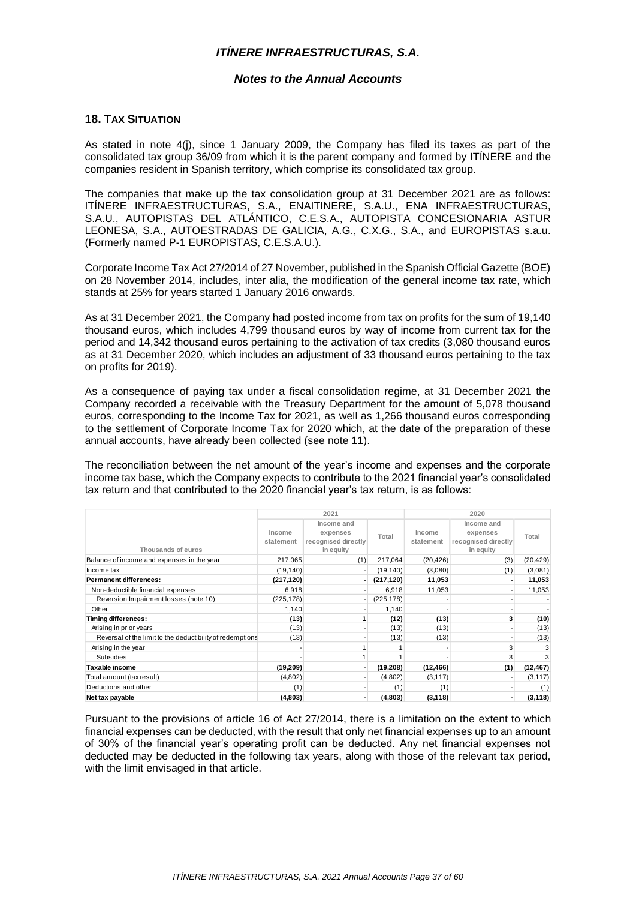## 18. TAX SITUATION

As stated in note 4(j), since 1 January 2009, the Company has filed its taxes as part of the consolidated tax group 36/09 from which it is the parent company and formed by ITÍNERE and the companies resident in Spanish territory, which comprise its consolidated tax group.

The companies that make up the tax consolidation group at 31 December 2021 are as follows: ITÍNERE INFRAESTRUCTURAS, S.A., ENAITINERE, S.A.U., ENA INFRAESTRUCTURAS, S.A.U., AUTOPISTAS DEL ATLÁNTICO, C.E.S.A., AUTOPISTA CONCESIONARIA ASTUR LEONESA, S.A., AUTOESTRADAS DE GALICIA, A.G., C.X.G., S.A., and EUROPISTAS s.a.u. (Formerly named P-1 EUROPISTAS, C.E.S.A.U.).

Corporate Income Tax Act 27/2014 of 27 November, published in the Spanish Official Gazette (BOE) on 28 November 2014, includes, inter alia, the modification of the general income tax rate, which stands at 25% for years started 1 January 2016 onwards.

As at 31 December 2021, the Company had posted income from tax on profits for the sum of 19,140 thousand euros, which includes 4,799 thousand euros by way of income from current tax for the period and 14,342 thousand euros pertaining to the activation of tax credits (3,080 thousand euros as at 31 December 2020, which includes an adjustment of 33 thousand euros pertaining to the tax on profits for 2019).

As a consequence of paying tax under a fiscal consolidation regime, at 31 December 2021 the Company recorded a receivable with the Treasury Department for the amount of 5,078 thousand euros, corresponding to the Income Tax for 2021, as well as 1,266 thousand euros corresponding to the settlement of Corporate Income Tax for 2020 which, at the date of the preparation of these annual accounts, have already been collected (see note 11).

The reconciliation between the net amount of the year's income and expenses and the corporate income tax base, which the Company expects to contribute to the 2021 financial year's consolidated tax return and that contributed to the 2020 financial year's tax return, is as follows:

| | 2021 | | | 2020 | | |
|---|---|---|---|---|---|---|
| Thousands of euros | Income statement | Income and expenses recognised directly in equity | Total | Income statement | Income and expenses recognised directly in equity | Total |
| Balance of income and expenses in the year | 217,065 | (1) | 217,064 | (20,426) | (3) | (20,429) |
| Income tax | (19,140) | - | (19,140) | (3,080) | (1) | (3,081) |
| **Permanent differences:** | **(217,120)** | **-** | **(217,120)** | **11,053** | **-** | **11,053** |
| Non-deductible financial expenses | 6,918 | - | 6,918 | 11,053 | - | 11,053 |
| Reversion Impairment losses (note 10) | (225,178) | - | (225,178) | - | - | - |
| Other | 1,140 | - | 1,140 | - | - | - |
| **Timing differences:** | **(13)** | **1** | **(12)** | **(13)** | **3** | **(10)** |
| Arising in prior years | (13) | - | (13) | (13) | - | (13) |
| Reversal of the limit to the deductibility of redemptions | (13) | - | (13) | (13) | - | (13) |
| Arising in the year | - | 1 | 1 | - | 3 | 3 |
| Subsidies | - | 1 | 1 | - | 3 | 3 |
| **Taxable income** | **(19,209)** | **-** | **(19,208)** | **(12,466)** | **(1)** | **(12,467)** |
| Total amount (tax result) | (4,802) | - | (4,802) | (3,117) | - | (3,117) |
| Deductions and other | (1) | - | (1) | (1) | - | (1) |
| **Net tax payable** | **(4,803)** | **-** | **(4,803)** | **(3,118)** | **-** | **(3,118)** |

Pursuant to the provisions of article 16 of Act 27/2014, there is a limitation on the extent to which financial expenses can be deducted, with the result that only net financial expenses up to an amount of 30% of the financial year's operating profit can be deducted. Any net financial expenses not deducted may be deducted in the following tax years, along with those of the relevant tax period, with the limit envisaged in that article.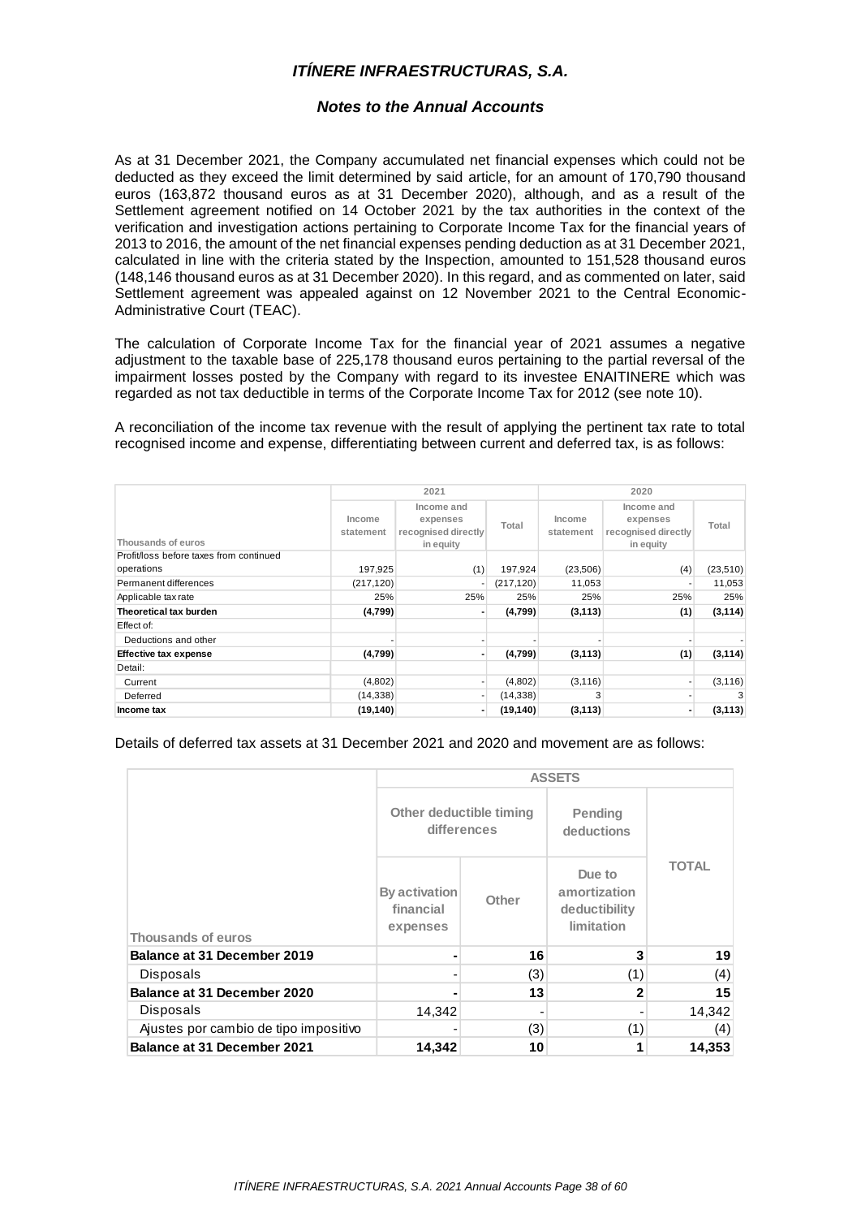As at 31 December 2021, the Company accumulated net financial expenses which could not be deducted as they exceed the limit determined by said article, for an amount of 170,790 thousand euros (163,872 thousand euros as at 31 December 2020), although, and as a result of the Settlement agreement notified on 14 October 2021 by the tax authorities in the context of the verification and investigation actions pertaining to Corporate Income Tax for the financial years of 2013 to 2016, the amount of the net financial expenses pending deduction as at 31 December 2021, calculated in line with the criteria stated by the Inspection, amounted to 151,528 thousand euros (148,146 thousand euros as at 31 December 2020). In this regard, and as commented on later, said Settlement agreement was appealed against on 12 November 2021 to the Central Economic-Administrative Court (TEAC).

The calculation of Corporate Income Tax for the financial year of 2021 assumes a negative adjustment to the taxable base of 225,178 thousand euros pertaining to the partial reversal of the impairment losses posted by the Company with regard to its investee ENAITINERE which was regarded as not tax deductible in terms of the Corporate Income Tax for 2012 (see note 10).

A reconciliation of the income tax revenue with the result of applying the pertinent tax rate to total recognised income and expense, differentiating between current and deferred tax, is as follows:

| | 2021 | | | 2020 | | |
|---|---|---|---|---|---|---|
| Thousands of euros | Income statement | Income and expenses recognised directly in equity | Total | Income statement | Income and expenses recognised directly in equity | Total |
| Profit/loss before taxes from continued operations | 197,925 | (1) | 197,924 | (23,506) | (4) | (23,510) |
| Permanent differences | (217,120) | - | (217,120) | 11,053 | - | 11,053 |
| Applicable tax rate | 25% | 25% | 25% | 25% | 25% | 25% |
| **Theoretical tax burden** | **(4,799)** | **-** | **(4,799)** | **(3,113)** | **(1)** | **(3,114)** |
| Effect of: | | | | | | |
| Deductions and other | - | - | - | - | - | - |
| **Effective tax expense** | **(4,799)** | **-** | **(4,799)** | **(3,113)** | **(1)** | **(3,114)** |
| Detail: | | | | | | |
| Current | (4,802) | - | (4,802) | (3,116) | - | (3,116) |
| Deferred | (14,338) | - | (14,338) | 3 | - | 3 |
| **Income tax** | **(19,140)** | **-** | **(19,140)** | **(3,113)** | **-** | **(3,113)** |

Details of deferred tax assets at 31 December 2021 and 2020 and movement are as follows:

| | ASSETS | | | |
|---|---|---|---|---|
| | Other deductible timing differences | | Pending deductions | TOTAL |
| Thousands of euros | By activation financial expenses | Other | Due to amortization deductibility limitation | |
| **Balance at 31 December 2019** | **-** | **16** | **3** | **19** |
| Disposals | - | (3) | (1) | (4) |
| **Balance at 31 December 2020** | **-** | **13** | **2** | **15** |
| Disposals | 14,342 | - | - | 14,342 |
| Ajustes por cambio de tipo impositivo | - | (3) | (1) | (4) |
| **Balance at 31 December 2021** | **14,342** | **10** | **1** | **14,353** |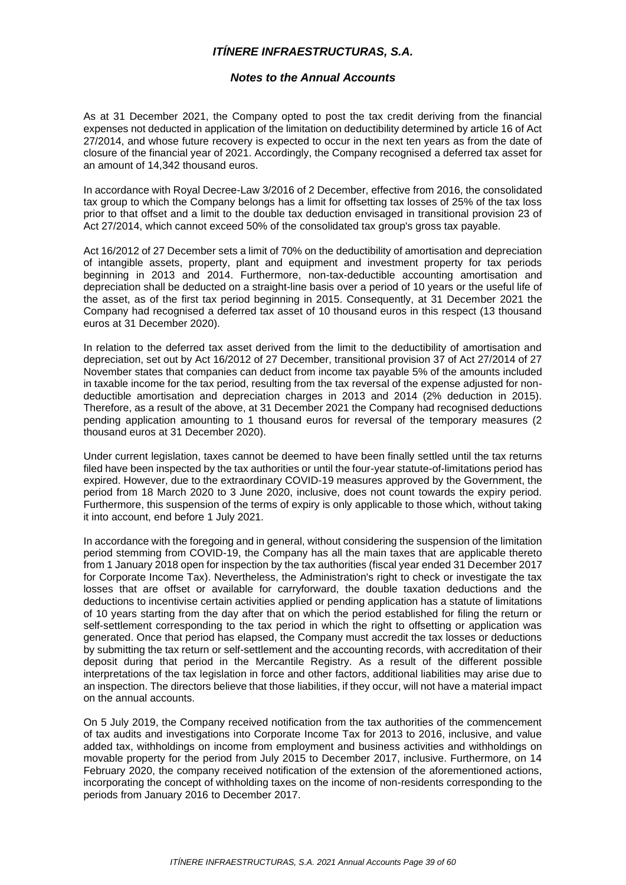As at 31 December 2021, the Company opted to post the tax credit deriving from the financial expenses not deducted in application of the limitation on deductibility determined by article 16 of Act 27/2014, and whose future recovery is expected to occur in the next ten years as from the date of closure of the financial year of 2021. Accordingly, the Company recognised a deferred tax asset for an amount of 14,342 thousand euros.

In accordance with Royal Decree-Law 3/2016 of 2 December, effective from 2016, the consolidated tax group to which the Company belongs has a limit for offsetting tax losses of 25% of the tax loss prior to that offset and a limit to the double tax deduction envisaged in transitional provision 23 of Act 27/2014, which cannot exceed 50% of the consolidated tax group's gross tax payable.

Act 16/2012 of 27 December sets a limit of 70% on the deductibility of amortisation and depreciation of intangible assets, property, plant and equipment and investment property for tax periods beginning in 2013 and 2014. Furthermore, non-tax-deductible accounting amortisation and depreciation shall be deducted on a straight-line basis over a period of 10 years or the useful life of the asset, as of the first tax period beginning in 2015. Consequently, at 31 December 2021 the Company had recognised a deferred tax asset of 10 thousand euros in this respect (13 thousand euros at 31 December 2020).

In relation to the deferred tax asset derived from the limit to the deductibility of amortisation and depreciation, set out by Act 16/2012 of 27 December, transitional provision 37 of Act 27/2014 of 27 November states that companies can deduct from income tax payable 5% of the amounts included in taxable income for the tax period, resulting from the tax reversal of the expense adjusted for non-deductible amortisation and depreciation charges in 2013 and 2014 (2% deduction in 2015). Therefore, as a result of the above, at 31 December 2021 the Company had recognised deductions pending application amounting to 1 thousand euros for reversal of the temporary measures (2 thousand euros at 31 December 2020).

Under current legislation, taxes cannot be deemed to have been finally settled until the tax returns filed have been inspected by the tax authorities or until the four-year statute-of-limitations period has expired. However, due to the extraordinary COVID-19 measures approved by the Government, the period from 18 March 2020 to 3 June 2020, inclusive, does not count towards the expiry period. Furthermore, this suspension of the terms of expiry is only applicable to those which, without taking it into account, end before 1 July 2021.

In accordance with the foregoing and in general, without considering the suspension of the limitation period stemming from COVID-19, the Company has all the main taxes that are applicable thereto from 1 January 2018 open for inspection by the tax authorities (fiscal year ended 31 December 2017 for Corporate Income Tax). Nevertheless, the Administration's right to check or investigate the tax losses that are offset or available for carryforward, the double taxation deductions and the deductions to incentivise certain activities applied or pending application has a statute of limitations of 10 years starting from the day after that on which the period established for filing the return or self-settlement corresponding to the tax period in which the right to offsetting or application was generated. Once that period has elapsed, the Company must accredit the tax losses or deductions by submitting the tax return or self-settlement and the accounting records, with accreditation of their deposit during that period in the Mercantile Registry. As a result of the different possible interpretations of the tax legislation in force and other factors, additional liabilities may arise due to an inspection. The directors believe that those liabilities, if they occur, will not have a material impact on the annual accounts.

On 5 July 2019, the Company received notification from the tax authorities of the commencement of tax audits and investigations into Corporate Income Tax for 2013 to 2016, inclusive, and value added tax, withholdings on income from employment and business activities and withholdings on movable property for the period from July 2015 to December 2017, inclusive. Furthermore, on 14 February 2020, the company received notification of the extension of the aforementioned actions, incorporating the concept of withholding taxes on the income of non-residents corresponding to the periods from January 2016 to December 2017.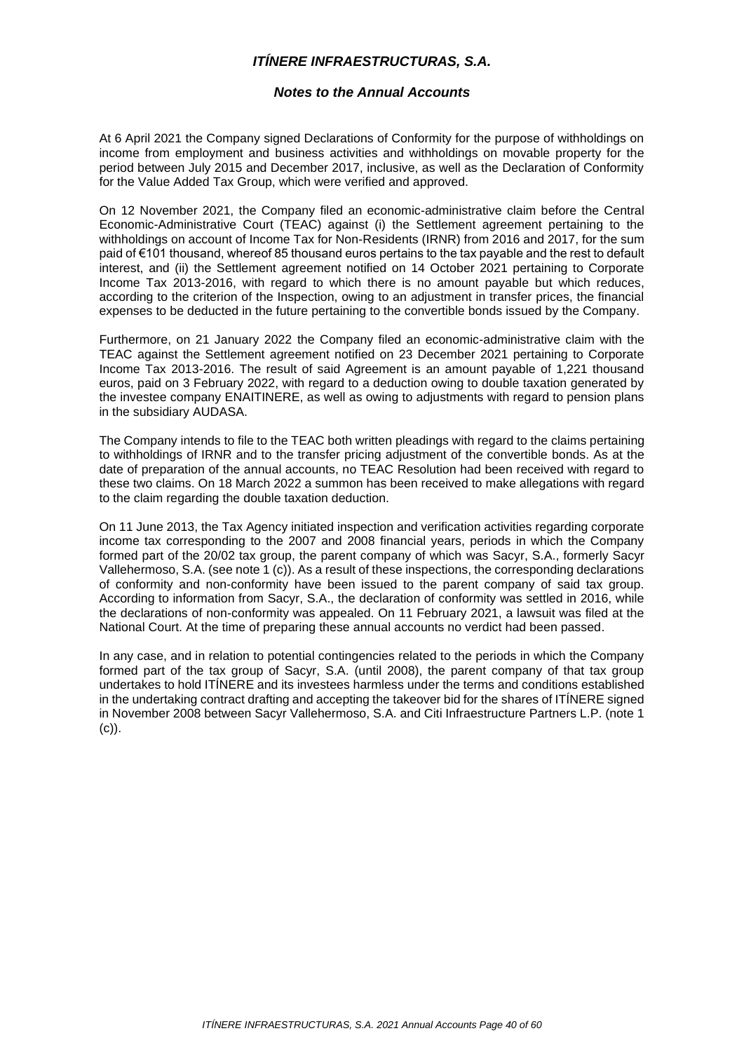At 6 April 2021 the Company signed Declarations of Conformity for the purpose of withholdings on income from employment and business activities and withholdings on movable property for the period between July 2015 and December 2017, inclusive, as well as the Declaration of Conformity for the Value Added Tax Group, which were verified and approved.

On 12 November 2021, the Company filed an economic-administrative claim before the Central Economic-Administrative Court (TEAC) against (i) the Settlement agreement pertaining to the withholdings on account of Income Tax for Non-Residents (IRNR) from 2016 and 2017, for the sum paid of €101 thousand, whereof 85 thousand euros pertains to the tax payable and the rest to default interest, and (ii) the Settlement agreement notified on 14 October 2021 pertaining to Corporate Income Tax 2013-2016, with regard to which there is no amount payable but which reduces, according to the criterion of the Inspection, owing to an adjustment in transfer prices, the financial expenses to be deducted in the future pertaining to the convertible bonds issued by the Company.

Furthermore, on 21 January 2022 the Company filed an economic-administrative claim with the TEAC against the Settlement agreement notified on 23 December 2021 pertaining to Corporate Income Tax 2013-2016. The result of said Agreement is an amount payable of 1,221 thousand euros, paid on 3 February 2022, with regard to a deduction owing to double taxation generated by the investee company ENAITINERE, as well as owing to adjustments with regard to pension plans in the subsidiary AUDASA.

The Company intends to file to the TEAC both written pleadings with regard to the claims pertaining to withholdings of IRNR and to the transfer pricing adjustment of the convertible bonds. As at the date of preparation of the annual accounts, no TEAC Resolution had been received with regard to these two claims. On 18 March 2022 a summon has been received to make allegations with regard to the claim regarding the double taxation deduction.

On 11 June 2013, the Tax Agency initiated inspection and verification activities regarding corporate income tax corresponding to the 2007 and 2008 financial years, periods in which the Company formed part of the 20/02 tax group, the parent company of which was Sacyr, S.A., formerly Sacyr Vallehermoso, S.A. (see note 1 (c)). As a result of these inspections, the corresponding declarations of conformity and non-conformity have been issued to the parent company of said tax group. According to information from Sacyr, S.A., the declaration of conformity was settled in 2016, while the declarations of non-conformity was appealed. On 11 February 2021, a lawsuit was filed at the National Court. At the time of preparing these annual accounts no verdict had been passed.

In any case, and in relation to potential contingencies related to the periods in which the Company formed part of the tax group of Sacyr, S.A. (until 2008), the parent company of that tax group undertakes to hold ITÍNERE and its investees harmless under the terms and conditions established in the undertaking contract drafting and accepting the takeover bid for the shares of ITÍNERE signed in November 2008 between Sacyr Vallehermoso, S.A. and Citi Infraestructure Partners L.P. (note 1 (c)).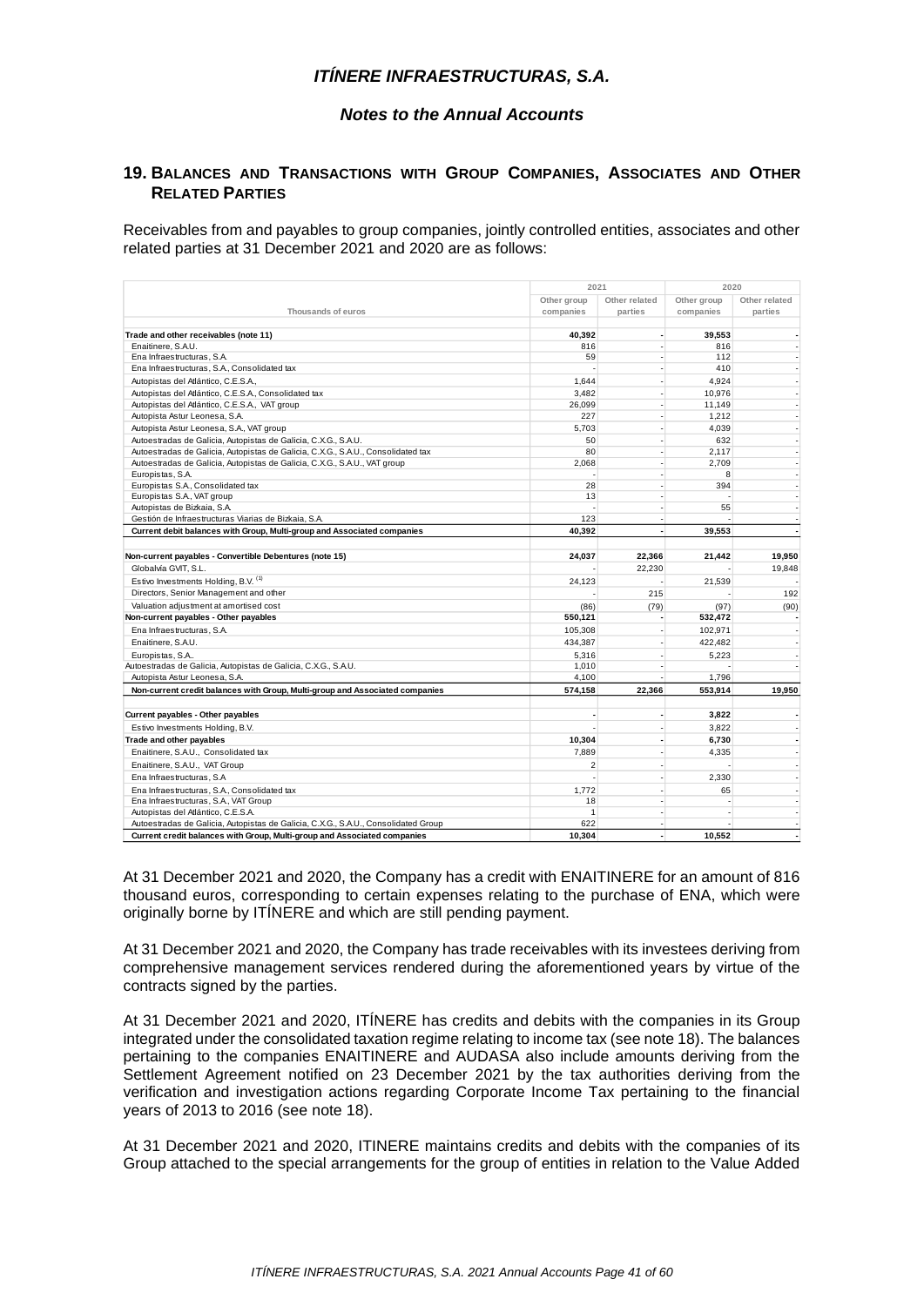## 19. BALANCES AND TRANSACTIONS WITH GROUP COMPANIES, ASSOCIATES AND OTHER RELATED PARTIES

Receivables from and payables to group companies, jointly controlled entities, associates and other related parties at 31 December 2021 and 2020 are as follows:

| Thousands of euros | 2021 | | 2020 | |
|---|---|---|---|---|
| | Other group companies | Other related parties | Other group companies | Other related parties |
| **Trade and other receivables (note 11)** | **40,392** | **-** | **39,553** | **-** |
| Enaitinere, S.A.U. | 816 | - | 816 | - |
| Ena Infraestructuras, S.A. | 59 | - | 112 | - |
| Ena Infraestructuras, S.A., Consolidated tax | - | - | 410 | - |
| Autopistas del Atlántico, C.E.S.A., | 1,644 | - | 4,924 | - |
| Autopistas del Atlántico, C.E.S.A., Consolidated tax | 3,482 | - | 10,976 | - |
| Autopistas del Atlántico, C.E.S.A., VAT group | 26,099 | - | 11,149 | - |
| Autopista Astur Leonesa, S.A. | 227 | - | 1,212 | - |
| Autopista Astur Leonesa, S.A., VAT group | 5,703 | - | 4,039 | - |
| Autoestradas de Galicia, Autopistas de Galicia, C.X.G., S.A.U. | 50 | - | 632 | - |
| Autoestradas de Galicia, Autopistas de Galicia, C.X.G., S.A.U., Consolidated tax | 80 | - | 2,117 | - |
| Autoestradas de Galicia, Autopistas de Galicia, C.X.G., S.A.U., VAT group | 2,068 | - | 2,709 | - |
| Europistas, S.A. | - | - | 8 | - |
| Europistas S.A., Consolidated tax | 28 | - | 394 | - |
| Europistas S.A., VAT group | 13 | - | - | - |
| Autopistas de Bizkaia, S.A. | - | - | 55 | - |
| Gestión de Infraestructuras Viarias de Bizkaia, S.A. | 123 | - | - | - |
| **Current debit balances with Group, Multi-group and Associated companies** | **40,392** | **-** | **39,553** | **-** |
| | | | | |
| **Non-current payables - Convertible Debentures (note 15)** | **24,037** | **22,366** | **21,442** | **19,950** |
| Globalvía GVIT, S.L. | - | 22,230 | - | 19,848 |
| Estivo Investments Holding, B.V. (1) | 24,123 | - | 21,539 | - |
| Directors, Senior Management and other | - | 215 | - | 192 |
| Valuation adjustment at amortised cost | (86) | (79) | (97) | (90) |
| **Non-current payables - Other payables** | **550,121** | **-** | **532,472** | **-** |
| Ena Infraestructuras, S.A. | 105,308 | - | 102,971 | - |
| Enaitinere, S.A.U. | 434,387 | - | 422,482 | - |
| Europistas, S.A.. | 5,316 | - | 5,223 | - |
| Autoestradas de Galicia, Autopistas de Galicia, C.X.G., S.A.U. | 1,010 | - | - | - |
| Autopista Astur Leonesa, S.A. | 4,100 | - | 1,796 | |
| **Non-current credit balances with Group, Multi-group and Associated companies** | **574,158** | **22,366** | **553,914** | **19,950** |
| | | | | |
| **Current payables - Other payables** | **-** | **-** | **3,822** | **-** |
| Estivo Investments Holding, B.V. | - | - | 3,822 | - |
| **Trade and other payables** | **10,304** | **-** | **6,730** | **-** |
| Enaitinere, S.A.U., Consolidated tax | 7,889 | - | 4,335 | - |
| Enaitinere, S.A.U., VAT Group | 2 | - | - | - |
| Ena Infraestructuras, S.A | - | - | 2,330 | - |
| Ena Infraestructuras, S.A., Consolidated tax | 1,772 | - | 65 | - |
| Ena Infraestructuras, S.A., VAT Group | 18 | - | - | - |
| Autopistas del Atlántico, C.E.S.A. | 1 | - | - | - |
| Autoestradas de Galicia, Autopistas de Galicia, C.X.G., S.A.U., Consolidated Group | 622 | - | - | - |
| **Current credit balances with Group, Multi-group and Associated companies** | **10,304** | **-** | **10,552** | **-** |

At 31 December 2021 and 2020, the Company has a credit with ENAITINERE for an amount of 816 thousand euros, corresponding to certain expenses relating to the purchase of ENA, which were originally borne by ITÍNERE and which are still pending payment.

At 31 December 2021 and 2020, the Company has trade receivables with its investees deriving from comprehensive management services rendered during the aforementioned years by virtue of the contracts signed by the parties.

At 31 December 2021 and 2020, ITÍNERE has credits and debits with the companies in its Group integrated under the consolidated taxation regime relating to income tax (see note 18). The balances pertaining to the companies ENAITINERE and AUDASA also include amounts deriving from the Settlement Agreement notified on 23 December 2021 by the tax authorities deriving from the verification and investigation actions regarding Corporate Income Tax pertaining to the financial years of 2013 to 2016 (see note 18).

At 31 December 2021 and 2020, ITINERE maintains credits and debits with the companies of its Group attached to the special arrangements for the group of entities in relation to the Value Added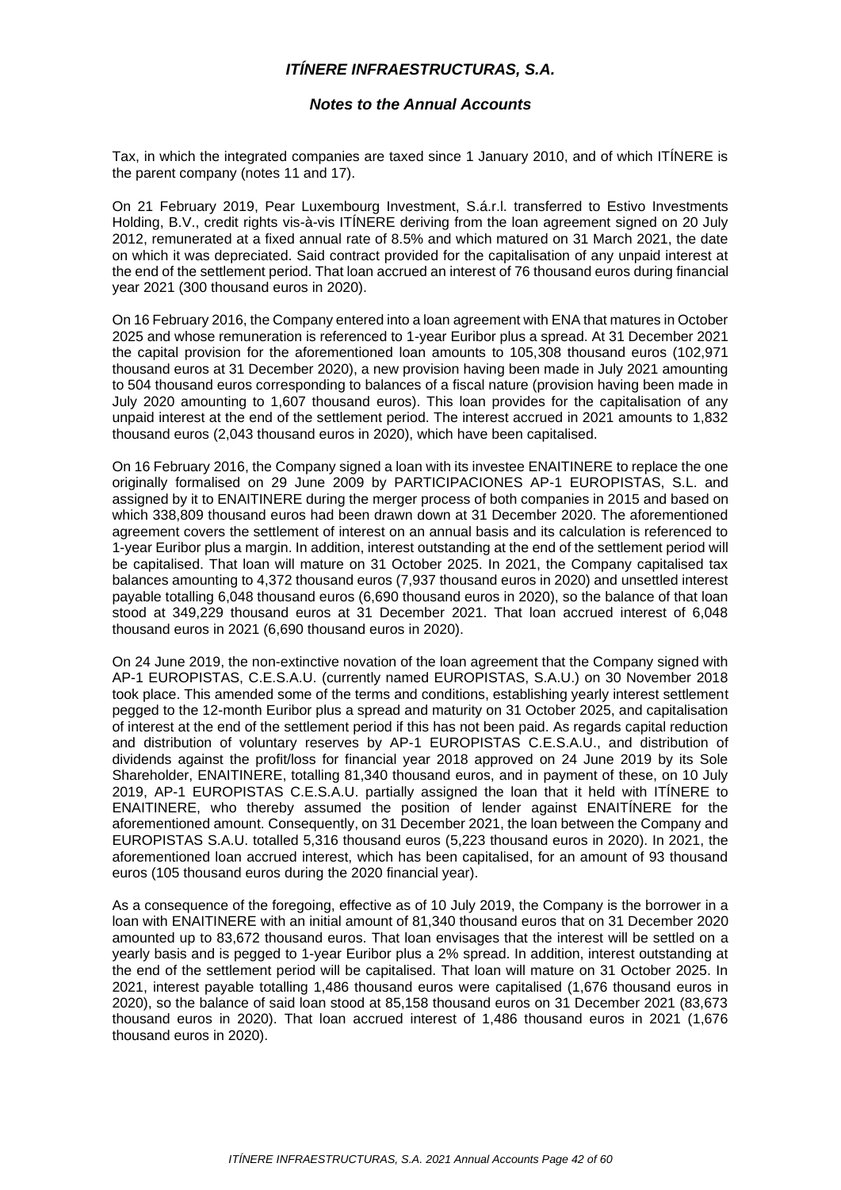Tax, in which the integrated companies are taxed since 1 January 2010, and of which ITÍNERE is the parent company (notes 11 and 17).

On 21 February 2019, Pear Luxembourg Investment, S.á.r.l. transferred to Estivo Investments Holding, B.V., credit rights vis-à-vis ITÍNERE deriving from the loan agreement signed on 20 July 2012, remunerated at a fixed annual rate of 8.5% and which matured on 31 March 2021, the date on which it was depreciated. Said contract provided for the capitalisation of any unpaid interest at the end of the settlement period. That loan accrued an interest of 76 thousand euros during financial year 2021 (300 thousand euros in 2020).

On 16 February 2016, the Company entered into a loan agreement with ENA that matures in October 2025 and whose remuneration is referenced to 1-year Euribor plus a spread. At 31 December 2021 the capital provision for the aforementioned loan amounts to 105,308 thousand euros (102,971 thousand euros at 31 December 2020), a new provision having been made in July 2021 amounting to 504 thousand euros corresponding to balances of a fiscal nature (provision having been made in July 2020 amounting to 1,607 thousand euros). This loan provides for the capitalisation of any unpaid interest at the end of the settlement period. The interest accrued in 2021 amounts to 1,832 thousand euros (2,043 thousand euros in 2020), which have been capitalised.

On 16 February 2016, the Company signed a loan with its investee ENAITINERE to replace the one originally formalised on 29 June 2009 by PARTICIPACIONES AP-1 EUROPISTAS, S.L. and assigned by it to ENAITINERE during the merger process of both companies in 2015 and based on which 338,809 thousand euros had been drawn down at 31 December 2020. The aforementioned agreement covers the settlement of interest on an annual basis and its calculation is referenced to 1-year Euribor plus a margin. In addition, interest outstanding at the end of the settlement period will be capitalised. That loan will mature on 31 October 2025. In 2021, the Company capitalised tax balances amounting to 4,372 thousand euros (7,937 thousand euros in 2020) and unsettled interest payable totalling 6,048 thousand euros (6,690 thousand euros in 2020), so the balance of that loan stood at 349,229 thousand euros at 31 December 2021. That loan accrued interest of 6,048 thousand euros in 2021 (6,690 thousand euros in 2020).

On 24 June 2019, the non-extinctive novation of the loan agreement that the Company signed with AP-1 EUROPISTAS, C.E.S.A.U. (currently named EUROPISTAS, S.A.U.) on 30 November 2018 took place. This amended some of the terms and conditions, establishing yearly interest settlement pegged to the 12-month Euribor plus a spread and maturity on 31 October 2025, and capitalisation of interest at the end of the settlement period if this has not been paid. As regards capital reduction and distribution of voluntary reserves by AP-1 EUROPISTAS C.E.S.A.U., and distribution of dividends against the profit/loss for financial year 2018 approved on 24 June 2019 by its Sole Shareholder, ENAITINERE, totalling 81,340 thousand euros, and in payment of these, on 10 July 2019, AP-1 EUROPISTAS C.E.S.A.U. partially assigned the loan that it held with ITÍNERE to ENAITINERE, who thereby assumed the position of lender against ENAITÍNERE for the aforementioned amount. Consequently, on 31 December 2021, the loan between the Company and EUROPISTAS S.A.U. totalled 5,316 thousand euros (5,223 thousand euros in 2020). In 2021, the aforementioned loan accrued interest, which has been capitalised, for an amount of 93 thousand euros (105 thousand euros during the 2020 financial year).

As a consequence of the foregoing, effective as of 10 July 2019, the Company is the borrower in a loan with ENAITINERE with an initial amount of 81,340 thousand euros that on 31 December 2020 amounted up to 83,672 thousand euros. That loan envisages that the interest will be settled on a yearly basis and is pegged to 1-year Euribor plus a 2% spread. In addition, interest outstanding at the end of the settlement period will be capitalised. That loan will mature on 31 October 2025. In 2021, interest payable totalling 1,486 thousand euros were capitalised (1,676 thousand euros in 2020), so the balance of said loan stood at 85,158 thousand euros on 31 December 2021 (83,673 thousand euros in 2020). That loan accrued interest of 1,486 thousand euros in 2021 (1,676 thousand euros in 2020).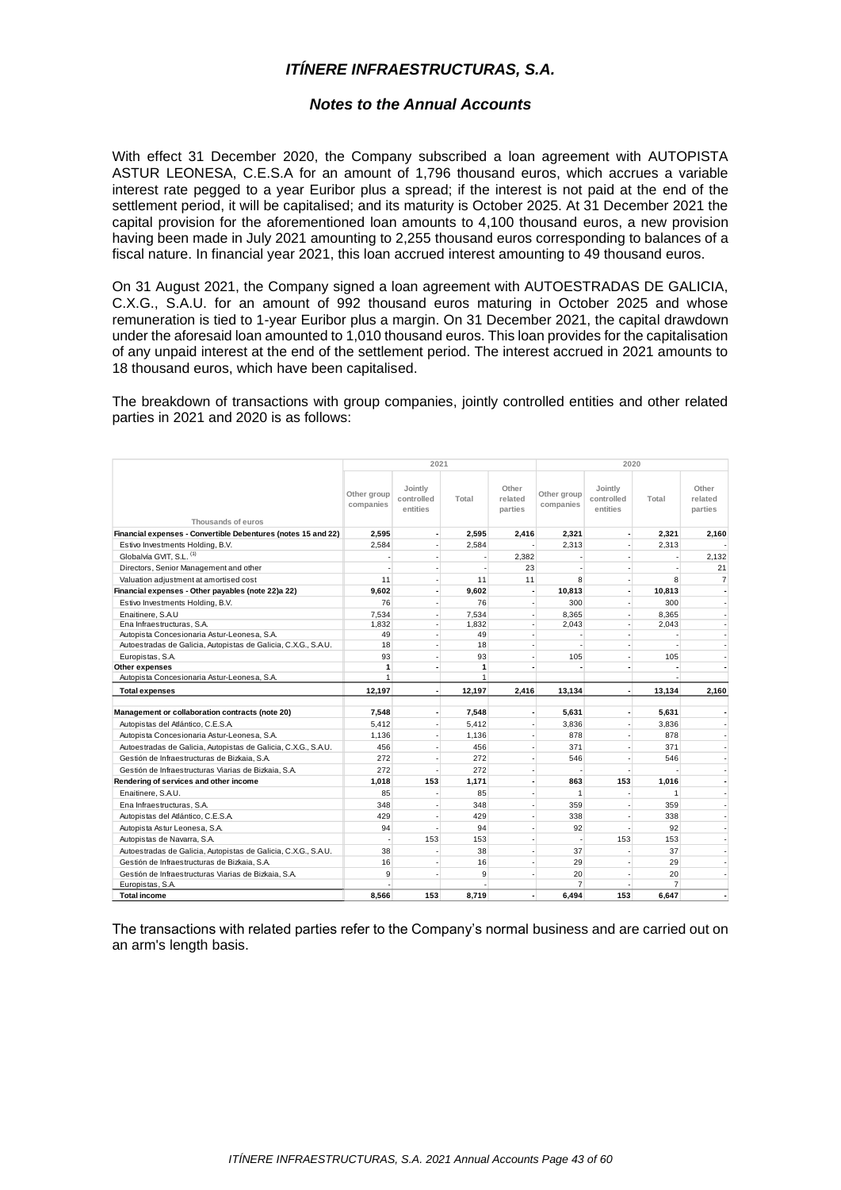With effect 31 December 2020, the Company subscribed a loan agreement with AUTOPISTA ASTUR LEONESA, C.E.S.A for an amount of 1,796 thousand euros, which accrues a variable interest rate pegged to a year Euribor plus a spread; if the interest is not paid at the end of the settlement period, it will be capitalised; and its maturity is October 2025. At 31 December 2021 the capital provision for the aforementioned loan amounts to 4,100 thousand euros, a new provision having been made in July 2021 amounting to 2,255 thousand euros corresponding to balances of a fiscal nature. In financial year 2021, this loan accrued interest amounting to 49 thousand euros.

On 31 August 2021, the Company signed a loan agreement with AUTOESTRADAS DE GALICIA, C.X.G., S.A.U. for an amount of 992 thousand euros maturing in October 2025 and whose remuneration is tied to 1-year Euribor plus a margin. On 31 December 2021, the capital drawdown under the aforesaid loan amounted to 1,010 thousand euros. This loan provides for the capitalisation of any unpaid interest at the end of the settlement period. The interest accrued in 2021 amounts to 18 thousand euros, which have been capitalised.

The breakdown of transactions with group companies, jointly controlled entities and other related parties in 2021 and 2020 is as follows:

| | 2021 | | | | 2020 | | | |
|---|---|---|---|---|---|---|---|---|
| Thousands of euros | Other group companies | Jointly controlled entities | Total | Other related parties | Other group companies | Jointly controlled entities | Total | Other related parties |
| **Financial expenses - Convertible Debentures (notes 15 and 22)** | **2,595** | **-** | **2,595** | **2,416** | **2,321** | **-** | **2,321** | **2,160** |
| Estivo Investments Holding, B.V. | 2,584 | - | 2,584 | - | 2,313 | - | 2,313 | - |
| Globalvia GVIT, S.L. [1] | - | - | - | 2,382 | - | - | - | 2,132 |
| Directors, Senior Management and other | - | - | - | 23 | - | - | - | 21 |
| Valuation adjustment at amortised cost | 11 | - | 11 | 11 | 8 | - | 8 | 7 |
| **Financial expenses - Other payables (note 22)a 22)** | **9,602** | **-** | **9,602** | **-** | **10,813** | **-** | **10,813** | **-** |
| Estivo Investments Holding, B.V. | 76 | - | 76 | - | 300 | - | 300 | - |
| Enaitinere, S.A.U | 7,534 | - | 7,534 | - | 8,365 | - | 8,365 | - |
| Ena Infraestructuras, S.A. | 1,832 | - | 1,832 | - | 2,043 | - | 2,043 | - |
| Autopista Concesionaria Astur-Leonesa, S.A. | 49 | - | 49 | - | - | - | - | - |
| Autoestradas de Galicia, Autopistas de Galicia, C.X.G., S.A.U. | 18 | - | 18 | - | - | - | - | - |
| Europistas, S.A. | 93 | - | 93 | - | 105 | - | 105 | - |
| **Other expenses** | **1** | **-** | **1** | **-** | **-** | **-** | **-** | **-** |
| Autopista Concesionaria Astur-Leonesa, S.A. | 1 | | 1 | | | | - | |
| **Total expenses** | **12,197** | **-** | **12,197** | **2,416** | **13,134** | **-** | **13,134** | **2,160** |
| | | | | | | | | |
| **Management or collaboration contracts (note 20)** | **7,548** | **-** | **7,548** | **-** | **5,631** | **-** | **5,631** | **-** |
| Autopistas del Atlántico, C.E.S.A. | 5,412 | - | 5,412 | - | 3,836 | - | 3,836 | - |
| Autopista Concesionaria Astur-Leonesa, S.A. | 1,136 | - | 1,136 | - | 878 | - | 878 | - |
| Autoestradas de Galicia, Autopistas de Galicia, C.X.G., S.A.U. | 456 | - | 456 | - | 371 | - | 371 | - |
| Gestión de Infraestructuras de Bizkaia, S.A. | 272 | - | 272 | - | 546 | - | 546 | - |
| Gestión de Infraestructuras Viarias de Bizkaia, S.A. | 272 | - | 272 | - | - | - | - | - |
| **Rendering of services and other income** | **1,018** | **153** | **1,171** | **-** | **863** | **153** | **1,016** | **-** |
| Enaitinere, S.A.U. | 85 | - | 85 | - | 1 | - | 1 | - |
| Ena Infraestructuras, S.A. | 348 | - | 348 | - | 359 | - | 359 | - |
| Autopistas del Atlántico, C.E.S.A. | 429 | - | 429 | - | 338 | - | 338 | - |
| Autopista Astur Leonesa, S.A. | 94 | - | 94 | - | 92 | - | 92 | - |
| Autopistas de Navarra, S.A. | - | 153 | 153 | - | - | 153 | 153 | - |
| Autoestradas de Galicia, Autopistas de Galicia, C.X.G., S.A.U. | 38 | - | 38 | - | 37 | - | 37 | - |
| Gestión de Infraestructuras de Bizkaia, S.A. | 16 | - | 16 | - | 29 | - | 29 | - |
| Gestión de Infraestructuras Viarias de Bizkaia, S.A. | 9 | - | 9 | - | 20 | - | 20 | - |
| Europistas, S.A. | - | | - | | 7 | - | 7 | |
| **Total income** | **8,566** | **153** | **8,719** | **-** | **6,494** | **153** | **6,647** | **-** |

The transactions with related parties refer to the Company's normal business and are carried out on an arm's length basis.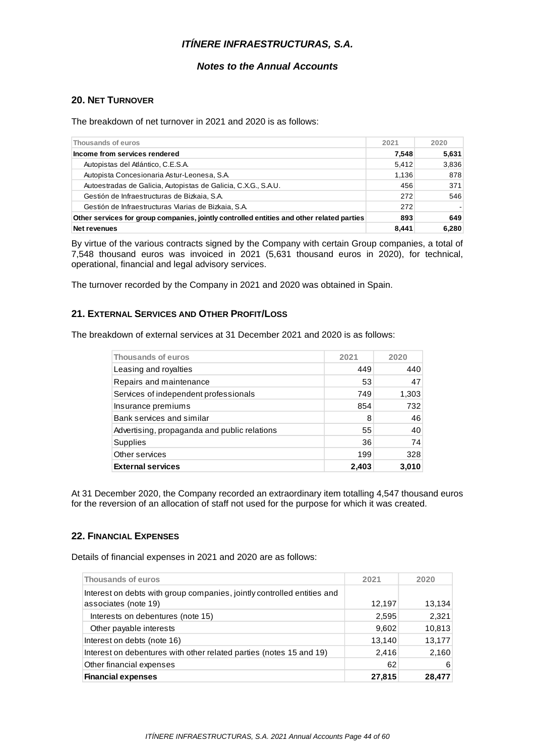## 20. Net Turnover

The breakdown of net turnover in 2021 and 2020 is as follows:

| Thousands of euros | 2021 | 2020 |
|---|---|---|
| **Income from services rendered** | **7,548** | **5,631** |
| Autopistas del Atlántico, C.E.S.A. | 5,412 | 3,836 |
| Autopista Concesionaria Astur-Leonesa, S.A. | 1,136 | 878 |
| Autoestradas de Galicia, Autopistas de Galicia, C.X.G., S.A.U. | 456 | 371 |
| Gestión de Infraestructuras de Bizkaia, S.A. | 272 | 546 |
| Gestión de Infraestructuras Viarias de Bizkaia, S.A. | 272 | - |
| **Other services for group companies, jointly controlled entities and other related parties** | **893** | **649** |
| **Net revenues** | **8,441** | **6,280** |

By virtue of the various contracts signed by the Company with certain Group companies, a total of 7,548 thousand euros was invoiced in 2021 (5,631 thousand euros in 2020), for technical, operational, financial and legal advisory services.

The turnover recorded by the Company in 2021 and 2020 was obtained in Spain.

## 21. External Services and Other Profit/Loss

The breakdown of external services at 31 December 2021 and 2020 is as follows:

| Thousands of euros | 2021 | 2020 |
|---|---|---|
| Leasing and royalties | 449 | 440 |
| Repairs and maintenance | 53 | 47 |
| Services of independent professionals | 749 | 1,303 |
| Insurance premiums | 854 | 732 |
| Bank services and similar | 8 | 46 |
| Advertising, propaganda and public relations | 55 | 40 |
| Supplies | 36 | 74 |
| Other services | 199 | 328 |
| **External services** | **2,403** | **3,010** |

At 31 December 2020, the Company recorded an extraordinary item totalling 4,547 thousand euros for the reversion of an allocation of staff not used for the purpose for which it was created.

## 22. Financial Expenses

Details of financial expenses in 2021 and 2020 are as follows:

| Thousands of euros | 2021 | 2020 |
|---|---|---|
| Interest on debts with group companies, jointly controlled entities and associates (note 19) | 12,197 | 13,134 |
| Interests on debentures (note 15) | 2,595 | 2,321 |
| Other payable interests | 9,602 | 10,813 |
| Interest on debts (note 16) | 13,140 | 13,177 |
| Interest on debentures with other related parties (notes 15 and 19) | 2,416 | 2,160 |
| Other financial expenses | 62 | 6 |
| **Financial expenses** | **27,815** | **28,477** |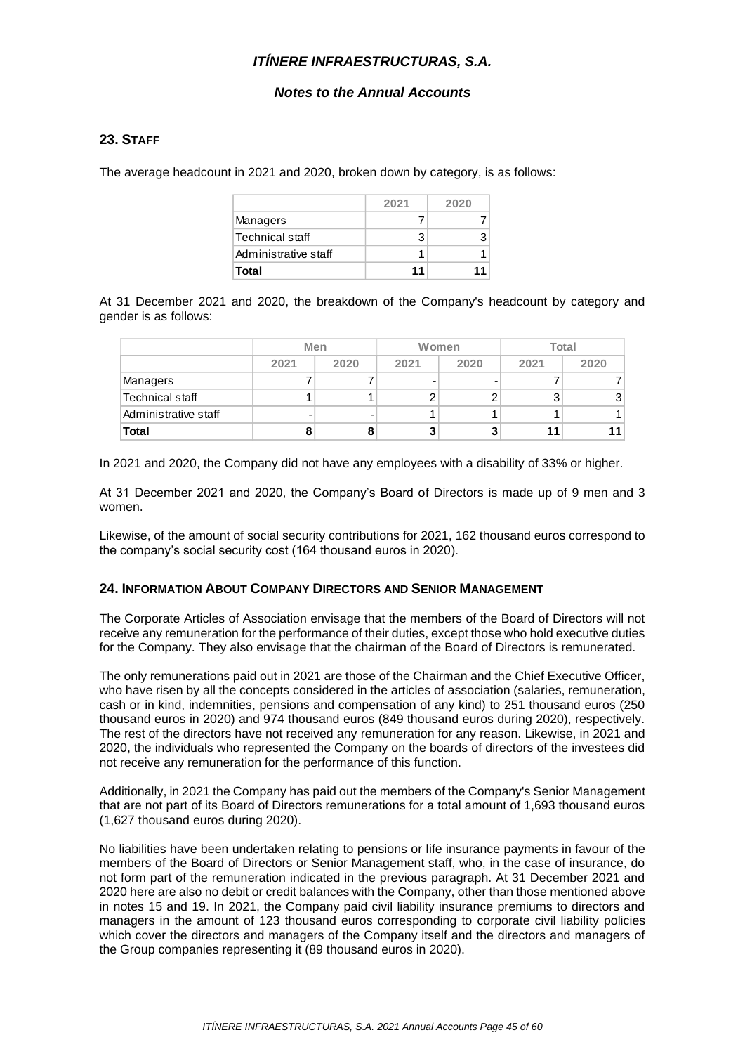## 23. Staff

The average headcount in 2021 and 2020, broken down by category, is as follows:

| | 2021 | 2020 |
|---|---|---|
| Managers | 7 | 7 |
| Technical staff | 3 | 3 |
| Administrative staff | 1 | 1 |
| **Total** | **11** | **11** |

At 31 December 2021 and 2020, the breakdown of the Company's headcount by category and gender is as follows:

| | Men | | Women | | Total | |
|---|---|---|---|---|---|---|
| | 2021 | 2020 | 2021 | 2020 | 2021 | 2020 |
| Managers | 7 | 7 | - | - | 7 | 7 |
| Technical staff | 1 | 1 | 2 | 2 | 3 | 3 |
| Administrative staff | - | - | 1 | 1 | 1 | 1 |
| **Total** | **8** | **8** | **3** | **3** | **11** | **11** |

In 2021 and 2020, the Company did not have any employees with a disability of 33% or higher.

At 31 December 2021 and 2020, the Company's Board of Directors is made up of 9 men and 3 women.

Likewise, of the amount of social security contributions for 2021, 162 thousand euros correspond to the company's social security cost (164 thousand euros in 2020).

## 24. Information About Company Directors and Senior Management

The Corporate Articles of Association envisage that the members of the Board of Directors will not receive any remuneration for the performance of their duties, except those who hold executive duties for the Company. They also envisage that the chairman of the Board of Directors is remunerated.

The only remunerations paid out in 2021 are those of the Chairman and the Chief Executive Officer, who have risen by all the concepts considered in the articles of association (salaries, remuneration, cash or in kind, indemnities, pensions and compensation of any kind) to 251 thousand euros (250 thousand euros in 2020) and 974 thousand euros (849 thousand euros during 2020), respectively. The rest of the directors have not received any remuneration for any reason. Likewise, in 2021 and 2020, the individuals who represented the Company on the boards of directors of the investees did not receive any remuneration for the performance of this function.

Additionally, in 2021 the Company has paid out the members of the Company's Senior Management that are not part of its Board of Directors remunerations for a total amount of 1,693 thousand euros (1,627 thousand euros during 2020).

No liabilities have been undertaken relating to pensions or life insurance payments in favour of the members of the Board of Directors or Senior Management staff, who, in the case of insurance, do not form part of the remuneration indicated in the previous paragraph. At 31 December 2021 and 2020 here are also no debit or credit balances with the Company, other than those mentioned above in notes 15 and 19. In 2021, the Company paid civil liability insurance premiums to directors and managers in the amount of 123 thousand euros corresponding to corporate civil liability policies which cover the directors and managers of the Company itself and the directors and managers of the Group companies representing it (89 thousand euros in 2020).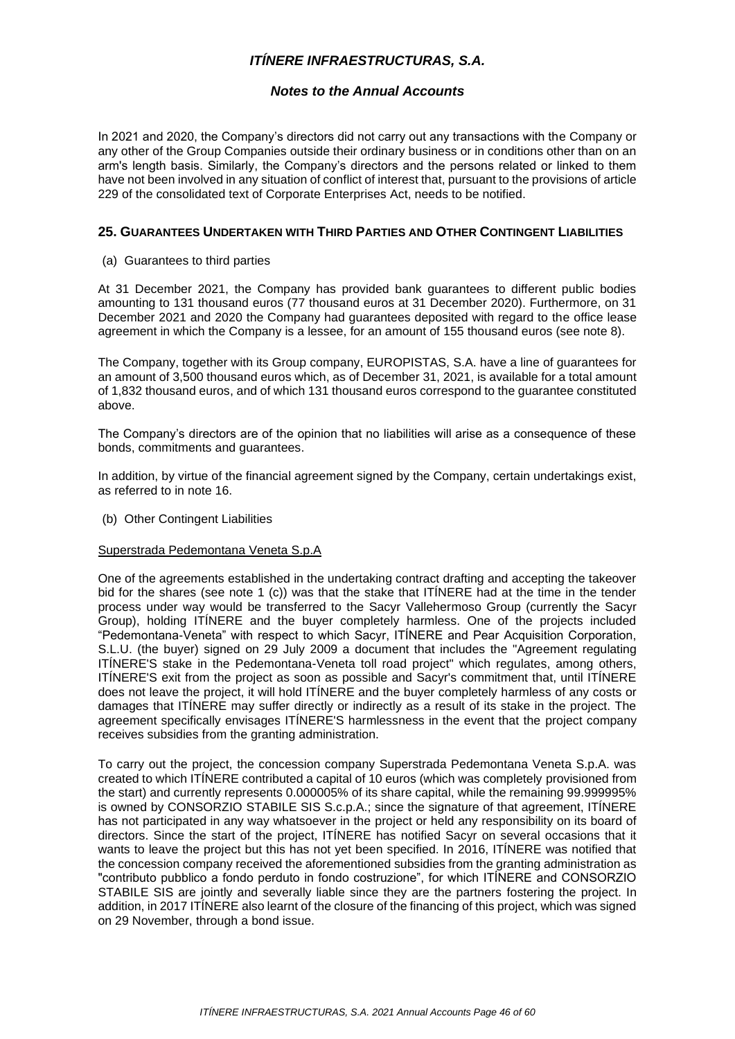In 2021 and 2020, the Company's directors did not carry out any transactions with the Company or any other of the Group Companies outside their ordinary business or in conditions other than on an arm's length basis. Similarly, the Company's directors and the persons related or linked to them have not been involved in any situation of conflict of interest that, pursuant to the provisions of article 229 of the consolidated text of Corporate Enterprises Act, needs to be notified.

## 25. Guarantees Undertaken with Third Parties and Other Contingent Liabilities

(a) Guarantees to third parties

At 31 December 2021, the Company has provided bank guarantees to different public bodies amounting to 131 thousand euros (77 thousand euros at 31 December 2020). Furthermore, on 31 December 2021 and 2020 the Company had guarantees deposited with regard to the office lease agreement in which the Company is a lessee, for an amount of 155 thousand euros (see note 8).

The Company, together with its Group company, EUROPISTAS, S.A. have a line of guarantees for an amount of 3,500 thousand euros which, as of December 31, 2021, is available for a total amount of 1,832 thousand euros, and of which 131 thousand euros correspond to the guarantee constituted above.

The Company's directors are of the opinion that no liabilities will arise as a consequence of these bonds, commitments and guarantees.

In addition, by virtue of the financial agreement signed by the Company, certain undertakings exist, as referred to in note 16.

(b) Other Contingent Liabilities

Superstrada Pedemontana Veneta S.p.A

One of the agreements established in the undertaking contract drafting and accepting the takeover bid for the shares (see note 1 (c)) was that the stake that ITÍNERE had at the time in the tender process under way would be transferred to the Sacyr Vallehermoso Group (currently the Sacyr Group), holding ITÍNERE and the buyer completely harmless. One of the projects included "Pedemontana-Veneta" with respect to which Sacyr, ITÍNERE and Pear Acquisition Corporation, S.L.U. (the buyer) signed on 29 July 2009 a document that includes the "Agreement regulating ITÍNERE'S stake in the Pedemontana-Veneta toll road project" which regulates, among others, ITÍNERE'S exit from the project as soon as possible and Sacyr's commitment that, until ITÍNERE does not leave the project, it will hold ITÍNERE and the buyer completely harmless of any costs or damages that ITÍNERE may suffer directly or indirectly as a result of its stake in the project. The agreement specifically envisages ITÍNERE'S harmlessness in the event that the project company receives subsidies from the granting administration.

To carry out the project, the concession company Superstrada Pedemontana Veneta S.p.A. was created to which ITÍNERE contributed a capital of 10 euros (which was completely provisioned from the start) and currently represents 0.000005% of its share capital, while the remaining 99.999995% is owned by CONSORZIO STABILE SIS S.c.p.A.; since the signature of that agreement, ITÍNERE has not participated in any way whatsoever in the project or held any responsibility on its board of directors. Since the start of the project, ITÍNERE has notified Sacyr on several occasions that it wants to leave the project but this has not yet been specified. In 2016, ITÍNERE was notified that the concession company received the aforementioned subsidies from the granting administration as "contributo pubblico a fondo perduto in fondo costruzione", for which ITÍNERE and CONSORZIO STABILE SIS are jointly and severally liable since they are the partners fostering the project. In addition, in 2017 ITÍNERE also learnt of the closure of the financing of this project, which was signed on 29 November, through a bond issue.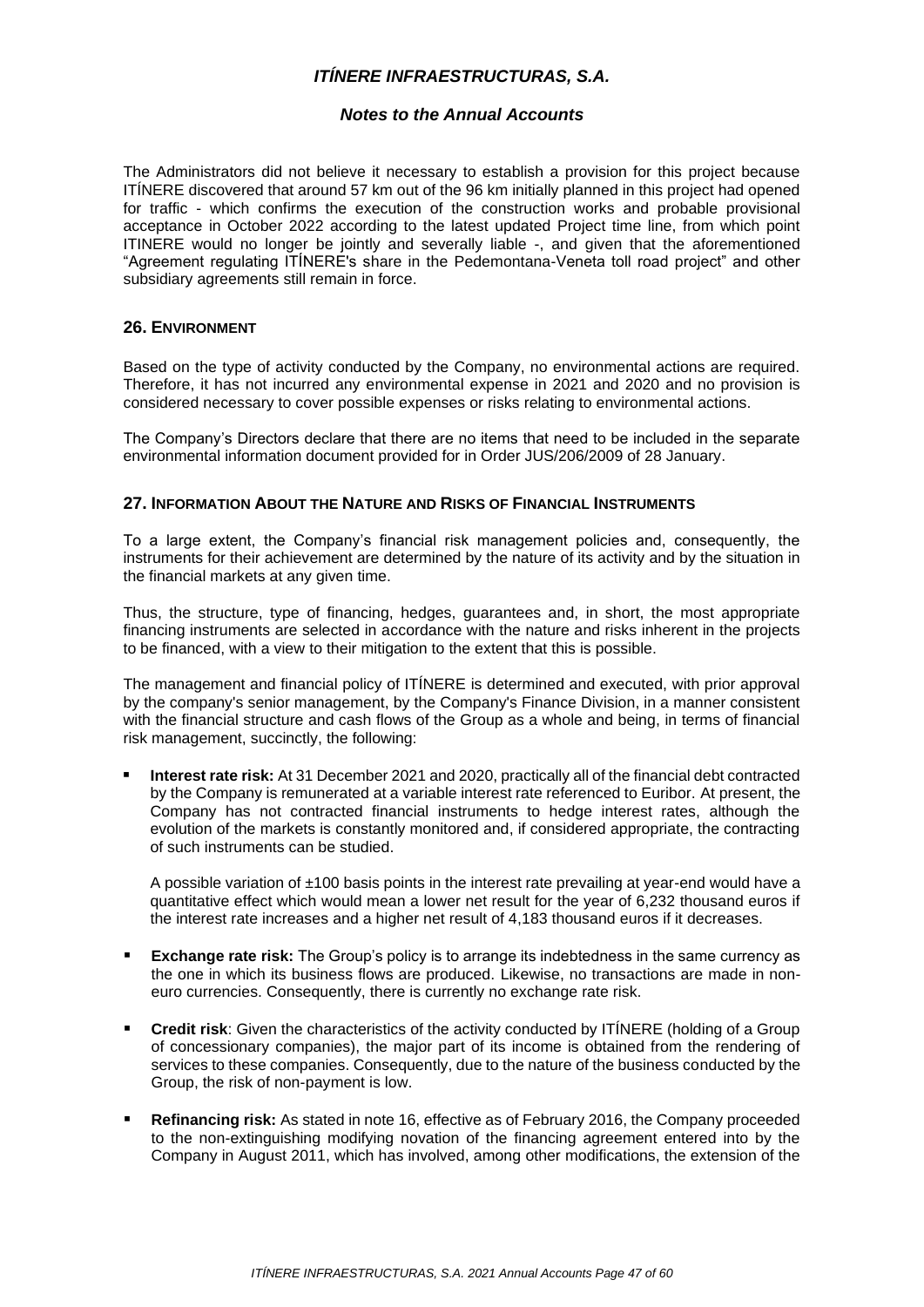The Administrators did not believe it necessary to establish a provision for this project because ITÍNERE discovered that around 57 km out of the 96 km initially planned in this project had opened for traffic - which confirms the execution of the construction works and probable provisional acceptance in October 2022 according to the latest updated Project time line, from which point ITINERE would no longer be jointly and severally liable -, and given that the aforementioned "Agreement regulating ITÍNERE's share in the Pedemontana-Veneta toll road project" and other subsidiary agreements still remain in force.

## 26. ENVIRONMENT

Based on the type of activity conducted by the Company, no environmental actions are required. Therefore, it has not incurred any environmental expense in 2021 and 2020 and no provision is considered necessary to cover possible expenses or risks relating to environmental actions.

The Company's Directors declare that there are no items that need to be included in the separate environmental information document provided for in Order JUS/206/2009 of 28 January.

## 27. INFORMATION ABOUT THE NATURE AND RISKS OF FINANCIAL INSTRUMENTS

To a large extent, the Company's financial risk management policies and, consequently, the instruments for their achievement are determined by the nature of its activity and by the situation in the financial markets at any given time.

Thus, the structure, type of financing, hedges, guarantees and, in short, the most appropriate financing instruments are selected in accordance with the nature and risks inherent in the projects to be financed, with a view to their mitigation to the extent that this is possible.

The management and financial policy of ITÍNERE is determined and executed, with prior approval by the company's senior management, by the Company's Finance Division, in a manner consistent with the financial structure and cash flows of the Group as a whole and being, in terms of financial risk management, succinctly, the following:

- **Interest rate risk:** At 31 December 2021 and 2020, practically all of the financial debt contracted by the Company is remunerated at a variable interest rate referenced to Euribor. At present, the Company has not contracted financial instruments to hedge interest rates, although the evolution of the markets is constantly monitored and, if considered appropriate, the contracting of such instruments can be studied.

  A possible variation of ±100 basis points in the interest rate prevailing at year-end would have a quantitative effect which would mean a lower net result for the year of 6,232 thousand euros if the interest rate increases and a higher net result of 4,183 thousand euros if it decreases.

- **Exchange rate risk:** The Group's policy is to arrange its indebtedness in the same currency as the one in which its business flows are produced. Likewise, no transactions are made in non-euro currencies. Consequently, there is currently no exchange rate risk.

- **Credit risk**: Given the characteristics of the activity conducted by ITÍNERE (holding of a Group of concessionary companies), the major part of its income is obtained from the rendering of services to these companies. Consequently, due to the nature of the business conducted by the Group, the risk of non-payment is low.

- **Refinancing risk:** As stated in note 16, effective as of February 2016, the Company proceeded to the non-extinguishing modifying novation of the financing agreement entered into by the Company in August 2011, which has involved, among other modifications, the extension of the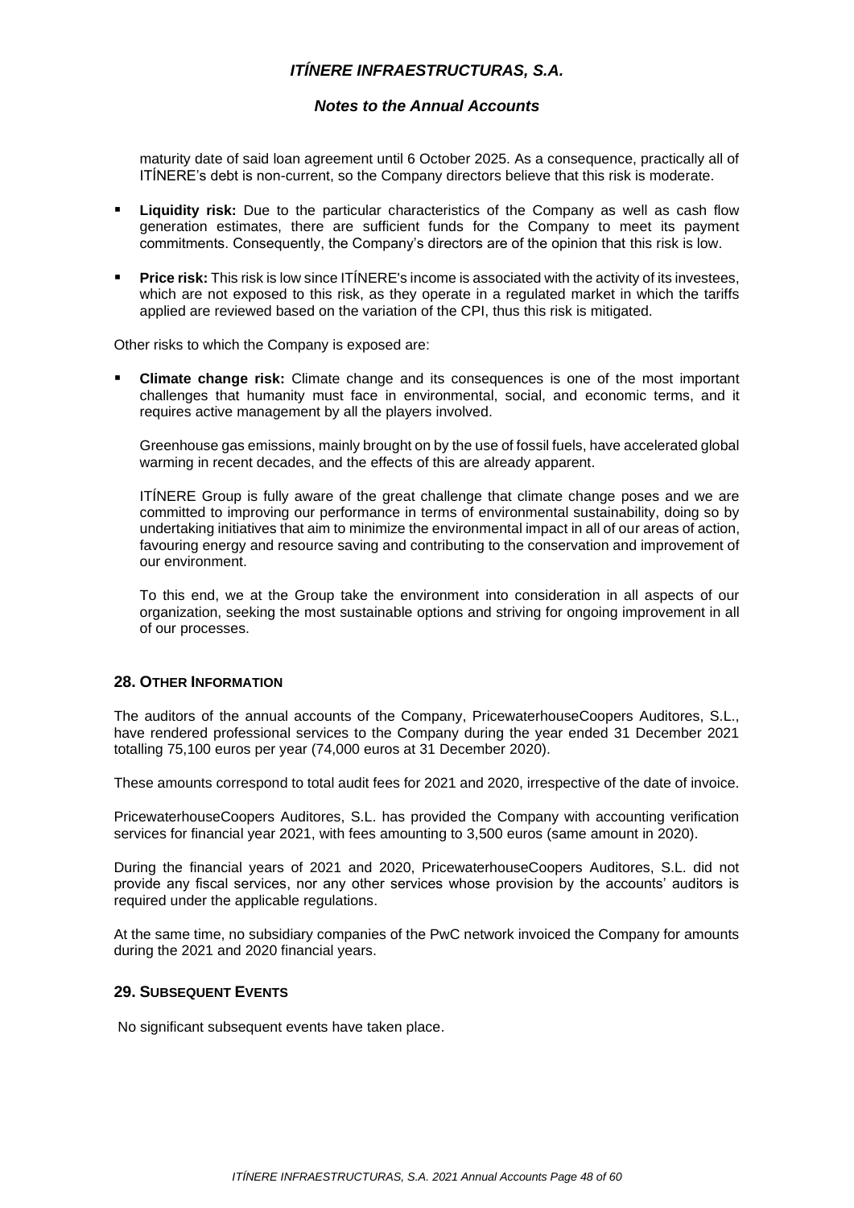maturity date of said loan agreement until 6 October 2025. As a consequence, practically all of ITÍNERE's debt is non-current, so the Company directors believe that this risk is moderate.

- **Liquidity risk:** Due to the particular characteristics of the Company as well as cash flow generation estimates, there are sufficient funds for the Company to meet its payment commitments. Consequently, the Company's directors are of the opinion that this risk is low.

- **Price risk:** This risk is low since ITÍNERE's income is associated with the activity of its investees, which are not exposed to this risk, as they operate in a regulated market in which the tariffs applied are reviewed based on the variation of the CPI, thus this risk is mitigated.

Other risks to which the Company is exposed are:

- **Climate change risk:** Climate change and its consequences is one of the most important challenges that humanity must face in environmental, social, and economic terms, and it requires active management by all the players involved.

  Greenhouse gas emissions, mainly brought on by the use of fossil fuels, have accelerated global warming in recent decades, and the effects of this are already apparent.

  ITÍNERE Group is fully aware of the great challenge that climate change poses and we are committed to improving our performance in terms of environmental sustainability, doing so by undertaking initiatives that aim to minimize the environmental impact in all of our areas of action, favouring energy and resource saving and contributing to the conservation and improvement of our environment.

  To this end, we at the Group take the environment into consideration in all aspects of our organization, seeking the most sustainable options and striving for ongoing improvement in all of our processes.

## 28. Other Information

The auditors of the annual accounts of the Company, PricewaterhouseCoopers Auditores, S.L., have rendered professional services to the Company during the year ended 31 December 2021 totalling 75,100 euros per year (74,000 euros at 31 December 2020).

These amounts correspond to total audit fees for 2021 and 2020, irrespective of the date of invoice.

PricewaterhouseCoopers Auditores, S.L. has provided the Company with accounting verification services for financial year 2021, with fees amounting to 3,500 euros (same amount in 2020).

During the financial years of 2021 and 2020, PricewaterhouseCoopers Auditores, S.L. did not provide any fiscal services, nor any other services whose provision by the accounts' auditors is required under the applicable regulations.

At the same time, no subsidiary companies of the PwC network invoiced the Company for amounts during the 2021 and 2020 financial years.

## 29. Subsequent Events

No significant subsequent events have taken place.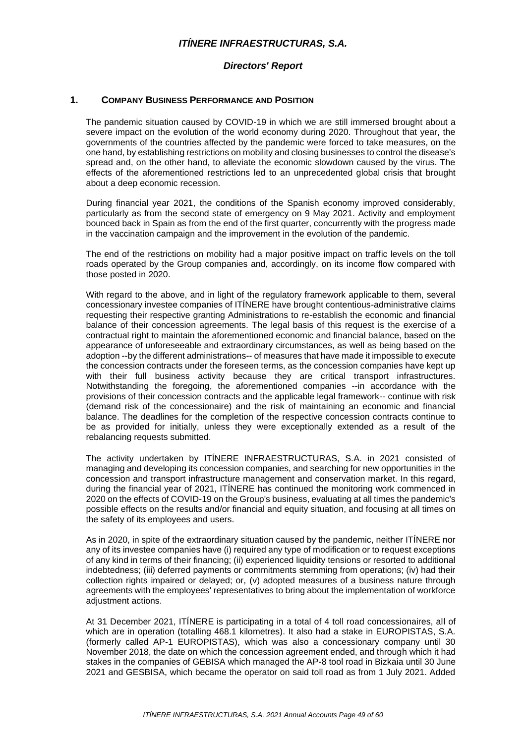# *ITÍNERE INFRAESTRUCTURAS, S.A.*

## *Directors' Report*

### 1. COMPANY BUSINESS PERFORMANCE AND POSITION

The pandemic situation caused by COVID-19 in which we are still immersed brought about a severe impact on the evolution of the world economy during 2020. Throughout that year, the governments of the countries affected by the pandemic were forced to take measures, on the one hand, by establishing restrictions on mobility and closing businesses to control the disease's spread and, on the other hand, to alleviate the economic slowdown caused by the virus. The effects of the aforementioned restrictions led to an unprecedented global crisis that brought about a deep economic recession.

During financial year 2021, the conditions of the Spanish economy improved considerably, particularly as from the second state of emergency on 9 May 2021. Activity and employment bounced back in Spain as from the end of the first quarter, concurrently with the progress made in the vaccination campaign and the improvement in the evolution of the pandemic.

The end of the restrictions on mobility had a major positive impact on traffic levels on the toll roads operated by the Group companies and, accordingly, on its income flow compared with those posted in 2020.

With regard to the above, and in light of the regulatory framework applicable to them, several concessionary investee companies of ITÍNERE have brought contentious-administrative claims requesting their respective granting Administrations to re-establish the economic and financial balance of their concession agreements. The legal basis of this request is the exercise of a contractual right to maintain the aforementioned economic and financial balance, based on the appearance of unforeseeable and extraordinary circumstances, as well as being based on the adoption --by the different administrations-- of measures that have made it impossible to execute the concession contracts under the foreseen terms, as the concession companies have kept up with their full business activity because they are critical transport infrastructures. Notwithstanding the foregoing, the aforementioned companies --in accordance with the provisions of their concession contracts and the applicable legal framework-- continue with risk (demand risk of the concessionaire) and the risk of maintaining an economic and financial balance. The deadlines for the completion of the respective concession contracts continue to be as provided for initially, unless they were exceptionally extended as a result of the rebalancing requests submitted.

The activity undertaken by ITÍNERE INFRAESTRUCTURAS, S.A. in 2021 consisted of managing and developing its concession companies, and searching for new opportunities in the concession and transport infrastructure management and conservation market. In this regard, during the financial year of 2021, ITÍNERE has continued the monitoring work commenced in 2020 on the effects of COVID-19 on the Group's business, evaluating at all times the pandemic's possible effects on the results and/or financial and equity situation, and focusing at all times on the safety of its employees and users.

As in 2020, in spite of the extraordinary situation caused by the pandemic, neither ITÍNERE nor any of its investee companies have (i) required any type of modification or to request exceptions of any kind in terms of their financing; (ii) experienced liquidity tensions or resorted to additional indebtedness; (iii) deferred payments or commitments stemming from operations; (iv) had their collection rights impaired or delayed; or, (v) adopted measures of a business nature through agreements with the employees' representatives to bring about the implementation of workforce adjustment actions.

At 31 December 2021, ITÍNERE is participating in a total of 4 toll road concessionaires, all of which are in operation (totalling 468.1 kilometres). It also had a stake in EUROPISTAS, S.A. (formerly called AP-1 EUROPISTAS), which was also a concessionary company until 30 November 2018, the date on which the concession agreement ended, and through which it had stakes in the companies of GEBISA which managed the AP-8 tool road in Bizkaia until 30 June 2021 and GESBISA, which became the operator on said toll road as from 1 July 2021. Added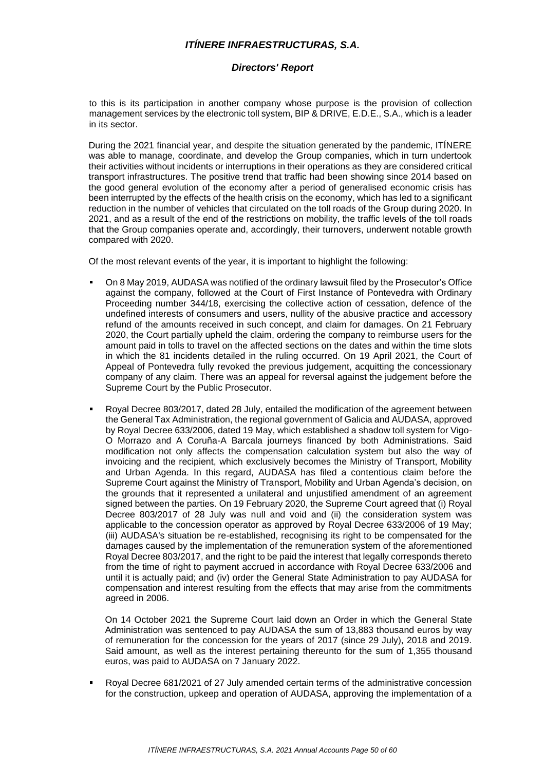to this is its participation in another company whose purpose is the provision of collection management services by the electronic toll system, BIP & DRIVE, E.D.E., S.A., which is a leader in its sector.

During the 2021 financial year, and despite the situation generated by the pandemic, ITÍNERE was able to manage, coordinate, and develop the Group companies, which in turn undertook their activities without incidents or interruptions in their operations as they are considered critical transport infrastructures. The positive trend that traffic had been showing since 2014 based on the good general evolution of the economy after a period of generalised economic crisis has been interrupted by the effects of the health crisis on the economy, which has led to a significant reduction in the number of vehicles that circulated on the toll roads of the Group during 2020. In 2021, and as a result of the end of the restrictions on mobility, the traffic levels of the toll roads that the Group companies operate and, accordingly, their turnovers, underwent notable growth compared with 2020.

Of the most relevant events of the year, it is important to highlight the following:

- On 8 May 2019, AUDASA was notified of the ordinary lawsuit filed by the Prosecutor's Office against the company, followed at the Court of First Instance of Pontevedra with Ordinary Proceeding number 344/18, exercising the collective action of cessation, defence of the undefined interests of consumers and users, nullity of the abusive practice and accessory refund of the amounts received in such concept, and claim for damages. On 21 February 2020, the Court partially upheld the claim, ordering the company to reimburse users for the amount paid in tolls to travel on the affected sections on the dates and within the time slots in which the 81 incidents detailed in the ruling occurred. On 19 April 2021, the Court of Appeal of Pontevedra fully revoked the previous judgement, acquitting the concessionary company of any claim. There was an appeal for reversal against the judgement before the Supreme Court by the Public Prosecutor.

- Royal Decree 803/2017, dated 28 July, entailed the modification of the agreement between the General Tax Administration, the regional government of Galicia and AUDASA, approved by Royal Decree 633/2006, dated 19 May, which established a shadow toll system for Vigo-O Morrazo and A Coruña-A Barcala journeys financed by both Administrations. Said modification not only affects the compensation calculation system but also the way of invoicing and the recipient, which exclusively becomes the Ministry of Transport, Mobility and Urban Agenda. In this regard, AUDASA has filed a contentious claim before the Supreme Court against the Ministry of Transport, Mobility and Urban Agenda's decision, on the grounds that it represented a unilateral and unjustified amendment of an agreement signed between the parties. On 19 February 2020, the Supreme Court agreed that (i) Royal Decree 803/2017 of 28 July was null and void and (ii) the consideration system was applicable to the concession operator as approved by Royal Decree 633/2006 of 19 May; (iii) AUDASA's situation be re-established, recognising its right to be compensated for the damages caused by the implementation of the remuneration system of the aforementioned Royal Decree 803/2017, and the right to be paid the interest that legally corresponds thereto from the time of right to payment accrued in accordance with Royal Decree 633/2006 and until it is actually paid; and (iv) order the General State Administration to pay AUDASA for compensation and interest resulting from the effects that may arise from the commitments agreed in 2006.

  On 14 October 2021 the Supreme Court laid down an Order in which the General State Administration was sentenced to pay AUDASA the sum of 13,883 thousand euros by way of remuneration for the concession for the years of 2017 (since 29 July), 2018 and 2019. Said amount, as well as the interest pertaining thereunto for the sum of 1,355 thousand euros, was paid to AUDASA on 7 January 2022.

- Royal Decree 681/2021 of 27 July amended certain terms of the administrative concession for the construction, upkeep and operation of AUDASA, approving the implementation of a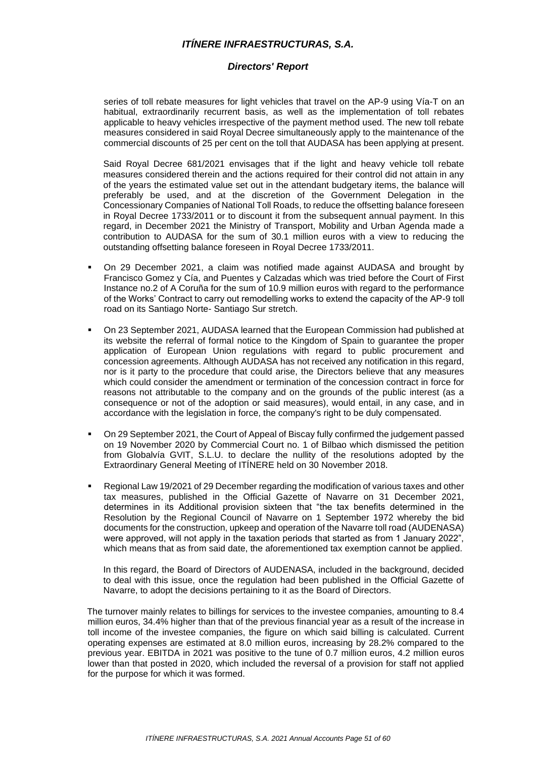series of toll rebate measures for light vehicles that travel on the AP-9 using Vía-T on an habitual, extraordinarily recurrent basis, as well as the implementation of toll rebates applicable to heavy vehicles irrespective of the payment method used. The new toll rebate measures considered in said Royal Decree simultaneously apply to the maintenance of the commercial discounts of 25 per cent on the toll that AUDASA has been applying at present.

Said Royal Decree 681/2021 envisages that if the light and heavy vehicle toll rebate measures considered therein and the actions required for their control did not attain in any of the years the estimated value set out in the attendant budgetary items, the balance will preferably be used, and at the discretion of the Government Delegation in the Concessionary Companies of National Toll Roads, to reduce the offsetting balance foreseen in Royal Decree 1733/2011 or to discount it from the subsequent annual payment. In this regard, in December 2021 the Ministry of Transport, Mobility and Urban Agenda made a contribution to AUDASA for the sum of 30.1 million euros with a view to reducing the outstanding offsetting balance foreseen in Royal Decree 1733/2011.

- On 29 December 2021, a claim was notified made against AUDASA and brought by Francisco Gomez y Cía, and Puentes y Calzadas which was tried before the Court of First Instance no.2 of A Coruña for the sum of 10.9 million euros with regard to the performance of the Works' Contract to carry out remodelling works to extend the capacity of the AP-9 toll road on its Santiago Norte- Santiago Sur stretch.

- On 23 September 2021, AUDASA learned that the European Commission had published at its website the referral of formal notice to the Kingdom of Spain to guarantee the proper application of European Union regulations with regard to public procurement and concession agreements. Although AUDASA has not received any notification in this regard, nor is it party to the procedure that could arise, the Directors believe that any measures which could consider the amendment or termination of the concession contract in force for reasons not attributable to the company and on the grounds of the public interest (as a consequence or not of the adoption or said measures), would entail, in any case, and in accordance with the legislation in force, the company's right to be duly compensated.

- On 29 September 2021, the Court of Appeal of Biscay fully confirmed the judgement passed on 19 November 2020 by Commercial Court no. 1 of Bilbao which dismissed the petition from Globalvía GVIT, S.L.U. to declare the nullity of the resolutions adopted by the Extraordinary General Meeting of ITÍNERE held on 30 November 2018.

- Regional Law 19/2021 of 29 December regarding the modification of various taxes and other tax measures, published in the Official Gazette of Navarre on 31 December 2021, determines in its Additional provision sixteen that "the tax benefits determined in the Resolution by the Regional Council of Navarre on 1 September 1972 whereby the bid documents for the construction, upkeep and operation of the Navarre toll road (AUDENASA) were approved, will not apply in the taxation periods that started as from 1 January 2022", which means that as from said date, the aforementioned tax exemption cannot be applied.

  In this regard, the Board of Directors of AUDENASA, included in the background, decided to deal with this issue, once the regulation had been published in the Official Gazette of Navarre, to adopt the decisions pertaining to it as the Board of Directors.

The turnover mainly relates to billings for services to the investee companies, amounting to 8.4 million euros, 34.4% higher than that of the previous financial year as a result of the increase in toll income of the investee companies, the figure on which said billing is calculated. Current operating expenses are estimated at 8.0 million euros, increasing by 28.2% compared to the previous year. EBITDA in 2021 was positive to the tune of 0.7 million euros, 4.2 million euros lower than that posted in 2020, which included the reversal of a provision for staff not applied for the purpose for which it was formed.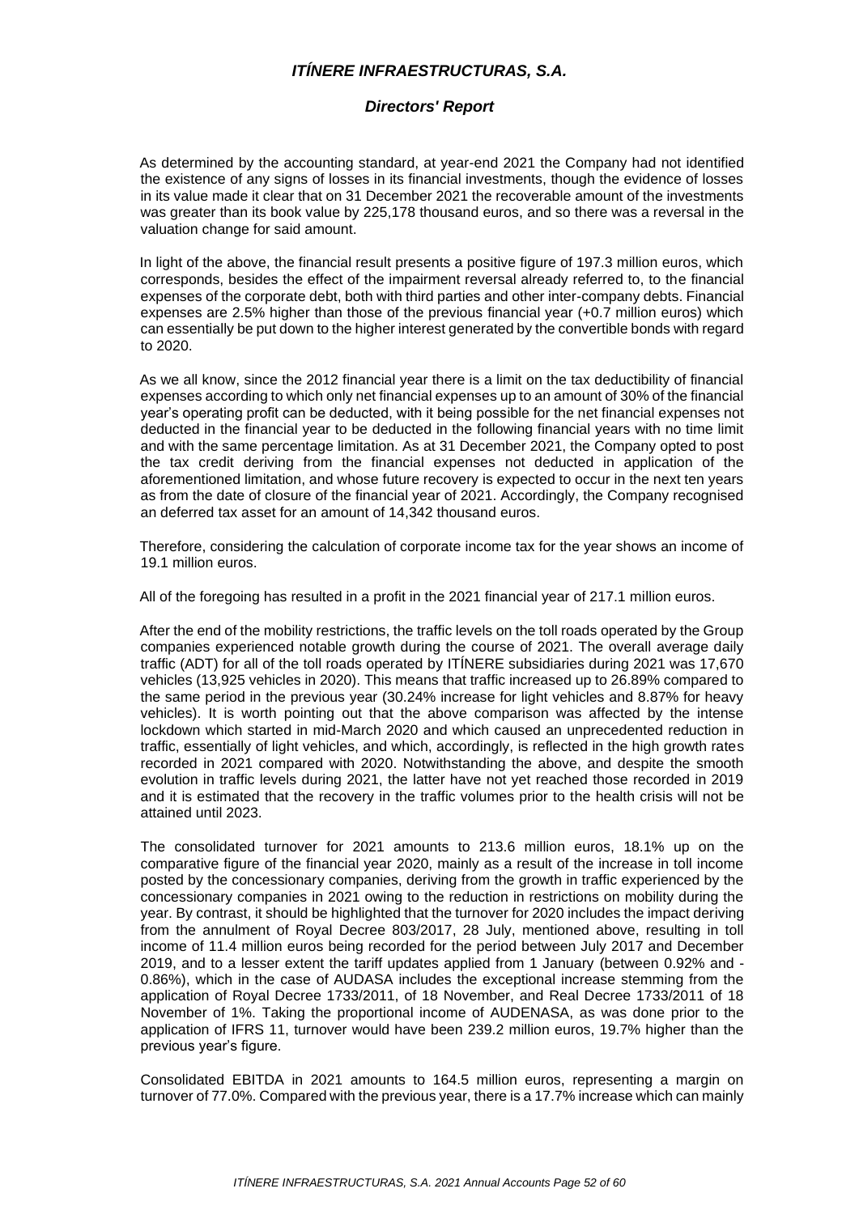As determined by the accounting standard, at year-end 2021 the Company had not identified the existence of any signs of losses in its financial investments, though the evidence of losses in its value made it clear that on 31 December 2021 the recoverable amount of the investments was greater than its book value by 225,178 thousand euros, and so there was a reversal in the valuation change for said amount.

In light of the above, the financial result presents a positive figure of 197.3 million euros, which corresponds, besides the effect of the impairment reversal already referred to, to the financial expenses of the corporate debt, both with third parties and other inter-company debts. Financial expenses are 2.5% higher than those of the previous financial year (+0.7 million euros) which can essentially be put down to the higher interest generated by the convertible bonds with regard to 2020.

As we all know, since the 2012 financial year there is a limit on the tax deductibility of financial expenses according to which only net financial expenses up to an amount of 30% of the financial year's operating profit can be deducted, with it being possible for the net financial expenses not deducted in the financial year to be deducted in the following financial years with no time limit and with the same percentage limitation. As at 31 December 2021, the Company opted to post the tax credit deriving from the financial expenses not deducted in application of the aforementioned limitation, and whose future recovery is expected to occur in the next ten years as from the date of closure of the financial year of 2021. Accordingly, the Company recognised an deferred tax asset for an amount of 14,342 thousand euros.

Therefore, considering the calculation of corporate income tax for the year shows an income of 19.1 million euros.

All of the foregoing has resulted in a profit in the 2021 financial year of 217.1 million euros.

After the end of the mobility restrictions, the traffic levels on the toll roads operated by the Group companies experienced notable growth during the course of 2021. The overall average daily traffic (ADT) for all of the toll roads operated by ITÍNERE subsidiaries during 2021 was 17,670 vehicles (13,925 vehicles in 2020). This means that traffic increased up to 26.89% compared to the same period in the previous year (30.24% increase for light vehicles and 8.87% for heavy vehicles). It is worth pointing out that the above comparison was affected by the intense lockdown which started in mid-March 2020 and which caused an unprecedented reduction in traffic, essentially of light vehicles, and which, accordingly, is reflected in the high growth rates recorded in 2021 compared with 2020. Notwithstanding the above, and despite the smooth evolution in traffic levels during 2021, the latter have not yet reached those recorded in 2019 and it is estimated that the recovery in the traffic volumes prior to the health crisis will not be attained until 2023.

The consolidated turnover for 2021 amounts to 213.6 million euros, 18.1% up on the comparative figure of the financial year 2020, mainly as a result of the increase in toll income posted by the concessionary companies, deriving from the growth in traffic experienced by the concessionary companies in 2021 owing to the reduction in restrictions on mobility during the year. By contrast, it should be highlighted that the turnover for 2020 includes the impact deriving from the annulment of Royal Decree 803/2017, 28 July, mentioned above, resulting in toll income of 11.4 million euros being recorded for the period between July 2017 and December 2019, and to a lesser extent the tariff updates applied from 1 January (between 0.92% and -0.86%), which in the case of AUDASA includes the exceptional increase stemming from the application of Royal Decree 1733/2011, of 18 November, and Real Decree 1733/2011 of 18 November of 1%. Taking the proportional income of AUDENASA, as was done prior to the application of IFRS 11, turnover would have been 239.2 million euros, 19.7% higher than the previous year's figure.

Consolidated EBITDA in 2021 amounts to 164.5 million euros, representing a margin on turnover of 77.0%. Compared with the previous year, there is a 17.7% increase which can mainly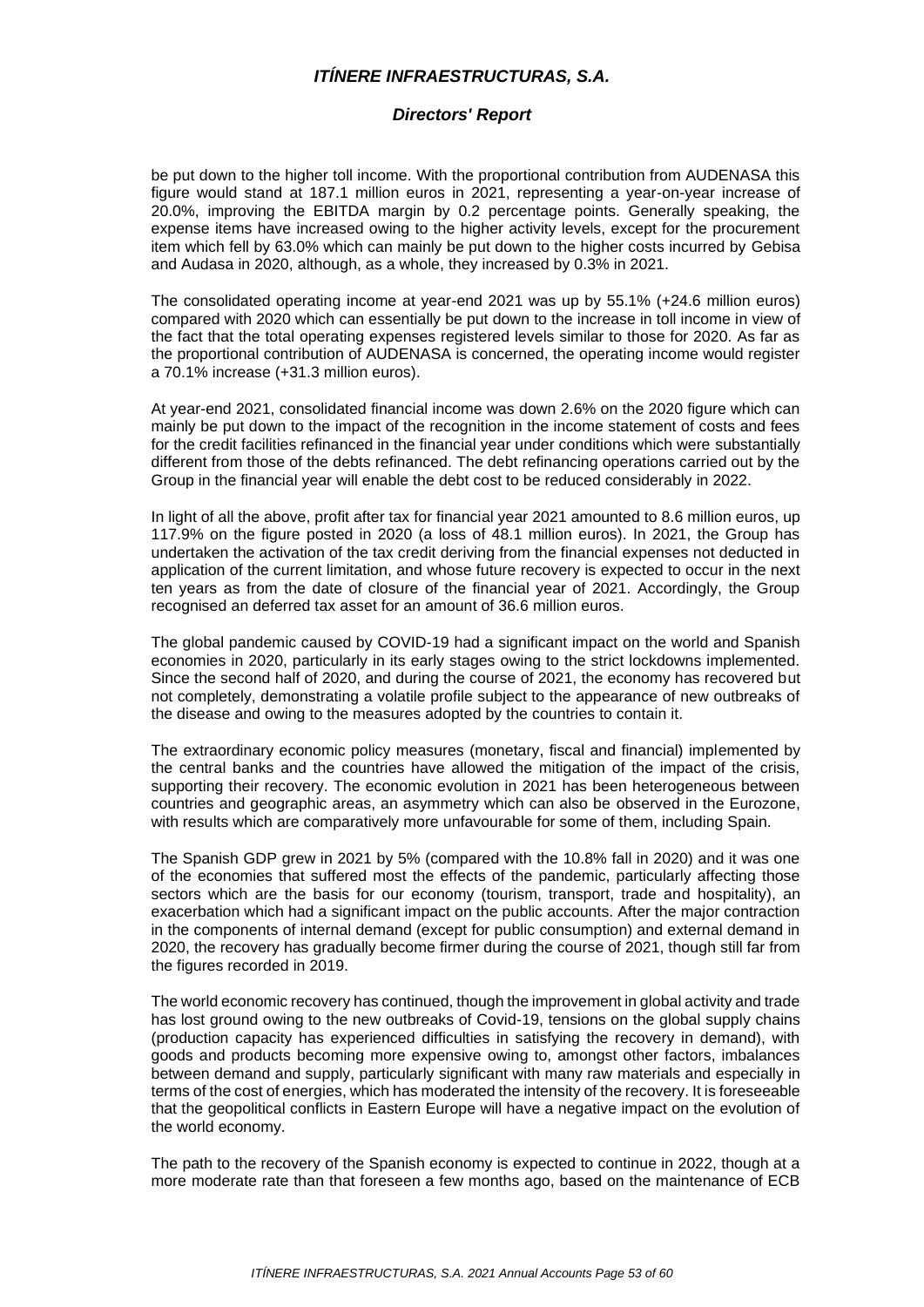be put down to the higher toll income. With the proportional contribution from AUDENASA this figure would stand at 187.1 million euros in 2021, representing a year-on-year increase of 20.0%, improving the EBITDA margin by 0.2 percentage points. Generally speaking, the expense items have increased owing to the higher activity levels, except for the procurement item which fell by 63.0% which can mainly be put down to the higher costs incurred by Gebisa and Audasa in 2020, although, as a whole, they increased by 0.3% in 2021.

The consolidated operating income at year-end 2021 was up by 55.1% (+24.6 million euros) compared with 2020 which can essentially be put down to the increase in toll income in view of the fact that the total operating expenses registered levels similar to those for 2020. As far as the proportional contribution of AUDENASA is concerned, the operating income would register a 70.1% increase (+31.3 million euros).

At year-end 2021, consolidated financial income was down 2.6% on the 2020 figure which can mainly be put down to the impact of the recognition in the income statement of costs and fees for the credit facilities refinanced in the financial year under conditions which were substantially different from those of the debts refinanced. The debt refinancing operations carried out by the Group in the financial year will enable the debt cost to be reduced considerably in 2022.

In light of all the above, profit after tax for financial year 2021 amounted to 8.6 million euros, up 117.9% on the figure posted in 2020 (a loss of 48.1 million euros). In 2021, the Group has undertaken the activation of the tax credit deriving from the financial expenses not deducted in application of the current limitation, and whose future recovery is expected to occur in the next ten years as from the date of closure of the financial year of 2021. Accordingly, the Group recognised an deferred tax asset for an amount of 36.6 million euros.

The global pandemic caused by COVID-19 had a significant impact on the world and Spanish economies in 2020, particularly in its early stages owing to the strict lockdowns implemented. Since the second half of 2020, and during the course of 2021, the economy has recovered but not completely, demonstrating a volatile profile subject to the appearance of new outbreaks of the disease and owing to the measures adopted by the countries to contain it.

The extraordinary economic policy measures (monetary, fiscal and financial) implemented by the central banks and the countries have allowed the mitigation of the impact of the crisis, supporting their recovery. The economic evolution in 2021 has been heterogeneous between countries and geographic areas, an asymmetry which can also be observed in the Eurozone, with results which are comparatively more unfavourable for some of them, including Spain.

The Spanish GDP grew in 2021 by 5% (compared with the 10.8% fall in 2020) and it was one of the economies that suffered most the effects of the pandemic, particularly affecting those sectors which are the basis for our economy (tourism, transport, trade and hospitality), an exacerbation which had a significant impact on the public accounts. After the major contraction in the components of internal demand (except for public consumption) and external demand in 2020, the recovery has gradually become firmer during the course of 2021, though still far from the figures recorded in 2019.

The world economic recovery has continued, though the improvement in global activity and trade has lost ground owing to the new outbreaks of Covid-19, tensions on the global supply chains (production capacity has experienced difficulties in satisfying the recovery in demand), with goods and products becoming more expensive owing to, amongst other factors, imbalances between demand and supply, particularly significant with many raw materials and especially in terms of the cost of energies, which has moderated the intensity of the recovery. It is foreseeable that the geopolitical conflicts in Eastern Europe will have a negative impact on the evolution of the world economy.

The path to the recovery of the Spanish economy is expected to continue in 2022, though at a more moderate rate than that foreseen a few months ago, based on the maintenance of ECB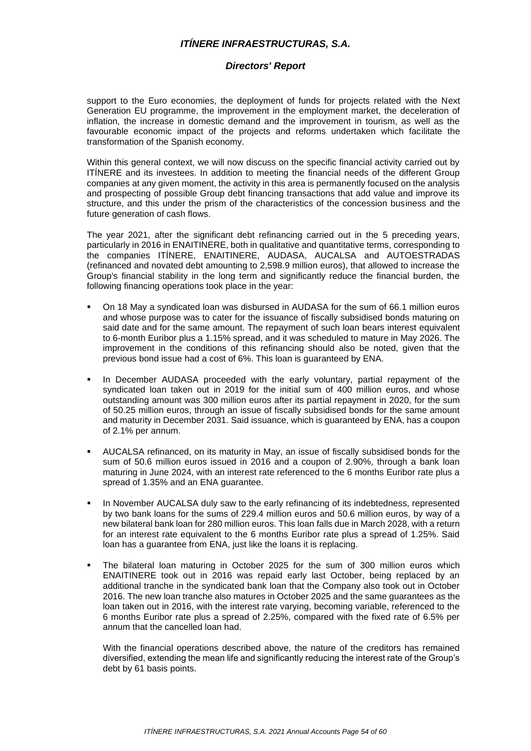support to the Euro economies, the deployment of funds for projects related with the Next Generation EU programme, the improvement in the employment market, the deceleration of inflation, the increase in domestic demand and the improvement in tourism, as well as the favourable economic impact of the projects and reforms undertaken which facilitate the transformation of the Spanish economy.

Within this general context, we will now discuss on the specific financial activity carried out by ITÍNERE and its investees. In addition to meeting the financial needs of the different Group companies at any given moment, the activity in this area is permanently focused on the analysis and prospecting of possible Group debt financing transactions that add value and improve its structure, and this under the prism of the characteristics of the concession business and the future generation of cash flows.

The year 2021, after the significant debt refinancing carried out in the 5 preceding years, particularly in 2016 in ENAITINERE, both in qualitative and quantitative terms, corresponding to the companies ITÍNERE, ENAITINERE, AUDASA, AUCALSA and AUTOESTRADAS (refinanced and novated debt amounting to 2,598.9 million euros), that allowed to increase the Group's financial stability in the long term and significantly reduce the financial burden, the following financing operations took place in the year:

- On 18 May a syndicated loan was disbursed in AUDASA for the sum of 66.1 million euros and whose purpose was to cater for the issuance of fiscally subsidised bonds maturing on said date and for the same amount. The repayment of such loan bears interest equivalent to 6-month Euribor plus a 1.15% spread, and it was scheduled to mature in May 2026. The improvement in the conditions of this refinancing should also be noted, given that the previous bond issue had a cost of 6%. This loan is guaranteed by ENA.

- In December AUDASA proceeded with the early voluntary, partial repayment of the syndicated loan taken out in 2019 for the initial sum of 400 million euros, and whose outstanding amount was 300 million euros after its partial repayment in 2020, for the sum of 50.25 million euros, through an issue of fiscally subsidised bonds for the same amount and maturity in December 2031. Said issuance, which is guaranteed by ENA, has a coupon of 2.1% per annum.

- AUCALSA refinanced, on its maturity in May, an issue of fiscally subsidised bonds for the sum of 50.6 million euros issued in 2016 and a coupon of 2.90%, through a bank loan maturing in June 2024, with an interest rate referenced to the 6 months Euribor rate plus a spread of 1.35% and an ENA guarantee.

- In November AUCALSA duly saw to the early refinancing of its indebtedness, represented by two bank loans for the sums of 229.4 million euros and 50.6 million euros, by way of a new bilateral bank loan for 280 million euros. This loan falls due in March 2028, with a return for an interest rate equivalent to the 6 months Euribor rate plus a spread of 1.25%. Said loan has a guarantee from ENA, just like the loans it is replacing.

- The bilateral loan maturing in October 2025 for the sum of 300 million euros which ENAITINERE took out in 2016 was repaid early last October, being replaced by an additional tranche in the syndicated bank loan that the Company also took out in October 2016. The new loan tranche also matures in October 2025 and the same guarantees as the loan taken out in 2016, with the interest rate varying, becoming variable, referenced to the 6 months Euribor rate plus a spread of 2.25%, compared with the fixed rate of 6.5% per annum that the cancelled loan had.

  With the financial operations described above, the nature of the creditors has remained diversified, extending the mean life and significantly reducing the interest rate of the Group's debt by 61 basis points.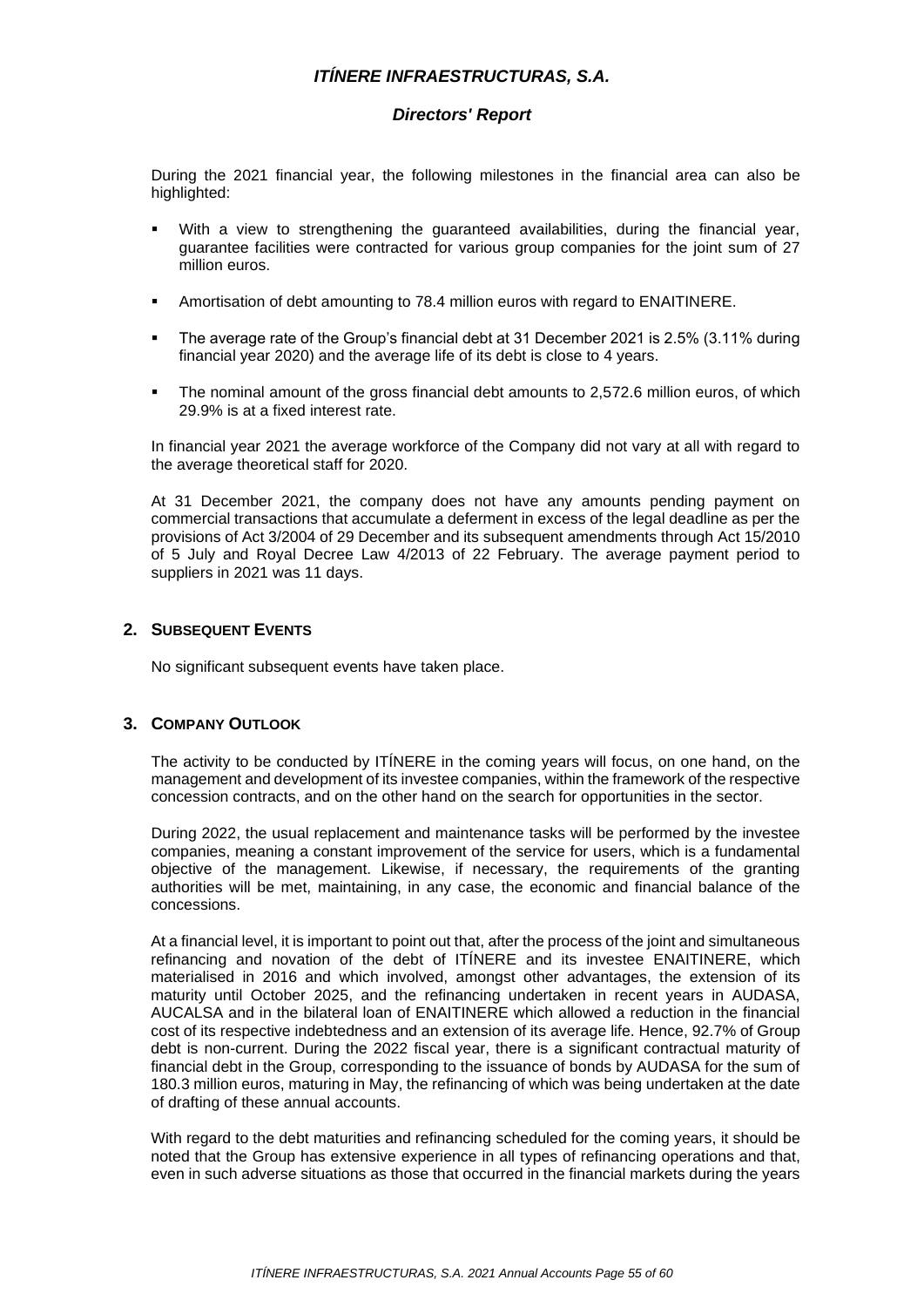During the 2021 financial year, the following milestones in the financial area can also be highlighted:

- With a view to strengthening the guaranteed availabilities, during the financial year, guarantee facilities were contracted for various group companies for the joint sum of 27 million euros.
- Amortisation of debt amounting to 78.4 million euros with regard to ENAITINERE.
- The average rate of the Group's financial debt at 31 December 2021 is 2.5% (3.11% during financial year 2020) and the average life of its debt is close to 4 years.
- The nominal amount of the gross financial debt amounts to 2,572.6 million euros, of which 29.9% is at a fixed interest rate.

In financial year 2021 the average workforce of the Company did not vary at all with regard to the average theoretical staff for 2020.

At 31 December 2021, the company does not have any amounts pending payment on commercial transactions that accumulate a deferment in excess of the legal deadline as per the provisions of Act 3/2004 of 29 December and its subsequent amendments through Act 15/2010 of 5 July and Royal Decree Law 4/2013 of 22 February. The average payment period to suppliers in 2021 was 11 days.

## 2. Subsequent Events

No significant subsequent events have taken place.

## 3. Company Outlook

The activity to be conducted by ITÍNERE in the coming years will focus, on one hand, on the management and development of its investee companies, within the framework of the respective concession contracts, and on the other hand on the search for opportunities in the sector.

During 2022, the usual replacement and maintenance tasks will be performed by the investee companies, meaning a constant improvement of the service for users, which is a fundamental objective of the management. Likewise, if necessary, the requirements of the granting authorities will be met, maintaining, in any case, the economic and financial balance of the concessions.

At a financial level, it is important to point out that, after the process of the joint and simultaneous refinancing and novation of the debt of ITÍNERE and its investee ENAITINERE, which materialised in 2016 and which involved, amongst other advantages, the extension of its maturity until October 2025, and the refinancing undertaken in recent years in AUDASA, AUCALSA and in the bilateral loan of ENAITINERE which allowed a reduction in the financial cost of its respective indebtedness and an extension of its average life. Hence, 92.7% of Group debt is non-current. During the 2022 fiscal year, there is a significant contractual maturity of financial debt in the Group, corresponding to the issuance of bonds by AUDASA for the sum of 180.3 million euros, maturing in May, the refinancing of which was being undertaken at the date of drafting of these annual accounts.

With regard to the debt maturities and refinancing scheduled for the coming years, it should be noted that the Group has extensive experience in all types of refinancing operations and that, even in such adverse situations as those that occurred in the financial markets during the years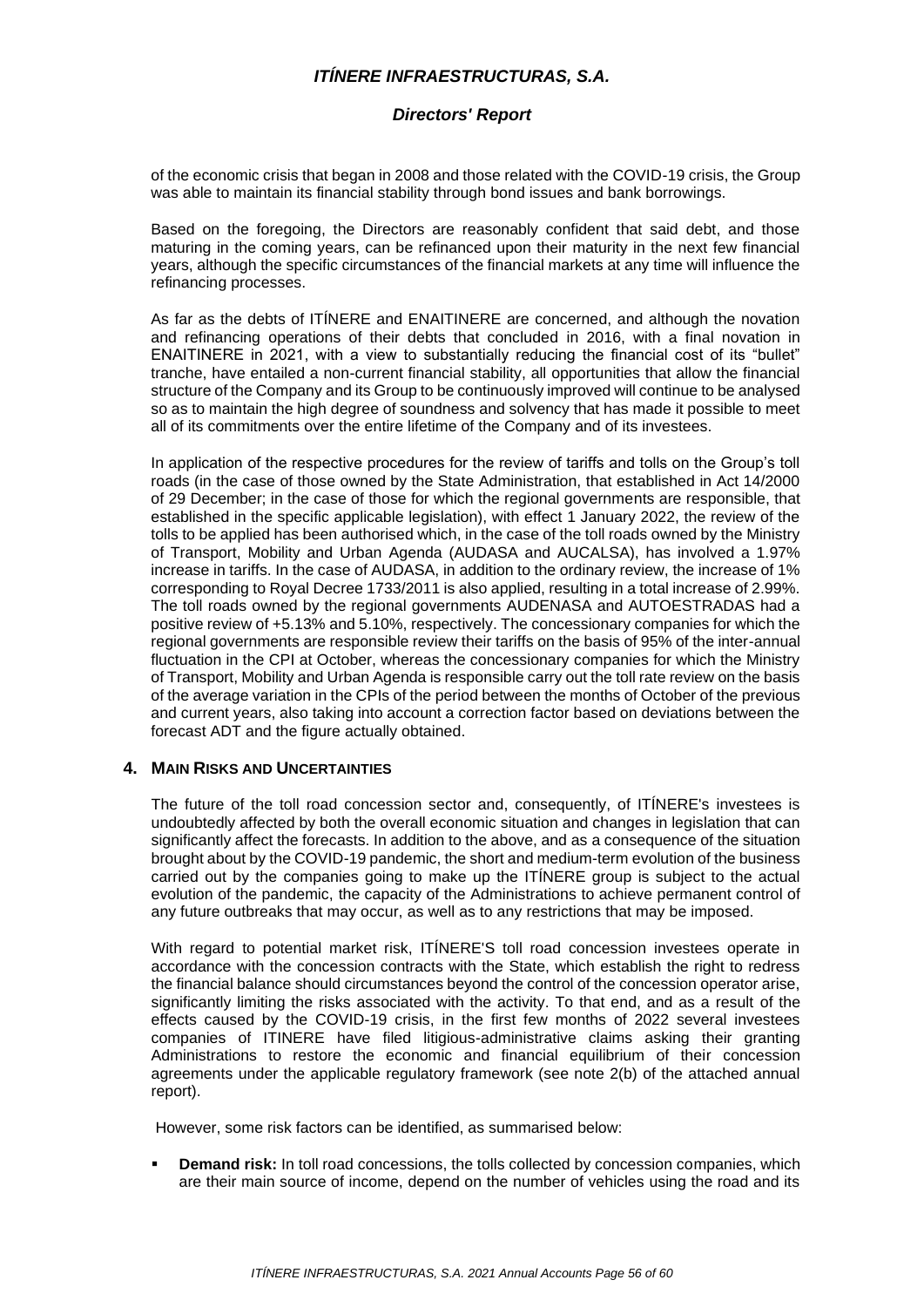of the economic crisis that began in 2008 and those related with the COVID-19 crisis, the Group was able to maintain its financial stability through bond issues and bank borrowings.

Based on the foregoing, the Directors are reasonably confident that said debt, and those maturing in the coming years, can be refinanced upon their maturity in the next few financial years, although the specific circumstances of the financial markets at any time will influence the refinancing processes.

As far as the debts of ITÍNERE and ENAITINERE are concerned, and although the novation and refinancing operations of their debts that concluded in 2016, with a final novation in ENAITINERE in 2021, with a view to substantially reducing the financial cost of its "bullet" tranche, have entailed a non-current financial stability, all opportunities that allow the financial structure of the Company and its Group to be continuously improved will continue to be analysed so as to maintain the high degree of soundness and solvency that has made it possible to meet all of its commitments over the entire lifetime of the Company and of its investees.

In application of the respective procedures for the review of tariffs and tolls on the Group's toll roads (in the case of those owned by the State Administration, that established in Act 14/2000 of 29 December; in the case of those for which the regional governments are responsible, that established in the specific applicable legislation), with effect 1 January 2022, the review of the tolls to be applied has been authorised which, in the case of the toll roads owned by the Ministry of Transport, Mobility and Urban Agenda (AUDASA and AUCALSA), has involved a 1.97% increase in tariffs. In the case of AUDASA, in addition to the ordinary review, the increase of 1% corresponding to Royal Decree 1733/2011 is also applied, resulting in a total increase of 2.99%. The toll roads owned by the regional governments AUDENASA and AUTOESTRADAS had a positive review of +5.13% and 5.10%, respectively. The concessionary companies for which the regional governments are responsible review their tariffs on the basis of 95% of the inter-annual fluctuation in the CPI at October, whereas the concessionary companies for which the Ministry of Transport, Mobility and Urban Agenda is responsible carry out the toll rate review on the basis of the average variation in the CPIs of the period between the months of October of the previous and current years, also taking into account a correction factor based on deviations between the forecast ADT and the figure actually obtained.

## 4. Main Risks and Uncertainties

The future of the toll road concession sector and, consequently, of ITÍNERE's investees is undoubtedly affected by both the overall economic situation and changes in legislation that can significantly affect the forecasts. In addition to the above, and as a consequence of the situation brought about by the COVID-19 pandemic, the short and medium-term evolution of the business carried out by the companies going to make up the ITÍNERE group is subject to the actual evolution of the pandemic, the capacity of the Administrations to achieve permanent control of any future outbreaks that may occur, as well as to any restrictions that may be imposed.

With regard to potential market risk, ITÍNERE'S toll road concession investees operate in accordance with the concession contracts with the State, which establish the right to redress the financial balance should circumstances beyond the control of the concession operator arise, significantly limiting the risks associated with the activity. To that end, and as a result of the effects caused by the COVID-19 crisis, in the first few months of 2022 several investees companies of ITINERE have filed litigious-administrative claims asking their granting Administrations to restore the economic and financial equilibrium of their concession agreements under the applicable regulatory framework (see note 2(b) of the attached annual report).

However, some risk factors can be identified, as summarised below:

- **Demand risk:** In toll road concessions, the tolls collected by concession companies, which are their main source of income, depend on the number of vehicles using the road and its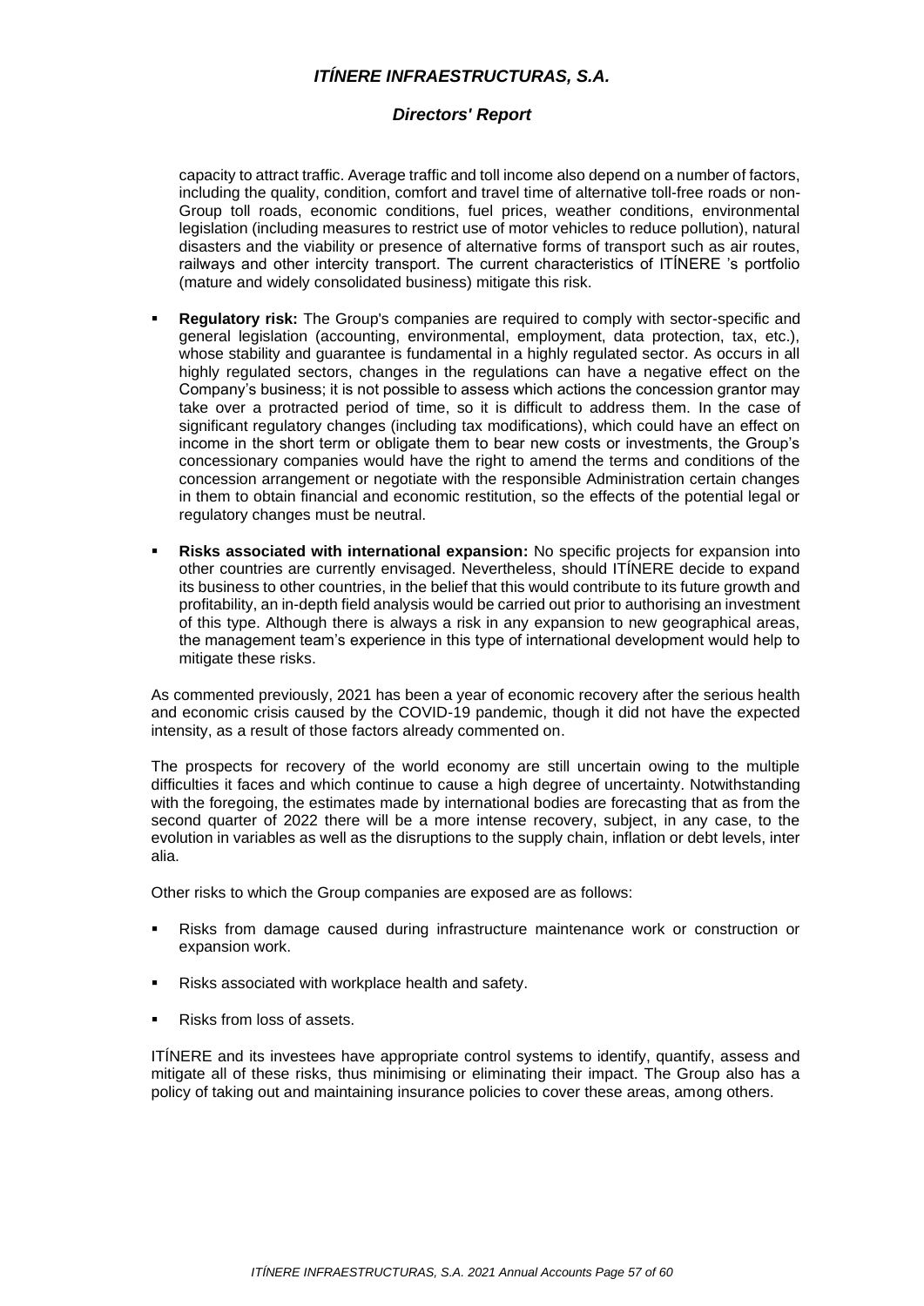capacity to attract traffic. Average traffic and toll income also depend on a number of factors, including the quality, condition, comfort and travel time of alternative toll-free roads or non-Group toll roads, economic conditions, fuel prices, weather conditions, environmental legislation (including measures to restrict use of motor vehicles to reduce pollution), natural disasters and the viability or presence of alternative forms of transport such as air routes, railways and other intercity transport. The current characteristics of ITÍNERE 's portfolio (mature and widely consolidated business) mitigate this risk.

- **Regulatory risk:** The Group's companies are required to comply with sector-specific and general legislation (accounting, environmental, employment, data protection, tax, etc.), whose stability and guarantee is fundamental in a highly regulated sector. As occurs in all highly regulated sectors, changes in the regulations can have a negative effect on the Company's business; it is not possible to assess which actions the concession grantor may take over a protracted period of time, so it is difficult to address them. In the case of significant regulatory changes (including tax modifications), which could have an effect on income in the short term or obligate them to bear new costs or investments, the Group's concessionary companies would have the right to amend the terms and conditions of the concession arrangement or negotiate with the responsible Administration certain changes in them to obtain financial and economic restitution, so the effects of the potential legal or regulatory changes must be neutral.

- **Risks associated with international expansion:** No specific projects for expansion into other countries are currently envisaged. Nevertheless, should ITÍNERE decide to expand its business to other countries, in the belief that this would contribute to its future growth and profitability, an in-depth field analysis would be carried out prior to authorising an investment of this type. Although there is always a risk in any expansion to new geographical areas, the management team's experience in this type of international development would help to mitigate these risks.

As commented previously, 2021 has been a year of economic recovery after the serious health and economic crisis caused by the COVID-19 pandemic, though it did not have the expected intensity, as a result of those factors already commented on.

The prospects for recovery of the world economy are still uncertain owing to the multiple difficulties it faces and which continue to cause a high degree of uncertainty. Notwithstanding with the foregoing, the estimates made by international bodies are forecasting that as from the second quarter of 2022 there will be a more intense recovery, subject, in any case, to the evolution in variables as well as the disruptions to the supply chain, inflation or debt levels, inter alia.

Other risks to which the Group companies are exposed are as follows:

- Risks from damage caused during infrastructure maintenance work or construction or expansion work.

- Risks associated with workplace health and safety.

- Risks from loss of assets.

ITÍNERE and its investees have appropriate control systems to identify, quantify, assess and mitigate all of these risks, thus minimising or eliminating their impact. The Group also has a policy of taking out and maintaining insurance policies to cover these areas, among others.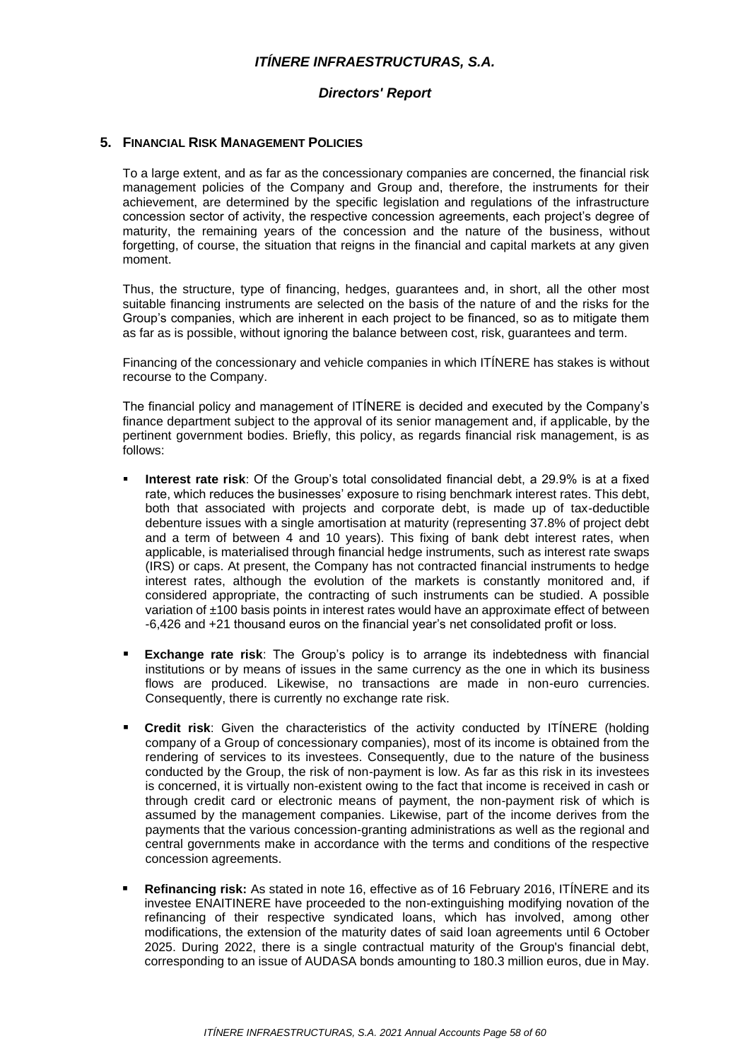## 5. Financial Risk Management Policies

To a large extent, and as far as the concessionary companies are concerned, the financial risk management policies of the Company and Group and, therefore, the instruments for their achievement, are determined by the specific legislation and regulations of the infrastructure concession sector of activity, the respective concession agreements, each project's degree of maturity, the remaining years of the concession and the nature of the business, without forgetting, of course, the situation that reigns in the financial and capital markets at any given moment.

Thus, the structure, type of financing, hedges, guarantees and, in short, all the other most suitable financing instruments are selected on the basis of the nature of and the risks for the Group's companies, which are inherent in each project to be financed, so as to mitigate them as far as is possible, without ignoring the balance between cost, risk, guarantees and term.

Financing of the concessionary and vehicle companies in which ITÍNERE has stakes is without recourse to the Company.

The financial policy and management of ITÍNERE is decided and executed by the Company's finance department subject to the approval of its senior management and, if applicable, by the pertinent government bodies. Briefly, this policy, as regards financial risk management, is as follows:

- **Interest rate risk**: Of the Group's total consolidated financial debt, a 29.9% is at a fixed rate, which reduces the businesses' exposure to rising benchmark interest rates. This debt, both that associated with projects and corporate debt, is made up of tax-deductible debenture issues with a single amortisation at maturity (representing 37.8% of project debt and a term of between 4 and 10 years). This fixing of bank debt interest rates, when applicable, is materialised through financial hedge instruments, such as interest rate swaps (IRS) or caps. At present, the Company has not contracted financial instruments to hedge interest rates, although the evolution of the markets is constantly monitored and, if considered appropriate, the contracting of such instruments can be studied. A possible variation of ±100 basis points in interest rates would have an approximate effect of between -6,426 and +21 thousand euros on the financial year's net consolidated profit or loss.

- **Exchange rate risk**: The Group's policy is to arrange its indebtedness with financial institutions or by means of issues in the same currency as the one in which its business flows are produced. Likewise, no transactions are made in non-euro currencies. Consequently, there is currently no exchange rate risk.

- **Credit risk**: Given the characteristics of the activity conducted by ITÍNERE (holding company of a Group of concessionary companies), most of its income is obtained from the rendering of services to its investees. Consequently, due to the nature of the business conducted by the Group, the risk of non-payment is low. As far as this risk in its investees is concerned, it is virtually non-existent owing to the fact that income is received in cash or through credit card or electronic means of payment, the non-payment risk of which is assumed by the management companies. Likewise, part of the income derives from the payments that the various concession-granting administrations as well as the regional and central governments make in accordance with the terms and conditions of the respective concession agreements.

- **Refinancing risk:** As stated in note 16, effective as of 16 February 2016, ITÍNERE and its investee ENAITINERE have proceeded to the non-extinguishing modifying novation of the refinancing of their respective syndicated loans, which has involved, among other modifications, the extension of the maturity dates of said loan agreements until 6 October 2025. During 2022, there is a single contractual maturity of the Group's financial debt, corresponding to an issue of AUDASA bonds amounting to 180.3 million euros, due in May.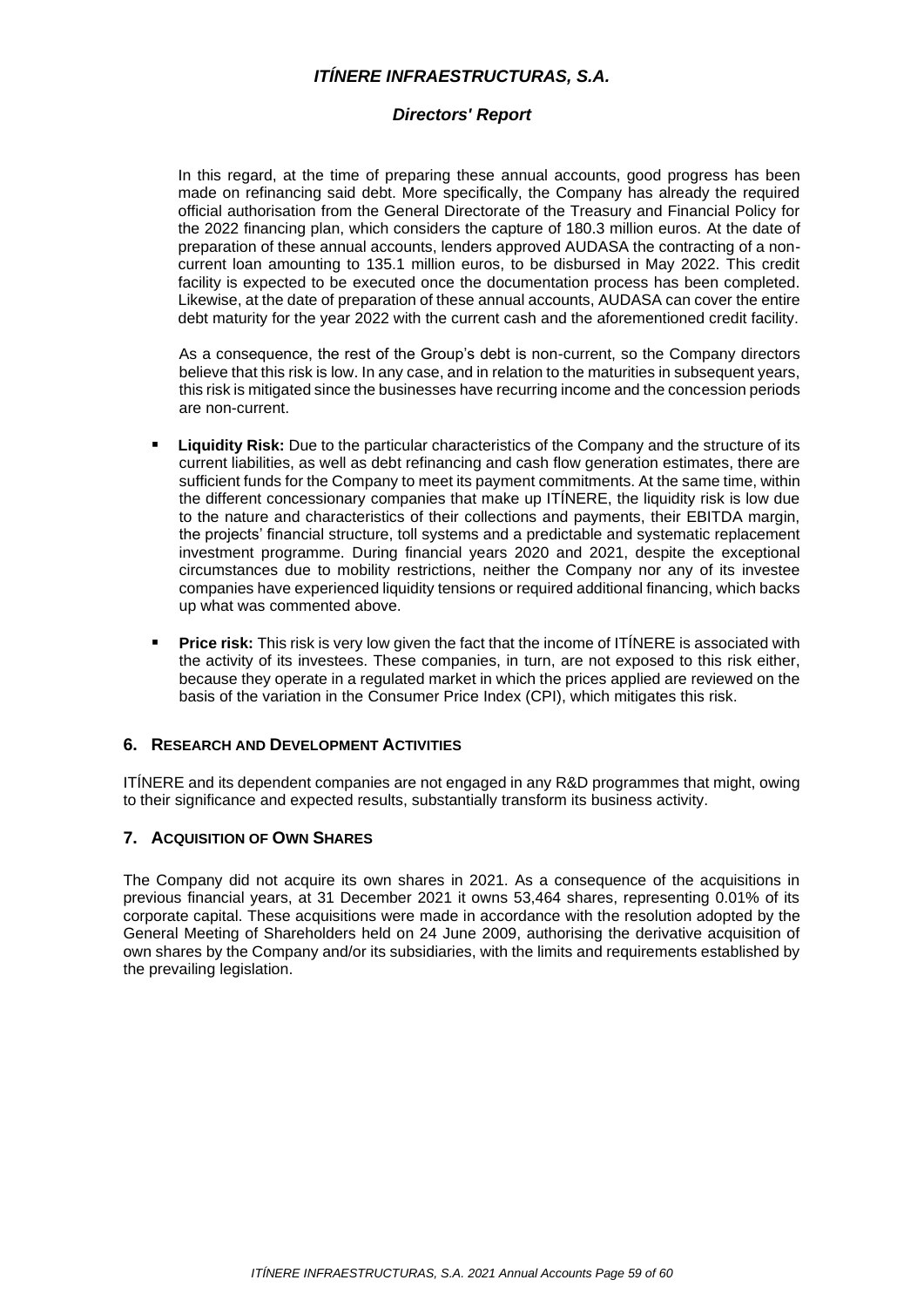In this regard, at the time of preparing these annual accounts, good progress has been made on refinancing said debt. More specifically, the Company has already the required official authorisation from the General Directorate of the Treasury and Financial Policy for the 2022 financing plan, which considers the capture of 180.3 million euros. At the date of preparation of these annual accounts, lenders approved AUDASA the contracting of a non-current loan amounting to 135.1 million euros, to be disbursed in May 2022. This credit facility is expected to be executed once the documentation process has been completed. Likewise, at the date of preparation of these annual accounts, AUDASA can cover the entire debt maturity for the year 2022 with the current cash and the aforementioned credit facility.

As a consequence, the rest of the Group's debt is non-current, so the Company directors believe that this risk is low. In any case, and in relation to the maturities in subsequent years, this risk is mitigated since the businesses have recurring income and the concession periods are non-current.

- **Liquidity Risk:** Due to the particular characteristics of the Company and the structure of its current liabilities, as well as debt refinancing and cash flow generation estimates, there are sufficient funds for the Company to meet its payment commitments. At the same time, within the different concessionary companies that make up ITÍNERE, the liquidity risk is low due to the nature and characteristics of their collections and payments, their EBITDA margin, the projects' financial structure, toll systems and a predictable and systematic replacement investment programme. During financial years 2020 and 2021, despite the exceptional circumstances due to mobility restrictions, neither the Company nor any of its investee companies have experienced liquidity tensions or required additional financing, which backs up what was commented above.

- **Price risk:** This risk is very low given the fact that the income of ITÍNERE is associated with the activity of its investees. These companies, in turn, are not exposed to this risk either, because they operate in a regulated market in which the prices applied are reviewed on the basis of the variation in the Consumer Price Index (CPI), which mitigates this risk.

## 6. Research and Development Activities

ITÍNERE and its dependent companies are not engaged in any R&D programmes that might, owing to their significance and expected results, substantially transform its business activity.

## 7. Acquisition of Own Shares

The Company did not acquire its own shares in 2021. As a consequence of the acquisitions in previous financial years, at 31 December 2021 it owns 53,464 shares, representing 0.01% of its corporate capital. These acquisitions were made in accordance with the resolution adopted by the General Meeting of Shareholders held on 24 June 2009, authorising the derivative acquisition of own shares by the Company and/or its subsidiaries, with the limits and requirements established by the prevailing legislation.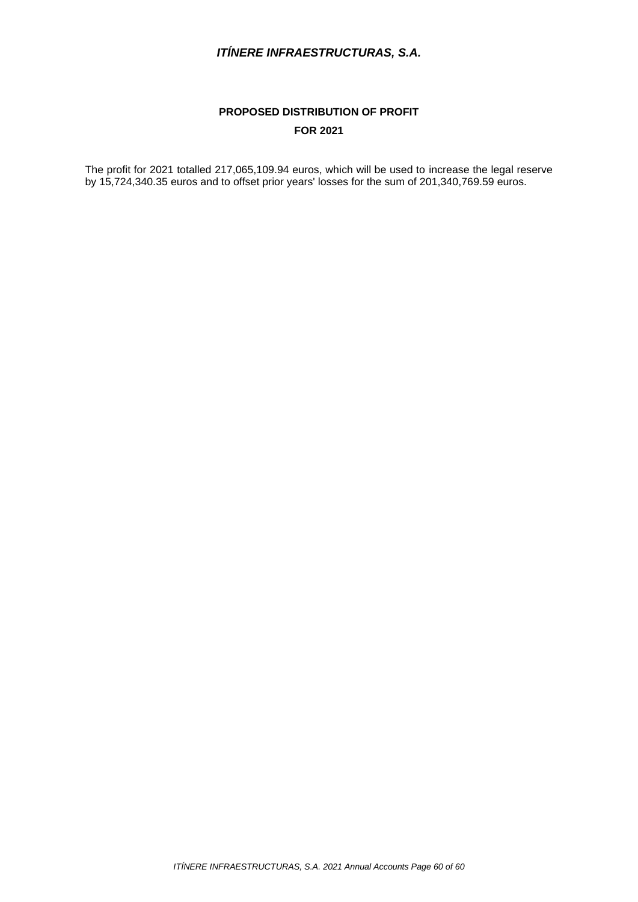## PROPOSED DISTRIBUTION OF PROFIT

## FOR 2021

The profit for 2021 totalled 217,065,109.94 euros, which will be used to increase the legal reserve by 15,724,340.35 euros and to offset prior years' losses for the sum of 201,340,769.59 euros.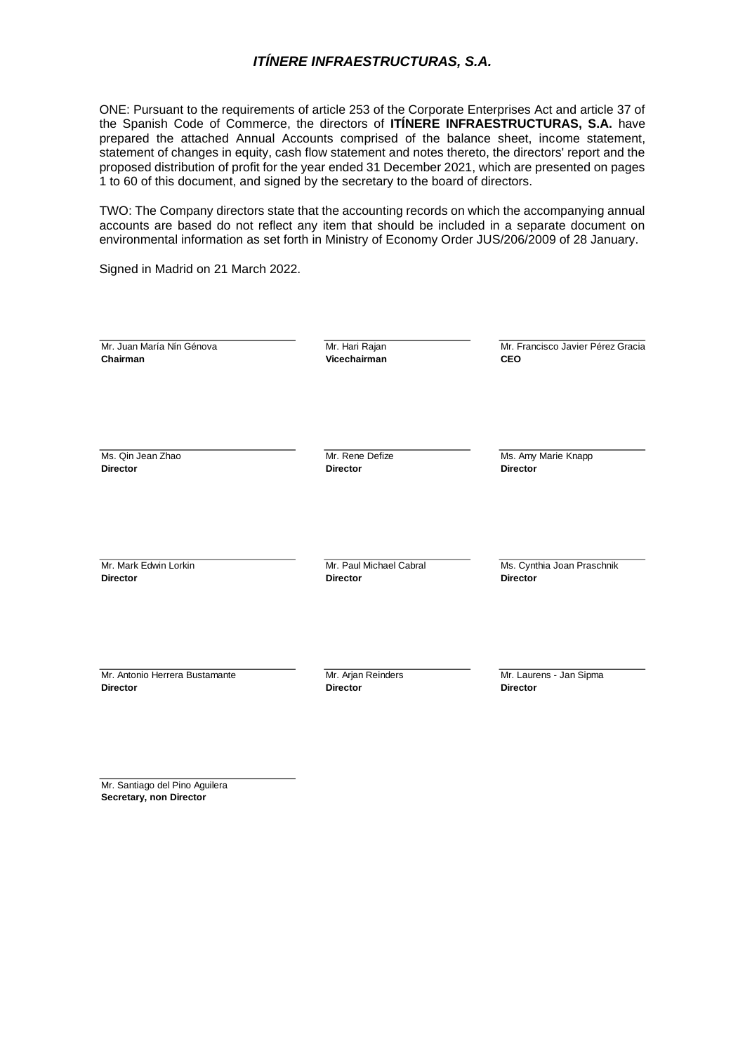***ITÍNERE INFRAESTRUCTURAS, S.A.***

ONE: Pursuant to the requirements of article 253 of the Corporate Enterprises Act and article 37 of the Spanish Code of Commerce, the directors of **ITÍNERE INFRAESTRUCTURAS, S.A.** have prepared the attached Annual Accounts comprised of the balance sheet, income statement, statement of changes in equity, cash flow statement and notes thereto, the directors' report and the proposed distribution of profit for the year ended 31 December 2021, which are presented on pages 1 to 60 of this document, and signed by the secretary to the board of directors.

TWO: The Company directors state that the accounting records on which the accompanying annual accounts are based do not reflect any item that should be included in a separate document on environmental information as set forth in Ministry of Economy Order JUS/206/2009 of 28 January.

Signed in Madrid on 21 March 2022.

| | | |
|---|---|---|
| Mr. Juan María Nín Génova<br>**Chairman** | Mr. Hari Rajan<br>**Vicechairman** | Mr. Francisco Javier Pérez Gracia<br>**CEO** |
| Ms. Qin Jean Zhao<br>**Director** | Mr. Rene Defize<br>**Director** | Ms. Amy Marie Knapp<br>**Director** |
| Mr. Mark Edwin Lorkin<br>**Director** | Mr. Paul Michael Cabral<br>**Director** | Ms. Cynthia Joan Praschnik<br>**Director** |
| Mr. Antonio Herrera Bustamante<br>**Director** | Mr. Arjan Reinders<br>**Director** | Mr. Laurens - Jan Sipma<br>**Director** |
| Mr. Santiago del Pino Aguilera<br>**Secretary, non Director** | | |